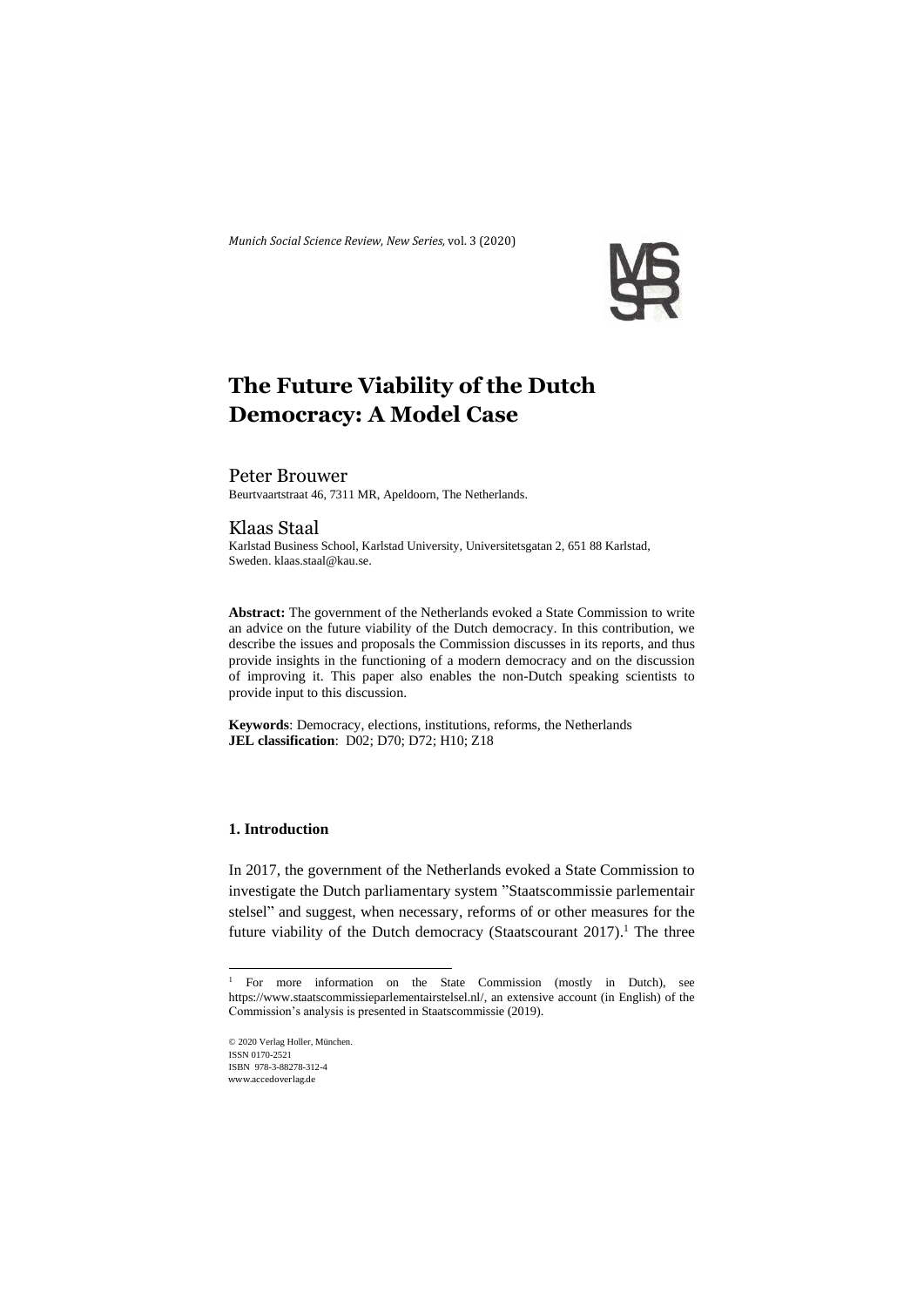# The Future Viability of the Dutch Democracy: A Model Case

Peter Brouwer
Beurtvaartstraat 46, 7311 MR, Apeldoorn, The Netherlands.

Klaas Staal
Karlstad Business School, Karlstad University, Universitetsgatan 2, 651 88 Karlstad, Sweden. klaas.staal@kau.se.

**Abstract:** The government of the Netherlands evoked a State Commission to write an advice on the future viability of the Dutch democracy. In this contribution, we describe the issues and proposals the Commission discusses in its reports, and thus provide insights in the functioning of a modern democracy and on the discussion of improving it. This paper also enables the non-Dutch speaking scientists to provide input to this discussion.

**Keywords**: Democracy, elections, institutions, reforms, the Netherlands
**JEL classification**: D02; D70; D72; H10; Z18

## 1. Introduction

In 2017, the government of the Netherlands evoked a State Commission to investigate the Dutch parliamentary system "Staatscommissie parlementair stelsel" and suggest, when necessary, reforms of or other measures for the future viability of the Dutch democracy (Staatscourant 2017).[1] The three

[1] For more information on the State Commission (mostly in Dutch), see https://www.staatscommissieparlementairstelsel.nl/, an extensive account (in English) of the Commission's analysis is presented in Staatscommissie (2019).

© 2020 Verlag Holler, München.
ISSN 0170-2521
ISBN 978-3-88278-312-4
www.accedoverlag.de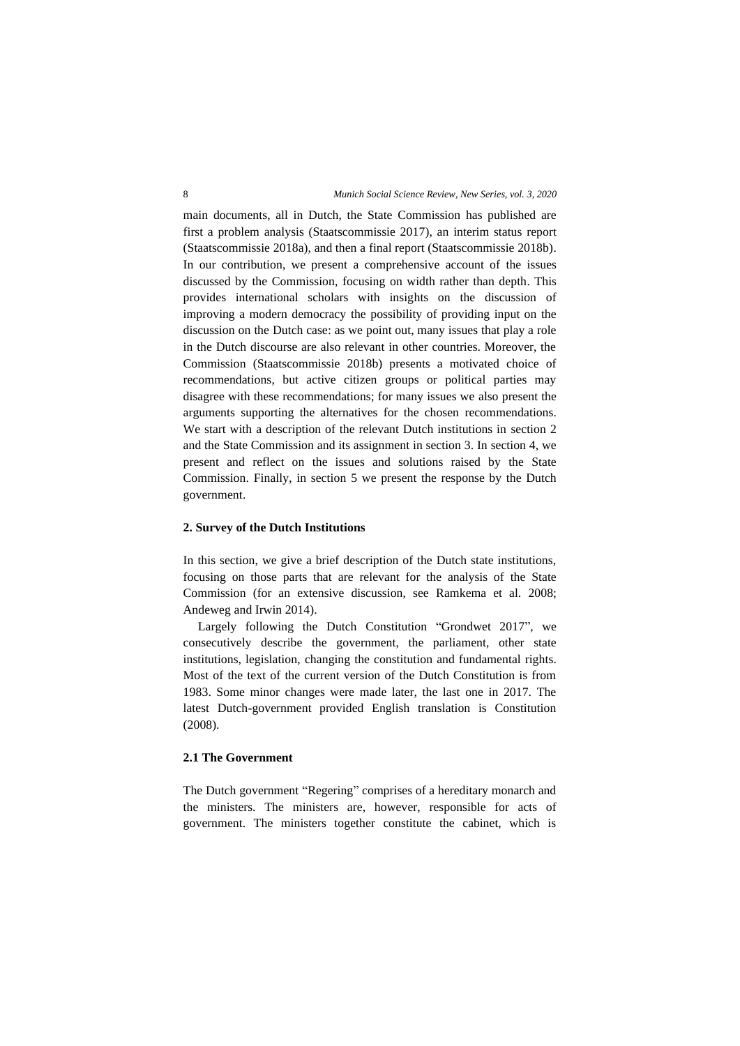main documents, all in Dutch, the State Commission has published are first a problem analysis (Staatscommissie 2017), an interim status report (Staatscommissie 2018a), and then a final report (Staatscommissie 2018b). In our contribution, we present a comprehensive account of the issues discussed by the Commission, focusing on width rather than depth. This provides international scholars with insights on the discussion of improving a modern democracy the possibility of providing input on the discussion on the Dutch case: as we point out, many issues that play a role in the Dutch discourse are also relevant in other countries. Moreover, the Commission (Staatscommissie 2018b) presents a motivated choice of recommendations, but active citizen groups or political parties may disagree with these recommendations; for many issues we also present the arguments supporting the alternatives for the chosen recommendations. We start with a description of the relevant Dutch institutions in section 2 and the State Commission and its assignment in section 3. In section 4, we present and reflect on the issues and solutions raised by the State Commission. Finally, in section 5 we present the response by the Dutch government.

## 2. Survey of the Dutch Institutions

In this section, we give a brief description of the Dutch state institutions, focusing on those parts that are relevant for the analysis of the State Commission (for an extensive discussion, see Ramkema et al. 2008; Andeweg and Irwin 2014).

Largely following the Dutch Constitution "Grondwet 2017", we consecutively describe the government, the parliament, other state institutions, legislation, changing the constitution and fundamental rights. Most of the text of the current version of the Dutch Constitution is from 1983. Some minor changes were made later, the last one in 2017. The latest Dutch-government provided English translation is Constitution (2008).

### 2.1 The Government

The Dutch government "Regering" comprises of a hereditary monarch and the ministers. The ministers are, however, responsible for acts of government. The ministers together constitute the cabinet, which is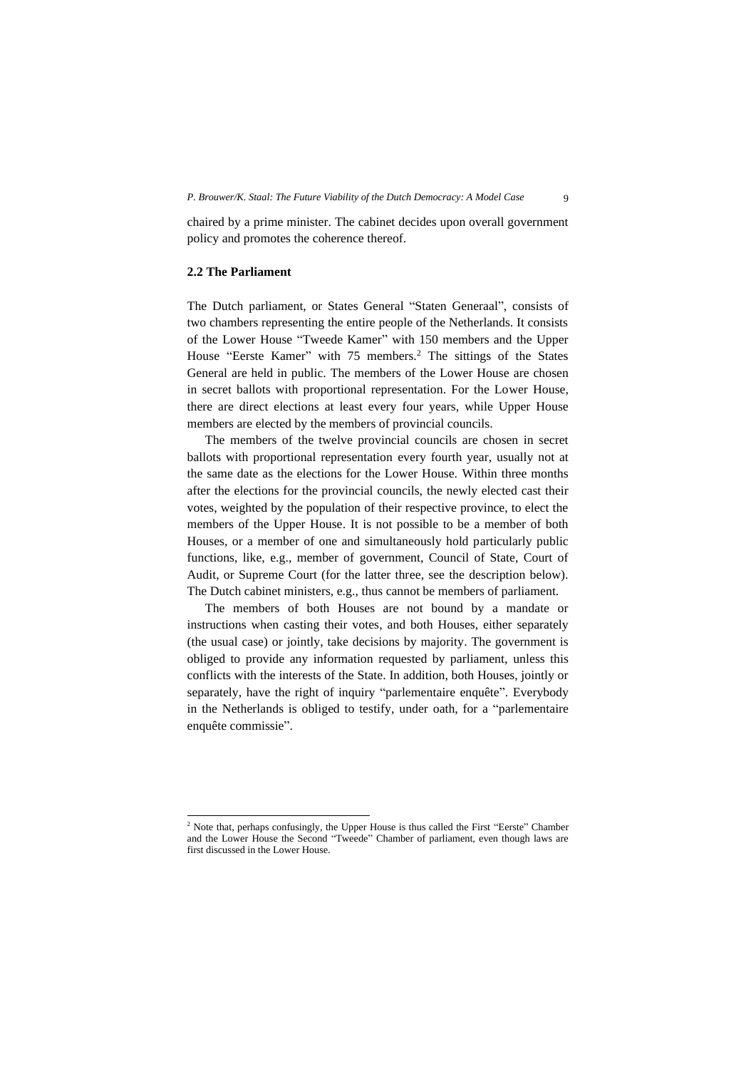chaired by a prime minister. The cabinet decides upon overall government policy and promotes the coherence thereof.

### 2.2 The Parliament

The Dutch parliament, or States General "Staten Generaal", consists of two chambers representing the entire people of the Netherlands. It consists of the Lower House "Tweede Kamer" with 150 members and the Upper House "Eerste Kamer" with 75 members.[2] The sittings of the States General are held in public. The members of the Lower House are chosen in secret ballots with proportional representation. For the Lower House, there are direct elections at least every four years, while Upper House members are elected by the members of provincial councils.

The members of the twelve provincial councils are chosen in secret ballots with proportional representation every fourth year, usually not at the same date as the elections for the Lower House. Within three months after the elections for the provincial councils, the newly elected cast their votes, weighted by the population of their respective province, to elect the members of the Upper House. It is not possible to be a member of both Houses, or a member of one and simultaneously hold particularly public functions, like, e.g., member of government, Council of State, Court of Audit, or Supreme Court (for the latter three, see the description below). The Dutch cabinet ministers, e.g., thus cannot be members of parliament.

The members of both Houses are not bound by a mandate or instructions when casting their votes, and both Houses, either separately (the usual case) or jointly, take decisions by majority. The government is obliged to provide any information requested by parliament, unless this conflicts with the interests of the State. In addition, both Houses, jointly or separately, have the right of inquiry "parlementaire enquête". Everybody in the Netherlands is obliged to testify, under oath, for a "parlementaire enquête commissie".

---

[2] Note that, perhaps confusingly, the Upper House is thus called the First "Eerste" Chamber and the Lower House the Second "Tweede" Chamber of parliament, even though laws are first discussed in the Lower House.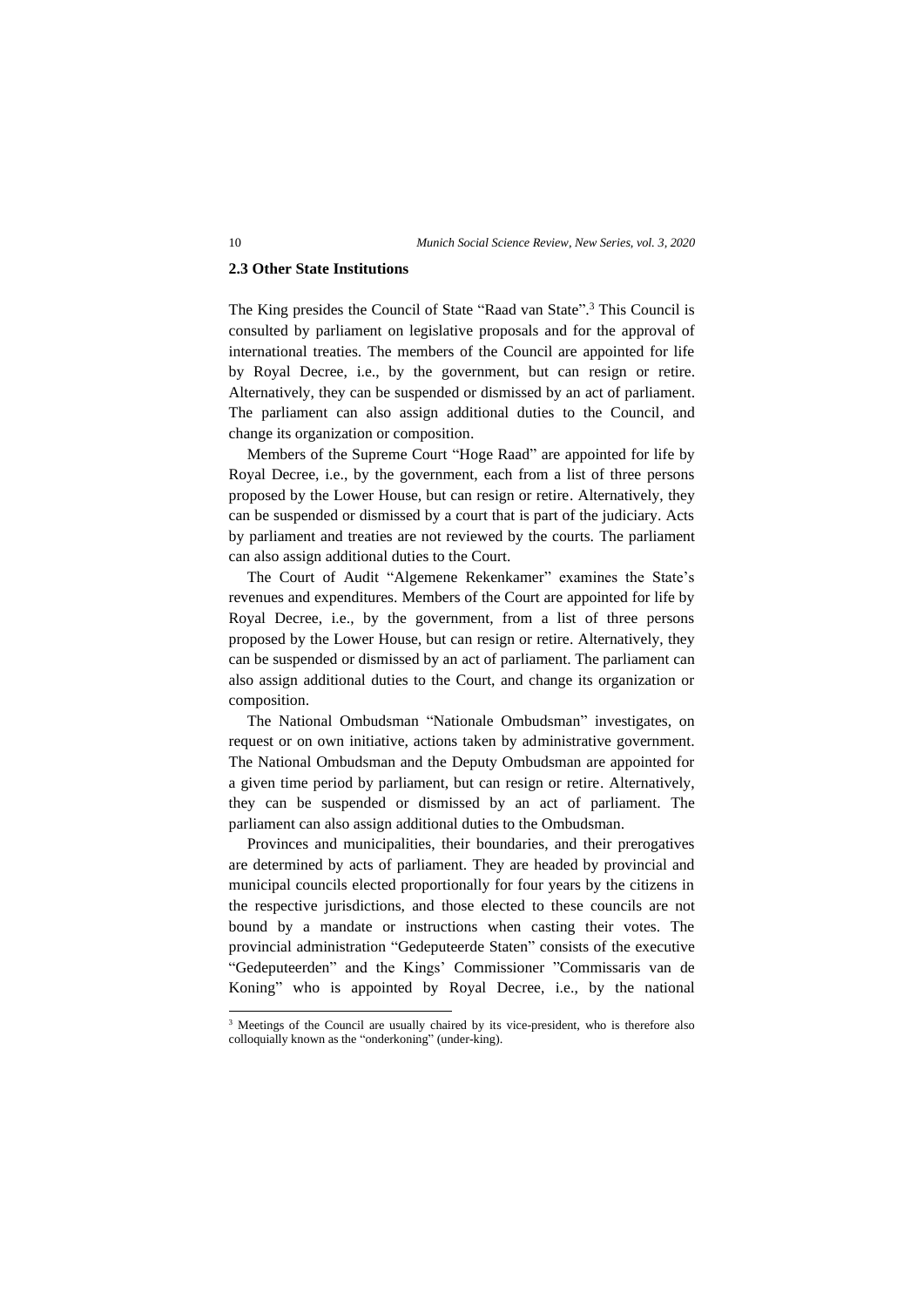## 2.3 Other State Institutions

The King presides the Council of State "Raad van State".[3] This Council is consulted by parliament on legislative proposals and for the approval of international treaties. The members of the Council are appointed for life by Royal Decree, i.e., by the government, but can resign or retire. Alternatively, they can be suspended or dismissed by an act of parliament. The parliament can also assign additional duties to the Council, and change its organization or composition.

Members of the Supreme Court "Hoge Raad" are appointed for life by Royal Decree, i.e., by the government, each from a list of three persons proposed by the Lower House, but can resign or retire. Alternatively, they can be suspended or dismissed by a court that is part of the judiciary. Acts by parliament and treaties are not reviewed by the courts. The parliament can also assign additional duties to the Court.

The Court of Audit "Algemene Rekenkamer" examines the State's revenues and expenditures. Members of the Court are appointed for life by Royal Decree, i.e., by the government, from a list of three persons proposed by the Lower House, but can resign or retire. Alternatively, they can be suspended or dismissed by an act of parliament. The parliament can also assign additional duties to the Court, and change its organization or composition.

The National Ombudsman "Nationale Ombudsman" investigates, on request or on own initiative, actions taken by administrative government. The National Ombudsman and the Deputy Ombudsman are appointed for a given time period by parliament, but can resign or retire. Alternatively, they can be suspended or dismissed by an act of parliament. The parliament can also assign additional duties to the Ombudsman.

Provinces and municipalities, their boundaries, and their prerogatives are determined by acts of parliament. They are headed by provincial and municipal councils elected proportionally for four years by the citizens in the respective jurisdictions, and those elected to these councils are not bound by a mandate or instructions when casting their votes. The provincial administration "Gedeputeerde Staten" consists of the executive "Gedeputeerden" and the Kings' Commissioner "Commissaris van de Koning" who is appointed by Royal Decree, i.e., by the national

[3] Meetings of the Council are usually chaired by its vice-president, who is therefore also colloquially known as the "onderkoning" (under-king).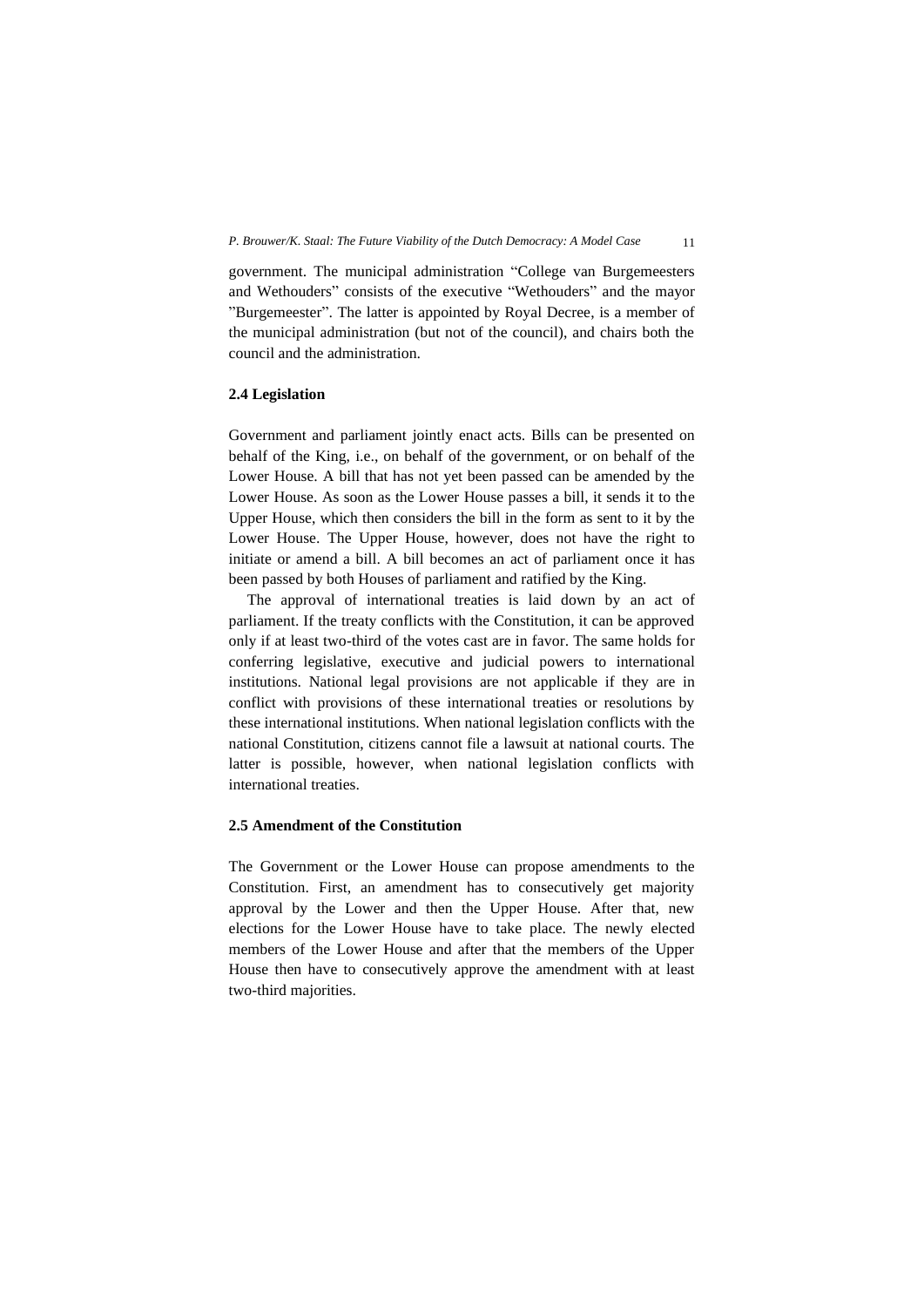government. The municipal administration "College van Burgemeesters and Wethouders" consists of the executive "Wethouders" and the mayor "Burgemeester". The latter is appointed by Royal Decree, is a member of the municipal administration (but not of the council), and chairs both the council and the administration.

### 2.4 Legislation

Government and parliament jointly enact acts. Bills can be presented on behalf of the King, i.e., on behalf of the government, or on behalf of the Lower House. A bill that has not yet been passed can be amended by the Lower House. As soon as the Lower House passes a bill, it sends it to the Upper House, which then considers the bill in the form as sent to it by the Lower House. The Upper House, however, does not have the right to initiate or amend a bill. A bill becomes an act of parliament once it has been passed by both Houses of parliament and ratified by the King.

The approval of international treaties is laid down by an act of parliament. If the treaty conflicts with the Constitution, it can be approved only if at least two-third of the votes cast are in favor. The same holds for conferring legislative, executive and judicial powers to international institutions. National legal provisions are not applicable if they are in conflict with provisions of these international treaties or resolutions by these international institutions. When national legislation conflicts with the national Constitution, citizens cannot file a lawsuit at national courts. The latter is possible, however, when national legislation conflicts with international treaties.

### 2.5 Amendment of the Constitution

The Government or the Lower House can propose amendments to the Constitution. First, an amendment has to consecutively get majority approval by the Lower and then the Upper House. After that, new elections for the Lower House have to take place. The newly elected members of the Lower House and after that the members of the Upper House then have to consecutively approve the amendment with at least two-third majorities.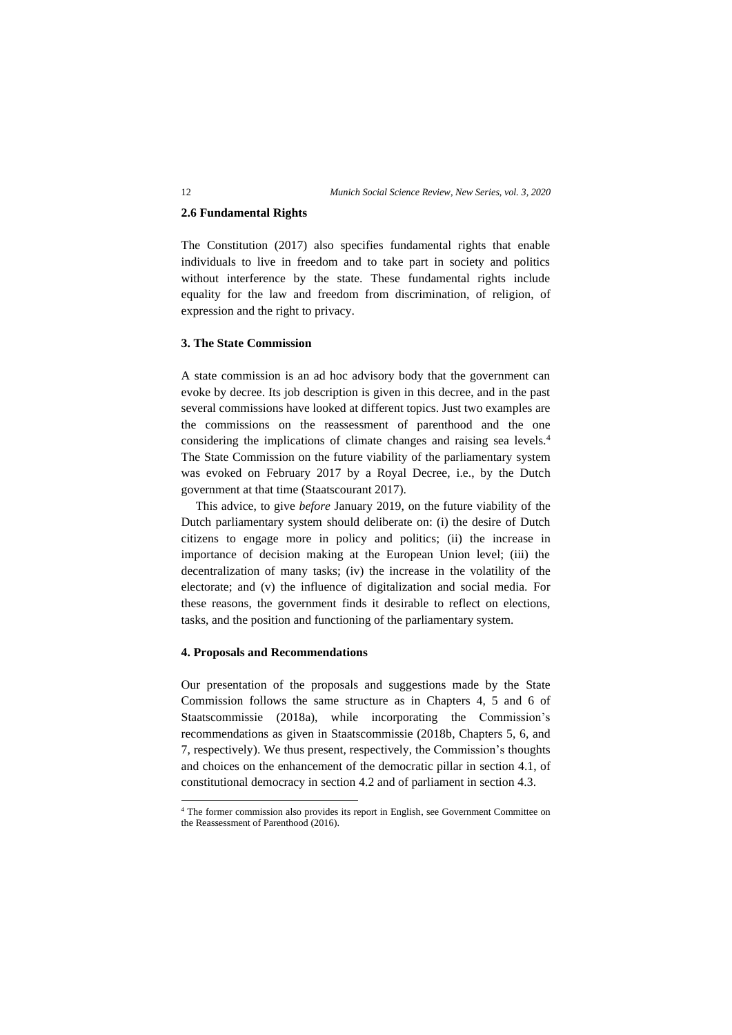### 2.6 Fundamental Rights

The Constitution (2017) also specifies fundamental rights that enable individuals to live in freedom and to take part in society and politics without interference by the state. These fundamental rights include equality for the law and freedom from discrimination, of religion, of expression and the right to privacy.

## 3. The State Commission

A state commission is an ad hoc advisory body that the government can evoke by decree. Its job description is given in this decree, and in the past several commissions have looked at different topics. Just two examples are the commissions on the reassessment of parenthood and the one considering the implications of climate changes and raising sea levels.[4] The State Commission on the future viability of the parliamentary system was evoked on February 2017 by a Royal Decree, i.e., by the Dutch government at that time (Staatscourant 2017).

This advice, to give *before* January 2019, on the future viability of the Dutch parliamentary system should deliberate on: (i) the desire of Dutch citizens to engage more in policy and politics; (ii) the increase in importance of decision making at the European Union level; (iii) the decentralization of many tasks; (iv) the increase in the volatility of the electorate; and (v) the influence of digitalization and social media. For these reasons, the government finds it desirable to reflect on elections, tasks, and the position and functioning of the parliamentary system.

## 4. Proposals and Recommendations

Our presentation of the proposals and suggestions made by the State Commission follows the same structure as in Chapters 4, 5 and 6 of Staatscommissie (2018a), while incorporating the Commission's recommendations as given in Staatscommissie (2018b, Chapters 5, 6, and 7, respectively). We thus present, respectively, the Commission's thoughts and choices on the enhancement of the democratic pillar in section 4.1, of constitutional democracy in section 4.2 and of parliament in section 4.3.

---

[4] The former commission also provides its report in English, see Government Committee on the Reassessment of Parenthood (2016).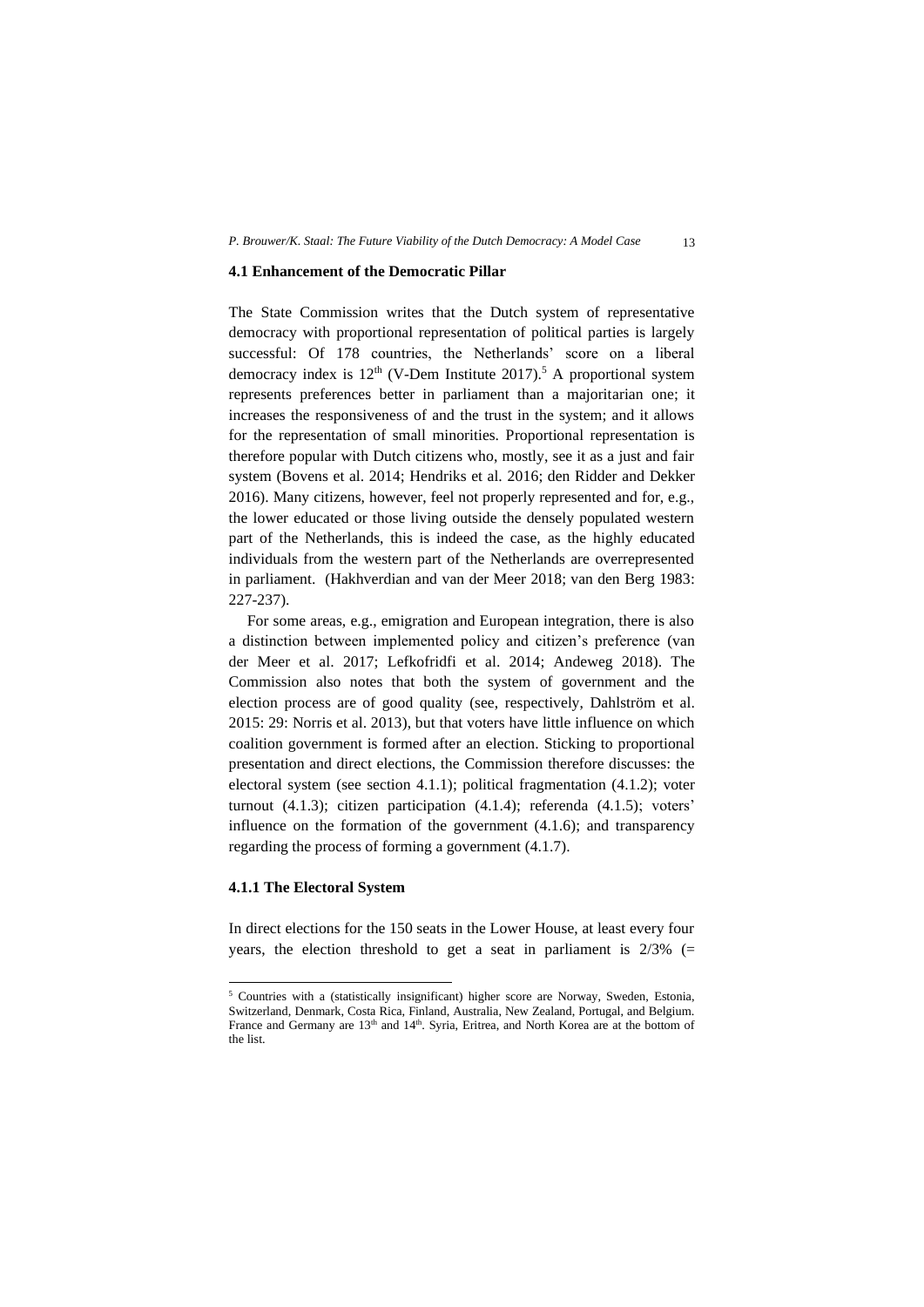### 4.1 Enhancement of the Democratic Pillar

The State Commission writes that the Dutch system of representative democracy with proportional representation of political parties is largely successful: Of 178 countries, the Netherlands' score on a liberal democracy index is 12th (V-Dem Institute 2017).[5] A proportional system represents preferences better in parliament than a majoritarian one; it increases the responsiveness of and the trust in the system; and it allows for the representation of small minorities. Proportional representation is therefore popular with Dutch citizens who, mostly, see it as a just and fair system (Bovens et al. 2014; Hendriks et al. 2016; den Ridder and Dekker 2016). Many citizens, however, feel not properly represented and for, e.g., the lower educated or those living outside the densely populated western part of the Netherlands, this is indeed the case, as the highly educated individuals from the western part of the Netherlands are overrepresented in parliament. (Hakhverdian and van der Meer 2018; van den Berg 1983: 227-237).

For some areas, e.g., emigration and European integration, there is also a distinction between implemented policy and citizen's preference (van der Meer et al. 2017; Lefkofridfi et al. 2014; Andeweg 2018). The Commission also notes that both the system of government and the election process are of good quality (see, respectively, Dahlström et al. 2015: 29: Norris et al. 2013), but that voters have little influence on which coalition government is formed after an election. Sticking to proportional presentation and direct elections, the Commission therefore discusses: the electoral system (see section 4.1.1); political fragmentation (4.1.2); voter turnout (4.1.3); citizen participation (4.1.4); referenda (4.1.5); voters' influence on the formation of the government (4.1.6); and transparency regarding the process of forming a government (4.1.7).

#### 4.1.1 The Electoral System

In direct elections for the 150 seats in the Lower House, at least every four years, the election threshold to get a seat in parliament is 2/3% (=

[5] Countries with a (statistically insignificant) higher score are Norway, Sweden, Estonia, Switzerland, Denmark, Costa Rica, Finland, Australia, New Zealand, Portugal, and Belgium. France and Germany are 13th and 14th. Syria, Eritrea, and North Korea are at the bottom of the list.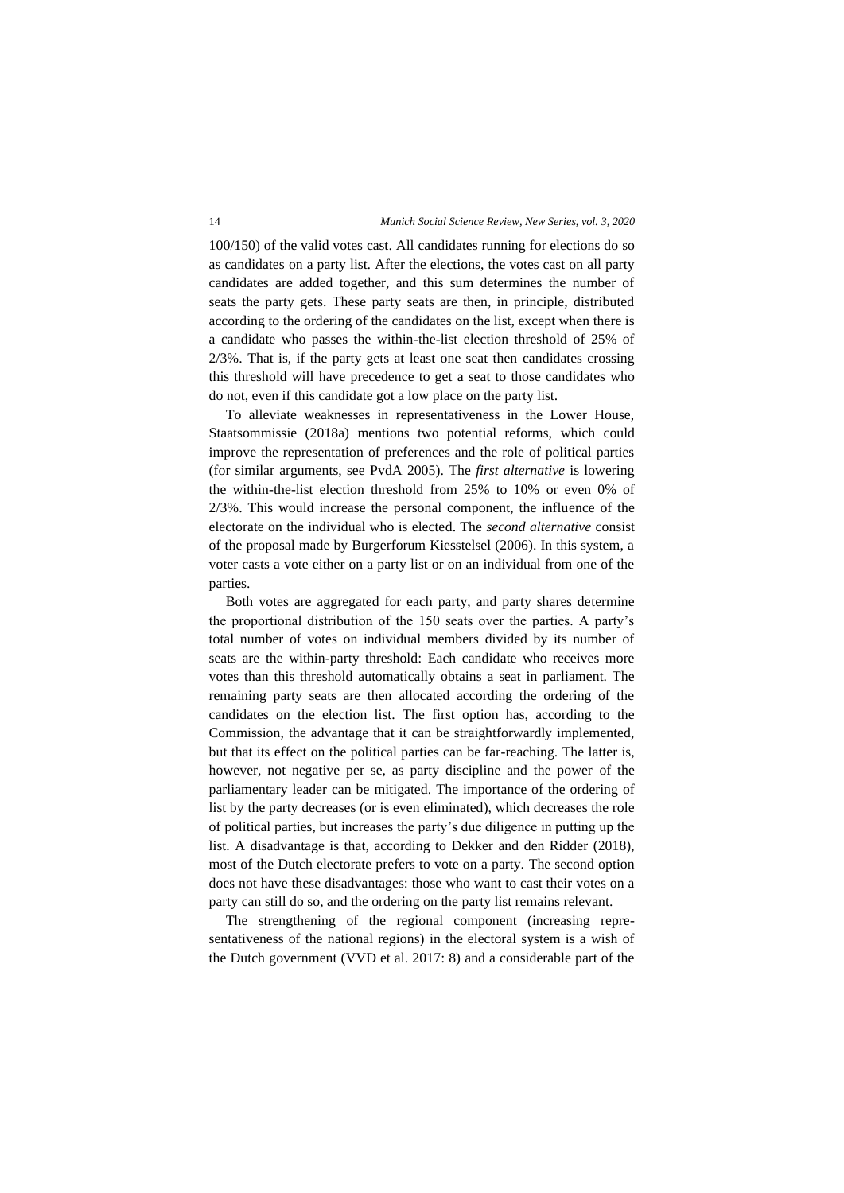100/150) of the valid votes cast. All candidates running for elections do so as candidates on a party list. After the elections, the votes cast on all party candidates are added together, and this sum determines the number of seats the party gets. These party seats are then, in principle, distributed according to the ordering of the candidates on the list, except when there is a candidate who passes the within-the-list election threshold of 25% of 2/3%. That is, if the party gets at least one seat then candidates crossing this threshold will have precedence to get a seat to those candidates who do not, even if this candidate got a low place on the party list.

To alleviate weaknesses in representativeness in the Lower House, Staatsommissie (2018a) mentions two potential reforms, which could improve the representation of preferences and the role of political parties (for similar arguments, see PvdA 2005). The *first alternative* is lowering the within-the-list election threshold from 25% to 10% or even 0% of 2/3%. This would increase the personal component, the influence of the electorate on the individual who is elected. The *second alternative* consist of the proposal made by Burgerforum Kiesstelsel (2006). In this system, a voter casts a vote either on a party list or on an individual from one of the parties.

Both votes are aggregated for each party, and party shares determine the proportional distribution of the 150 seats over the parties. A party's total number of votes on individual members divided by its number of seats are the within-party threshold: Each candidate who receives more votes than this threshold automatically obtains a seat in parliament. The remaining party seats are then allocated according the ordering of the candidates on the election list. The first option has, according to the Commission, the advantage that it can be straightforwardly implemented, but that its effect on the political parties can be far-reaching. The latter is, however, not negative per se, as party discipline and the power of the parliamentary leader can be mitigated. The importance of the ordering of list by the party decreases (or is even eliminated), which decreases the role of political parties, but increases the party's due diligence in putting up the list. A disadvantage is that, according to Dekker and den Ridder (2018), most of the Dutch electorate prefers to vote on a party. The second option does not have these disadvantages: those who want to cast their votes on a party can still do so, and the ordering on the party list remains relevant.

The strengthening of the regional component (increasing representativeness of the national regions) in the electoral system is a wish of the Dutch government (VVD et al. 2017: 8) and a considerable part of the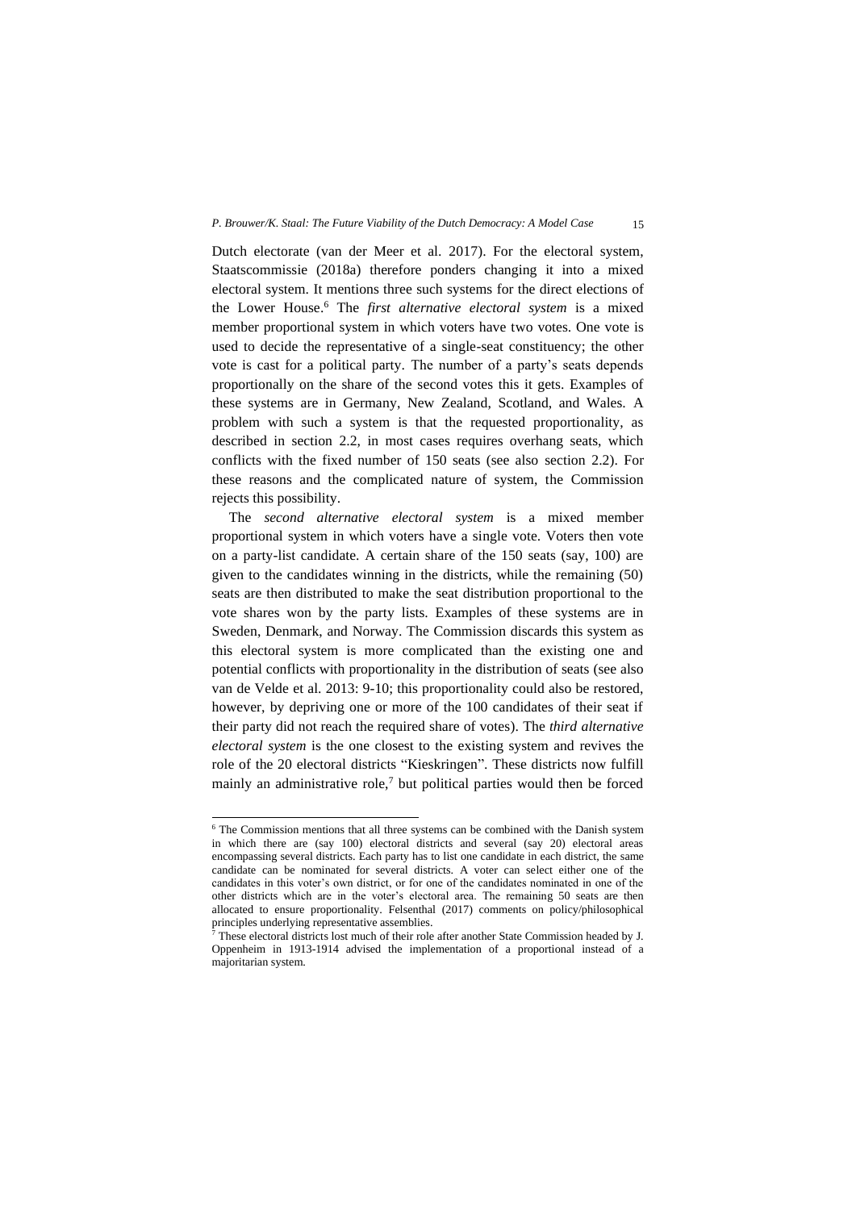Dutch electorate (van der Meer et al. 2017). For the electoral system, Staatscommissie (2018a) therefore ponders changing it into a mixed electoral system. It mentions three such systems for the direct elections of the Lower House.[6] The *first alternative electoral system* is a mixed member proportional system in which voters have two votes. One vote is used to decide the representative of a single-seat constituency; the other vote is cast for a political party. The number of a party's seats depends proportionally on the share of the second votes this it gets. Examples of these systems are in Germany, New Zealand, Scotland, and Wales. A problem with such a system is that the requested proportionality, as described in section 2.2, in most cases requires overhang seats, which conflicts with the fixed number of 150 seats (see also section 2.2). For these reasons and the complicated nature of system, the Commission rejects this possibility.

The *second alternative electoral system* is a mixed member proportional system in which voters have a single vote. Voters then vote on a party-list candidate. A certain share of the 150 seats (say, 100) are given to the candidates winning in the districts, while the remaining (50) seats are then distributed to make the seat distribution proportional to the vote shares won by the party lists. Examples of these systems are in Sweden, Denmark, and Norway. The Commission discards this system as this electoral system is more complicated than the existing one and potential conflicts with proportionality in the distribution of seats (see also van de Velde et al. 2013: 9-10; this proportionality could also be restored, however, by depriving one or more of the 100 candidates of their seat if their party did not reach the required share of votes). The *third alternative electoral system* is the one closest to the existing system and revives the role of the 20 electoral districts "Kieskringen". These districts now fulfill mainly an administrative role,[7] but political parties would then be forced

---

[6] The Commission mentions that all three systems can be combined with the Danish system in which there are (say 100) electoral districts and several (say 20) electoral areas encompassing several districts. Each party has to list one candidate in each district, the same candidate can be nominated for several districts. A voter can select either one of the candidates in this voter's own district, or for one of the candidates nominated in one of the other districts which are in the voter's electoral area. The remaining 50 seats are then allocated to ensure proportionality. Felsenthal (2017) comments on policy/philosophical principles underlying representative assemblies.

[7] These electoral districts lost much of their role after another State Commission headed by J. Oppenheim in 1913-1914 advised the implementation of a proportional instead of a majoritarian system.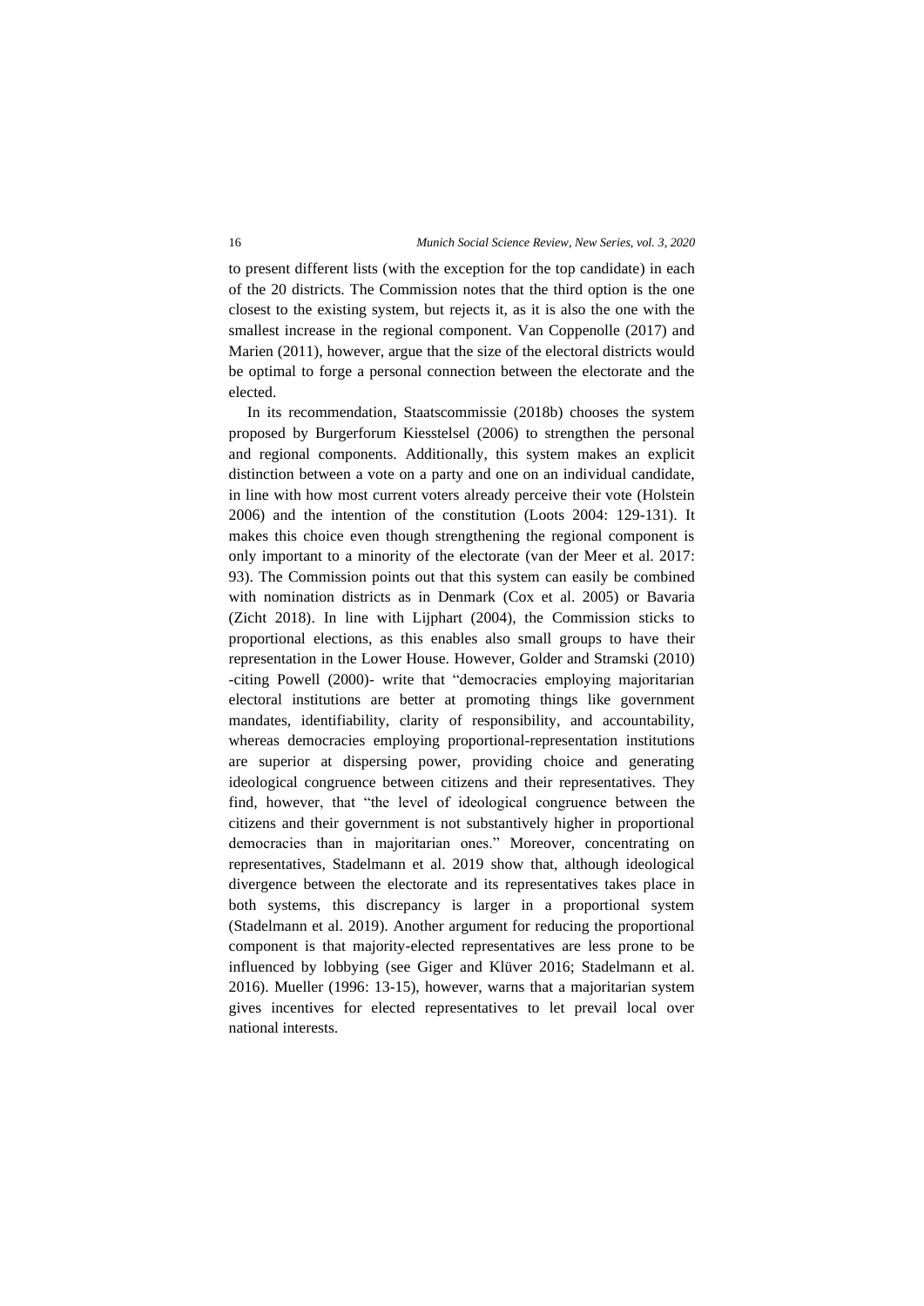to present different lists (with the exception for the top candidate) in each of the 20 districts. The Commission notes that the third option is the one closest to the existing system, but rejects it, as it is also the one with the smallest increase in the regional component. Van Coppenolle (2017) and Marien (2011), however, argue that the size of the electoral districts would be optimal to forge a personal connection between the electorate and the elected.

In its recommendation, Staatscommissie (2018b) chooses the system proposed by Burgerforum Kiesstelsel (2006) to strengthen the personal and regional components. Additionally, this system makes an explicit distinction between a vote on a party and one on an individual candidate, in line with how most current voters already perceive their vote (Holstein 2006) and the intention of the constitution (Loots 2004: 129-131). It makes this choice even though strengthening the regional component is only important to a minority of the electorate (van der Meer et al. 2017: 93). The Commission points out that this system can easily be combined with nomination districts as in Denmark (Cox et al. 2005) or Bavaria (Zicht 2018). In line with Lijphart (2004), the Commission sticks to proportional elections, as this enables also small groups to have their representation in the Lower House. However, Golder and Stramski (2010) -citing Powell (2000)- write that "democracies employing majoritarian electoral institutions are better at promoting things like government mandates, identifiability, clarity of responsibility, and accountability, whereas democracies employing proportional-representation institutions are superior at dispersing power, providing choice and generating ideological congruence between citizens and their representatives. They find, however, that "the level of ideological congruence between the citizens and their government is not substantively higher in proportional democracies than in majoritarian ones." Moreover, concentrating on representatives, Stadelmann et al. 2019 show that, although ideological divergence between the electorate and its representatives takes place in both systems, this discrepancy is larger in a proportional system (Stadelmann et al. 2019). Another argument for reducing the proportional component is that majority-elected representatives are less prone to be influenced by lobbying (see Giger and Klüver 2016; Stadelmann et al. 2016). Mueller (1996: 13-15), however, warns that a majoritarian system gives incentives for elected representatives to let prevail local over national interests.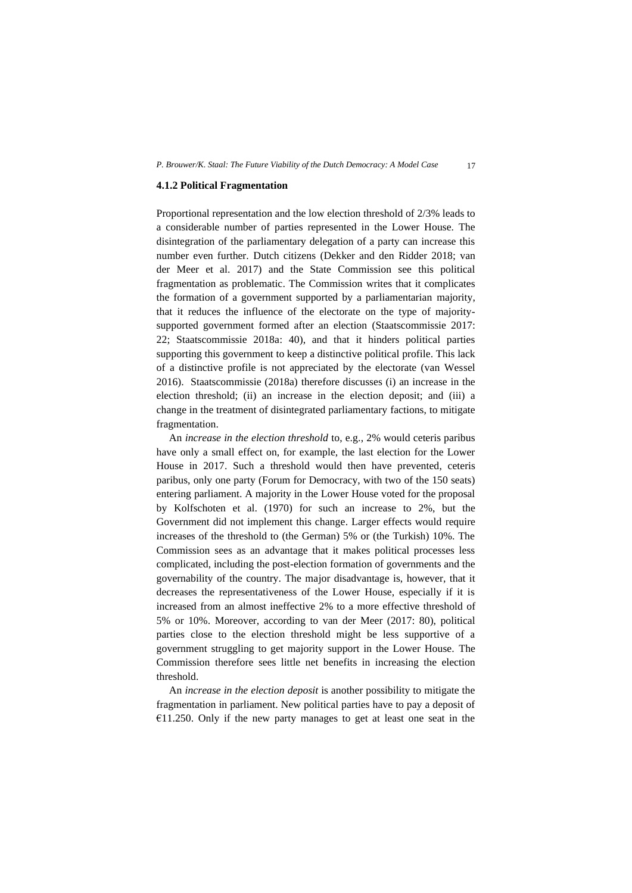### 4.1.2 Political Fragmentation

Proportional representation and the low election threshold of 2/3% leads to a considerable number of parties represented in the Lower House. The disintegration of the parliamentary delegation of a party can increase this number even further. Dutch citizens (Dekker and den Ridder 2018; van der Meer et al. 2017) and the State Commission see this political fragmentation as problematic. The Commission writes that it complicates the formation of a government supported by a parliamentarian majority, that it reduces the influence of the electorate on the type of majority-supported government formed after an election (Staatscommissie 2017: 22; Staatscommissie 2018a: 40), and that it hinders political parties supporting this government to keep a distinctive political profile. This lack of a distinctive profile is not appreciated by the electorate (van Wessel 2016). Staatscommissie (2018a) therefore discusses (i) an increase in the election threshold; (ii) an increase in the election deposit; and (iii) a change in the treatment of disintegrated parliamentary factions, to mitigate fragmentation.

An *increase in the election threshold* to, e.g., 2% would ceteris paribus have only a small effect on, for example, the last election for the Lower House in 2017. Such a threshold would then have prevented, ceteris paribus, only one party (Forum for Democracy, with two of the 150 seats) entering parliament. A majority in the Lower House voted for the proposal by Kolfschoten et al. (1970) for such an increase to 2%, but the Government did not implement this change. Larger effects would require increases of the threshold to (the German) 5% or (the Turkish) 10%. The Commission sees as an advantage that it makes political processes less complicated, including the post-election formation of governments and the governability of the country. The major disadvantage is, however, that it decreases the representativeness of the Lower House, especially if it is increased from an almost ineffective 2% to a more effective threshold of 5% or 10%. Moreover, according to van der Meer (2017: 80), political parties close to the election threshold might be less supportive of a government struggling to get majority support in the Lower House. The Commission therefore sees little net benefits in increasing the election threshold.

An *increase in the election deposit* is another possibility to mitigate the fragmentation in parliament. New political parties have to pay a deposit of €11.250. Only if the new party manages to get at least one seat in the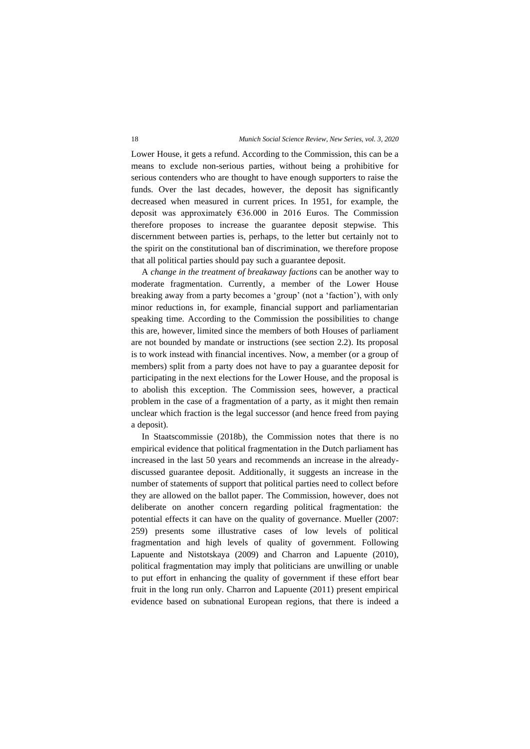Lower House, it gets a refund. According to the Commission, this can be a means to exclude non-serious parties, without being a prohibitive for serious contenders who are thought to have enough supporters to raise the funds. Over the last decades, however, the deposit has significantly decreased when measured in current prices. In 1951, for example, the deposit was approximately €36.000 in 2016 Euros. The Commission therefore proposes to increase the guarantee deposit stepwise. This discernment between parties is, perhaps, to the letter but certainly not to the spirit on the constitutional ban of discrimination, we therefore propose that all political parties should pay such a guarantee deposit.

A *change in the treatment of breakaway factions* can be another way to moderate fragmentation. Currently, a member of the Lower House breaking away from a party becomes a 'group' (not a 'faction'), with only minor reductions in, for example, financial support and parliamentarian speaking time. According to the Commission the possibilities to change this are, however, limited since the members of both Houses of parliament are not bounded by mandate or instructions (see section 2.2). Its proposal is to work instead with financial incentives. Now, a member (or a group of members) split from a party does not have to pay a guarantee deposit for participating in the next elections for the Lower House, and the proposal is to abolish this exception. The Commission sees, however, a practical problem in the case of a fragmentation of a party, as it might then remain unclear which fraction is the legal successor (and hence freed from paying a deposit).

In Staatscommissie (2018b), the Commission notes that there is no empirical evidence that political fragmentation in the Dutch parliament has increased in the last 50 years and recommends an increase in the already-discussed guarantee deposit. Additionally, it suggests an increase in the number of statements of support that political parties need to collect before they are allowed on the ballot paper. The Commission, however, does not deliberate on another concern regarding political fragmentation: the potential effects it can have on the quality of governance. Mueller (2007: 259) presents some illustrative cases of low levels of political fragmentation and high levels of quality of government. Following Lapuente and Nistotskaya (2009) and Charron and Lapuente (2010), political fragmentation may imply that politicians are unwilling or unable to put effort in enhancing the quality of government if these effort bear fruit in the long run only. Charron and Lapuente (2011) present empirical evidence based on subnational European regions, that there is indeed a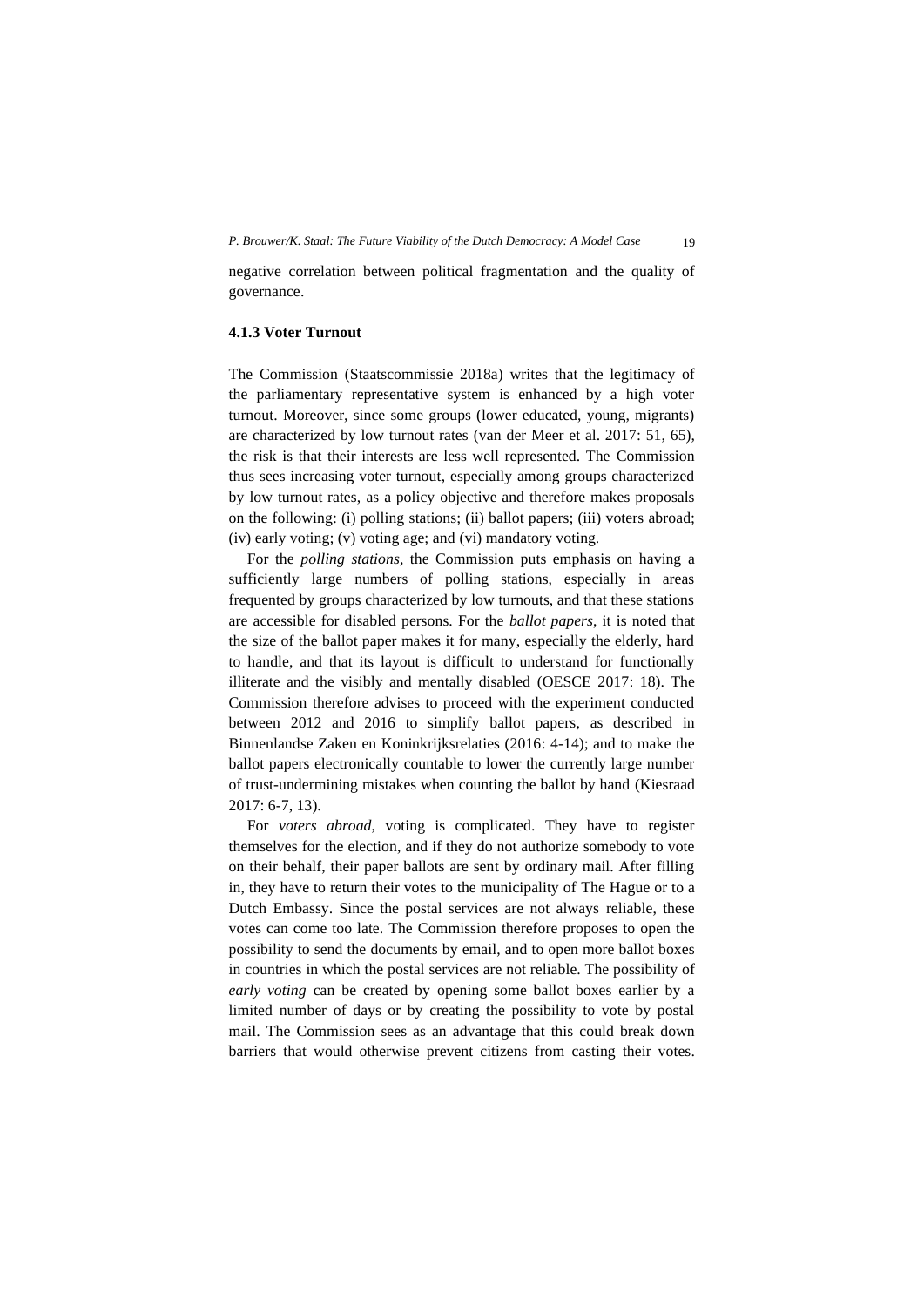negative correlation between political fragmentation and the quality of governance.

### 4.1.3 Voter Turnout

The Commission (Staatscommissie 2018a) writes that the legitimacy of the parliamentary representative system is enhanced by a high voter turnout. Moreover, since some groups (lower educated, young, migrants) are characterized by low turnout rates (van der Meer et al. 2017: 51, 65), the risk is that their interests are less well represented. The Commission thus sees increasing voter turnout, especially among groups characterized by low turnout rates, as a policy objective and therefore makes proposals on the following: (i) polling stations; (ii) ballot papers; (iii) voters abroad; (iv) early voting; (v) voting age; and (vi) mandatory voting.

For the *polling stations*, the Commission puts emphasis on having a sufficiently large numbers of polling stations, especially in areas frequented by groups characterized by low turnouts, and that these stations are accessible for disabled persons. For the *ballot papers*, it is noted that the size of the ballot paper makes it for many, especially the elderly, hard to handle, and that its layout is difficult to understand for functionally illiterate and the visibly and mentally disabled (OESCE 2017: 18). The Commission therefore advises to proceed with the experiment conducted between 2012 and 2016 to simplify ballot papers, as described in Binnenlandse Zaken en Koninkrijksrelaties (2016: 4-14); and to make the ballot papers electronically countable to lower the currently large number of trust-undermining mistakes when counting the ballot by hand (Kiesraad 2017: 6-7, 13).

For *voters abroad*, voting is complicated. They have to register themselves for the election, and if they do not authorize somebody to vote on their behalf, their paper ballots are sent by ordinary mail. After filling in, they have to return their votes to the municipality of The Hague or to a Dutch Embassy. Since the postal services are not always reliable, these votes can come too late. The Commission therefore proposes to open the possibility to send the documents by email, and to open more ballot boxes in countries in which the postal services are not reliable. The possibility of *early voting* can be created by opening some ballot boxes earlier by a limited number of days or by creating the possibility to vote by postal mail. The Commission sees as an advantage that this could break down barriers that would otherwise prevent citizens from casting their votes.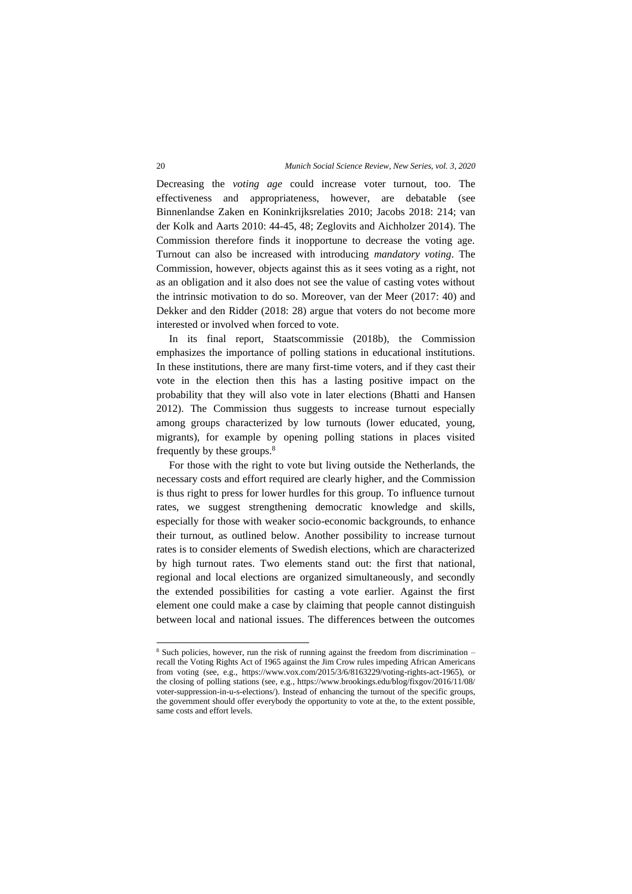Decreasing the *voting age* could increase voter turnout, too. The effectiveness and appropriateness, however, are debatable (see Binnenlandse Zaken en Koninkrijksrelaties 2010; Jacobs 2018: 214; van der Kolk and Aarts 2010: 44-45, 48; Zeglovits and Aichholzer 2014). The Commission therefore finds it inopportune to decrease the voting age. Turnout can also be increased with introducing *mandatory voting*. The Commission, however, objects against this as it sees voting as a right, not as an obligation and it also does not see the value of casting votes without the intrinsic motivation to do so. Moreover, van der Meer (2017: 40) and Dekker and den Ridder (2018: 28) argue that voters do not become more interested or involved when forced to vote.

In its final report, Staatscommissie (2018b), the Commission emphasizes the importance of polling stations in educational institutions. In these institutions, there are many first-time voters, and if they cast their vote in the election then this has a lasting positive impact on the probability that they will also vote in later elections (Bhatti and Hansen 2012). The Commission thus suggests to increase turnout especially among groups characterized by low turnouts (lower educated, young, migrants), for example by opening polling stations in places visited frequently by these groups.[8]

For those with the right to vote but living outside the Netherlands, the necessary costs and effort required are clearly higher, and the Commission is thus right to press for lower hurdles for this group. To influence turnout rates, we suggest strengthening democratic knowledge and skills, especially for those with weaker socio-economic backgrounds, to enhance their turnout, as outlined below. Another possibility to increase turnout rates is to consider elements of Swedish elections, which are characterized by high turnout rates. Two elements stand out: the first that national, regional and local elections are organized simultaneously, and secondly the extended possibilities for casting a vote earlier. Against the first element one could make a case by claiming that people cannot distinguish between local and national issues. The differences between the outcomes

[8] Such policies, however, run the risk of running against the freedom from discrimination – recall the Voting Rights Act of 1965 against the Jim Crow rules impeding African Americans from voting (see, e.g., https://www.vox.com/2015/3/6/8163229/voting-rights-act-1965), or the closing of polling stations (see, e.g., https://www.brookings.edu/blog/fixgov/2016/11/08/voter-suppression-in-u-s-elections/). Instead of enhancing the turnout of the specific groups, the government should offer everybody the opportunity to vote at the, to the extent possible, same costs and effort levels.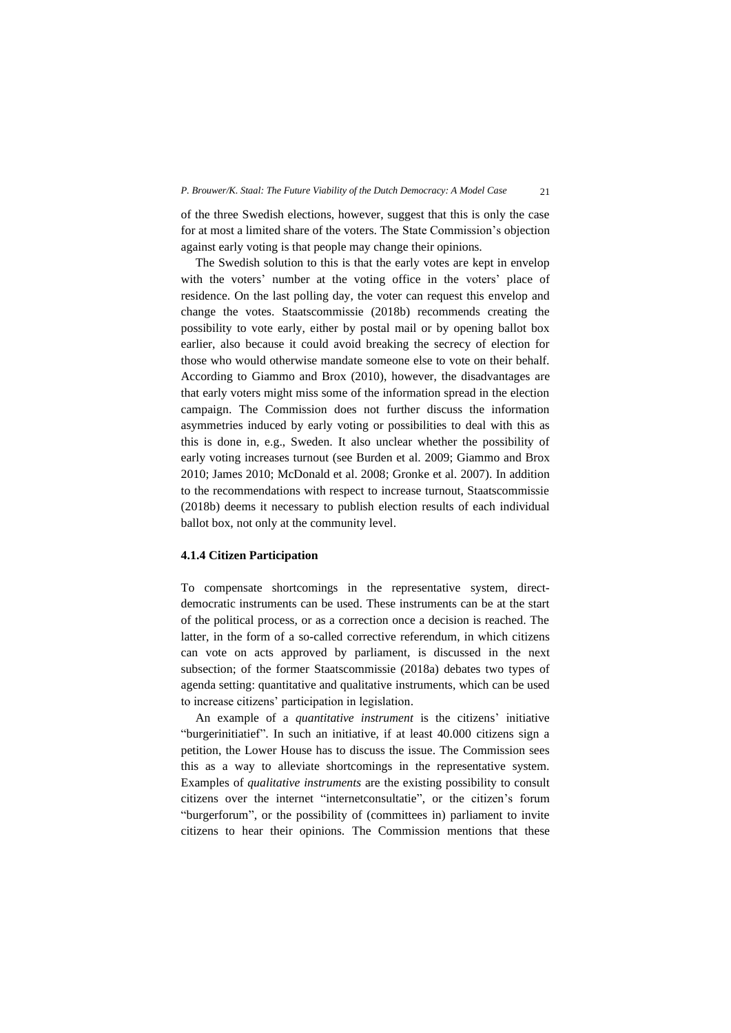of the three Swedish elections, however, suggest that this is only the case for at most a limited share of the voters. The State Commission's objection against early voting is that people may change their opinions.

The Swedish solution to this is that the early votes are kept in envelop with the voters' number at the voting office in the voters' place of residence. On the last polling day, the voter can request this envelop and change the votes. Staatscommissie (2018b) recommends creating the possibility to vote early, either by postal mail or by opening ballot box earlier, also because it could avoid breaking the secrecy of election for those who would otherwise mandate someone else to vote on their behalf. According to Giammo and Brox (2010), however, the disadvantages are that early voters might miss some of the information spread in the election campaign. The Commission does not further discuss the information asymmetries induced by early voting or possibilities to deal with this as this is done in, e.g., Sweden. It also unclear whether the possibility of early voting increases turnout (see Burden et al. 2009; Giammo and Brox 2010; James 2010; McDonald et al. 2008; Gronke et al. 2007). In addition to the recommendations with respect to increase turnout, Staatscommissie (2018b) deems it necessary to publish election results of each individual ballot box, not only at the community level.

#### 4.1.4 Citizen Participation

To compensate shortcomings in the representative system, direct-democratic instruments can be used. These instruments can be at the start of the political process, or as a correction once a decision is reached. The latter, in the form of a so-called corrective referendum, in which citizens can vote on acts approved by parliament, is discussed in the next subsection; of the former Staatscommissie (2018a) debates two types of agenda setting: quantitative and qualitative instruments, which can be used to increase citizens' participation in legislation.

An example of a *quantitative instrument* is the citizens' initiative "burgerinitiatief". In such an initiative, if at least 40.000 citizens sign a petition, the Lower House has to discuss the issue. The Commission sees this as a way to alleviate shortcomings in the representative system. Examples of *qualitative instruments* are the existing possibility to consult citizens over the internet "internetconsultatie", or the citizen's forum "burgerforum", or the possibility of (committees in) parliament to invite citizens to hear their opinions. The Commission mentions that these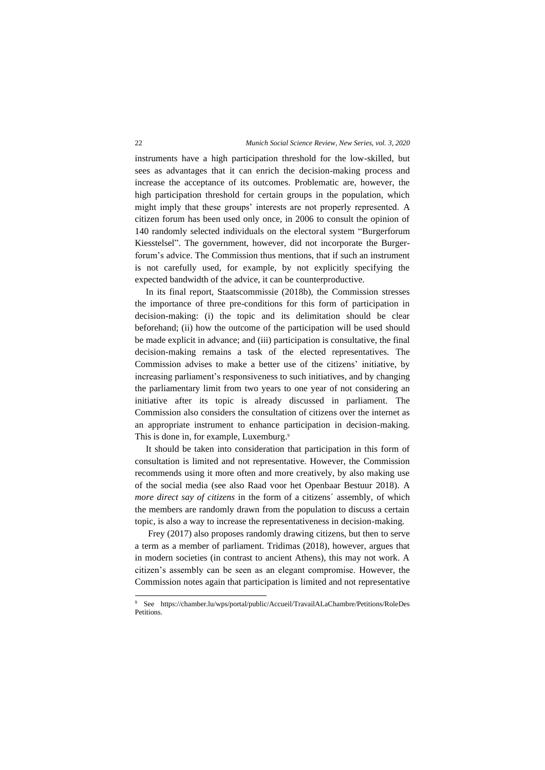instruments have a high participation threshold for the low-skilled, but sees as advantages that it can enrich the decision-making process and increase the acceptance of its outcomes. Problematic are, however, the high participation threshold for certain groups in the population, which might imply that these groups' interests are not properly represented. A citizen forum has been used only once, in 2006 to consult the opinion of 140 randomly selected individuals on the electoral system "Burgerforum Kiesstelsel". The government, however, did not incorporate the Burgerforum's advice. The Commission thus mentions, that if such an instrument is not carefully used, for example, by not explicitly specifying the expected bandwidth of the advice, it can be counterproductive.

In its final report, Staatscommissie (2018b), the Commission stresses the importance of three pre-conditions for this form of participation in decision-making: (i) the topic and its delimitation should be clear beforehand; (ii) how the outcome of the participation will be used should be made explicit in advance; and (iii) participation is consultative, the final decision-making remains a task of the elected representatives. The Commission advises to make a better use of the citizens' initiative, by increasing parliament's responsiveness to such initiatives, and by changing the parliamentary limit from two years to one year of not considering an initiative after its topic is already discussed in parliament. The Commission also considers the consultation of citizens over the internet as an appropriate instrument to enhance participation in decision-making. This is done in, for example, Luxemburg.[9]

It should be taken into consideration that participation in this form of consultation is limited and not representative. However, the Commission recommends using it more often and more creatively, by also making use of the social media (see also Raad voor het Openbaar Bestuur 2018). A *more direct say of citizens* in the form of a citizens´ assembly, of which the members are randomly drawn from the population to discuss a certain topic, is also a way to increase the representativeness in decision-making.

Frey (2017) also proposes randomly drawing citizens, but then to serve a term as a member of parliament. Tridimas (2018), however, argues that in modern societies (in contrast to ancient Athens), this may not work. A citizen's assembly can be seen as an elegant compromise. However, the Commission notes again that participation is limited and not representative

---

[9] See https://chamber.lu/wps/portal/public/Accueil/TravailALaChambre/Petitions/RoleDesPetitions.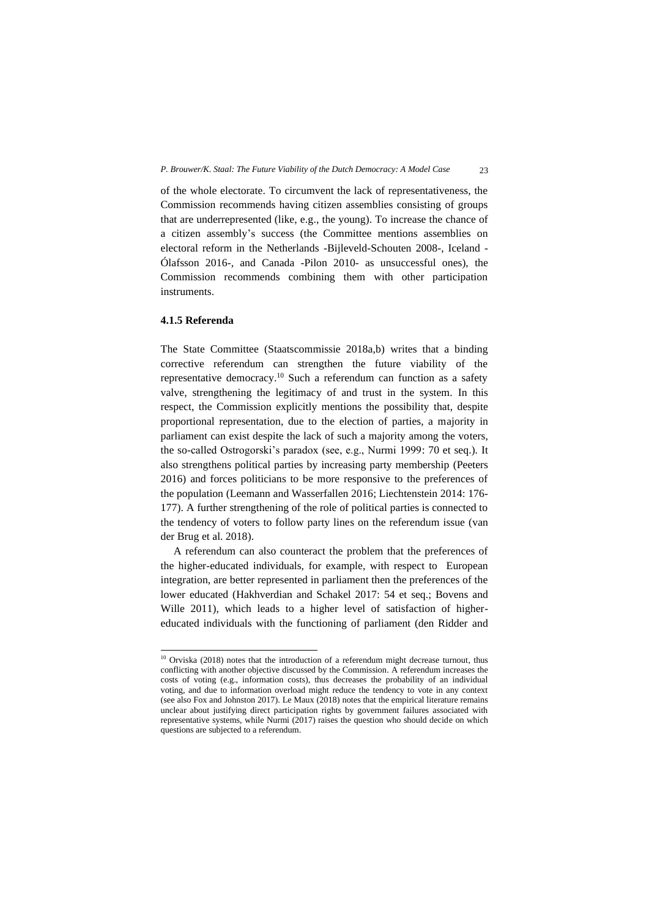of the whole electorate. To circumvent the lack of representativeness, the Commission recommends having citizen assemblies consisting of groups that are underrepresented (like, e.g., the young). To increase the chance of a citizen assembly's success (the Committee mentions assemblies on electoral reform in the Netherlands -Bijleveld-Schouten 2008-, Iceland -Ólafsson 2016-, and Canada -Pilon 2010- as unsuccessful ones), the Commission recommends combining them with other participation instruments.

### 4.1.5 Referenda

The State Committee (Staatscommissie 2018a,b) writes that a binding corrective referendum can strengthen the future viability of the representative democracy.[10] Such a referendum can function as a safety valve, strengthening the legitimacy of and trust in the system. In this respect, the Commission explicitly mentions the possibility that, despite proportional representation, due to the election of parties, a majority in parliament can exist despite the lack of such a majority among the voters, the so-called Ostrogorski's paradox (see, e.g., Nurmi 1999: 70 et seq.). It also strengthens political parties by increasing party membership (Peeters 2016) and forces politicians to be more responsive to the preferences of the population (Leemann and Wasserfallen 2016; Liechtenstein 2014: 176-177). A further strengthening of the role of political parties is connected to the tendency of voters to follow party lines on the referendum issue (van der Brug et al. 2018).

A referendum can also counteract the problem that the preferences of the higher-educated individuals, for example, with respect to European integration, are better represented in parliament then the preferences of the lower educated (Hakhverdian and Schakel 2017: 54 et seq.; Bovens and Wille 2011), which leads to a higher level of satisfaction of higher-educated individuals with the functioning of parliament (den Ridder and

---

[10] Orviska (2018) notes that the introduction of a referendum might decrease turnout, thus conflicting with another objective discussed by the Commission. A referendum increases the costs of voting (e.g., information costs), thus decreases the probability of an individual voting, and due to information overload might reduce the tendency to vote in any context (see also Fox and Johnston 2017). Le Maux (2018) notes that the empirical literature remains unclear about justifying direct participation rights by government failures associated with representative systems, while Nurmi (2017) raises the question who should decide on which questions are subjected to a referendum.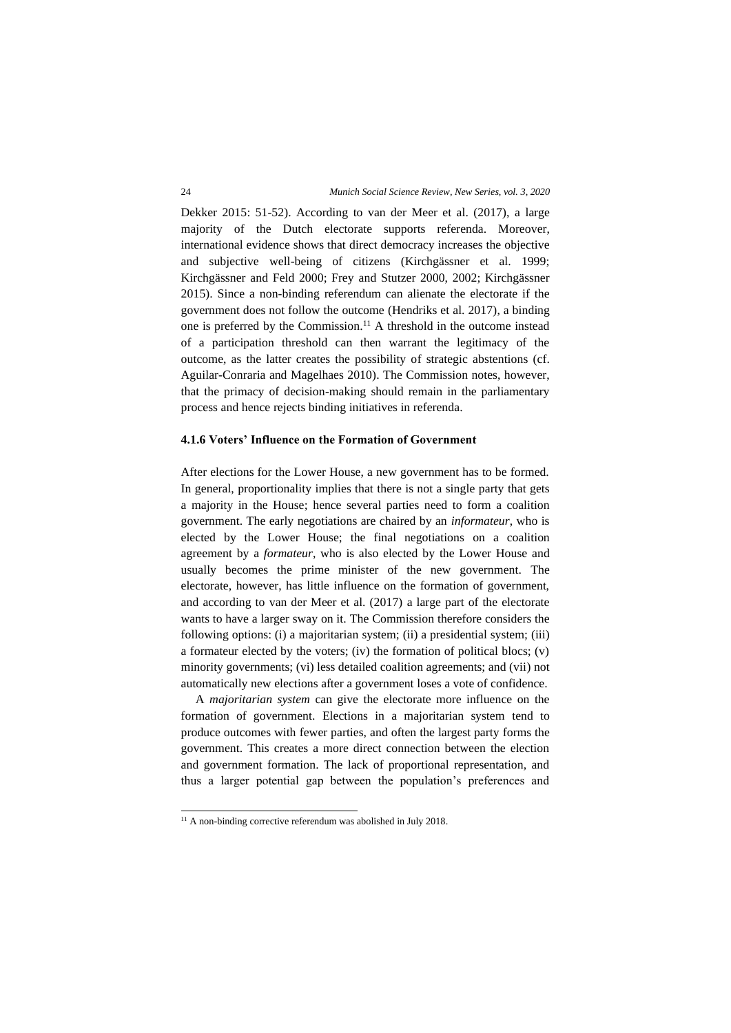Dekker 2015: 51-52). According to van der Meer et al. (2017), a large majority of the Dutch electorate supports referenda. Moreover, international evidence shows that direct democracy increases the objective and subjective well-being of citizens (Kirchgässner et al. 1999; Kirchgässner and Feld 2000; Frey and Stutzer 2000, 2002; Kirchgässner 2015). Since a non-binding referendum can alienate the electorate if the government does not follow the outcome (Hendriks et al. 2017), a binding one is preferred by the Commission.[11] A threshold in the outcome instead of a participation threshold can then warrant the legitimacy of the outcome, as the latter creates the possibility of strategic abstentions (cf. Aguilar-Conraria and Magelhaes 2010). The Commission notes, however, that the primacy of decision-making should remain in the parliamentary process and hence rejects binding initiatives in referenda.

#### 4.1.6 Voters' Influence on the Formation of Government

After elections for the Lower House, a new government has to be formed. In general, proportionality implies that there is not a single party that gets a majority in the House; hence several parties need to form a coalition government. The early negotiations are chaired by an *informateur*, who is elected by the Lower House; the final negotiations on a coalition agreement by a *formateur*, who is also elected by the Lower House and usually becomes the prime minister of the new government. The electorate, however, has little influence on the formation of government, and according to van der Meer et al. (2017) a large part of the electorate wants to have a larger sway on it. The Commission therefore considers the following options: (i) a majoritarian system; (ii) a presidential system; (iii) a formateur elected by the voters; (iv) the formation of political blocs; (v) minority governments; (vi) less detailed coalition agreements; and (vii) not automatically new elections after a government loses a vote of confidence.

A *majoritarian system* can give the electorate more influence on the formation of government. Elections in a majoritarian system tend to produce outcomes with fewer parties, and often the largest party forms the government. This creates a more direct connection between the election and government formation. The lack of proportional representation, and thus a larger potential gap between the population's preferences and

---

[11] A non-binding corrective referendum was abolished in July 2018.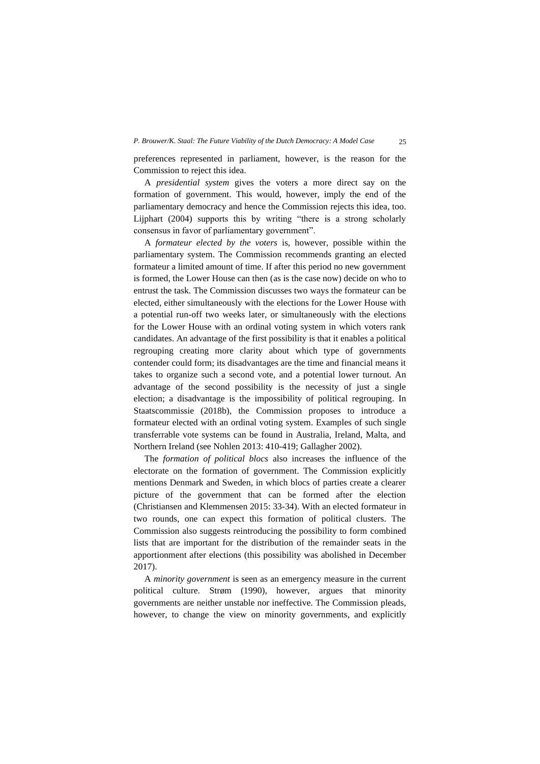preferences represented in parliament, however, is the reason for the Commission to reject this idea.

A *presidential system* gives the voters a more direct say on the formation of government. This would, however, imply the end of the parliamentary democracy and hence the Commission rejects this idea, too. Lijphart (2004) supports this by writing "there is a strong scholarly consensus in favor of parliamentary government".

A *formateur elected by the voters* is, however, possible within the parliamentary system. The Commission recommends granting an elected formateur a limited amount of time. If after this period no new government is formed, the Lower House can then (as is the case now) decide on who to entrust the task. The Commission discusses two ways the formateur can be elected, either simultaneously with the elections for the Lower House with a potential run-off two weeks later, or simultaneously with the elections for the Lower House with an ordinal voting system in which voters rank candidates. An advantage of the first possibility is that it enables a political regrouping creating more clarity about which type of governments contender could form; its disadvantages are the time and financial means it takes to organize such a second vote, and a potential lower turnout. An advantage of the second possibility is the necessity of just a single election; a disadvantage is the impossibility of political regrouping. In Staatscommissie (2018b), the Commission proposes to introduce a formateur elected with an ordinal voting system. Examples of such single transferrable vote systems can be found in Australia, Ireland, Malta, and Northern Ireland (see Nohlen 2013: 410-419; Gallagher 2002).

The *formation of political blocs* also increases the influence of the electorate on the formation of government. The Commission explicitly mentions Denmark and Sweden, in which blocs of parties create a clearer picture of the government that can be formed after the election (Christiansen and Klemmensen 2015: 33-34). With an elected formateur in two rounds, one can expect this formation of political clusters. The Commission also suggests reintroducing the possibility to form combined lists that are important for the distribution of the remainder seats in the apportionment after elections (this possibility was abolished in December 2017).

A *minority government* is seen as an emergency measure in the current political culture. Strøm (1990), however, argues that minority governments are neither unstable nor ineffective. The Commission pleads, however, to change the view on minority governments, and explicitly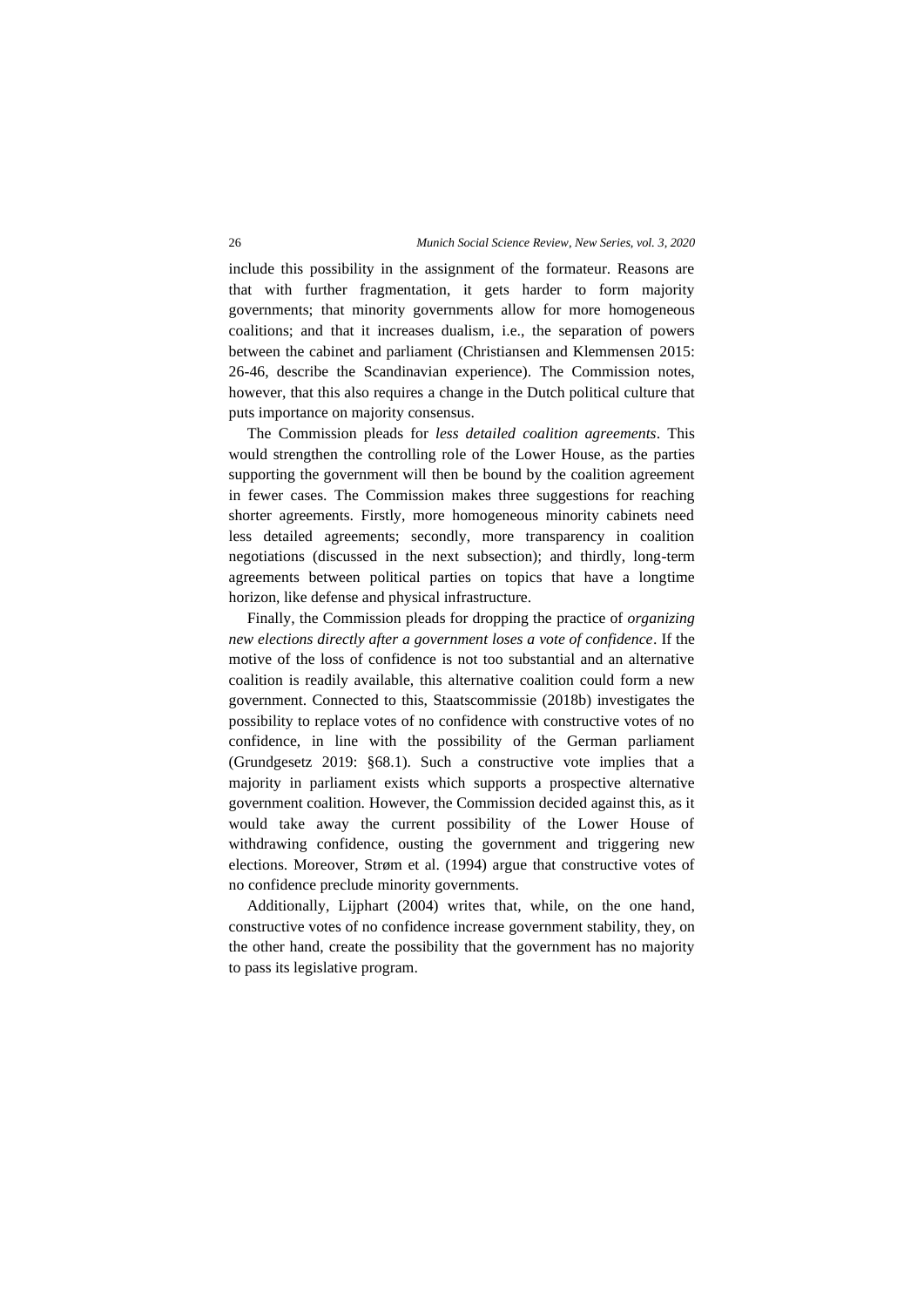include this possibility in the assignment of the formateur. Reasons are that with further fragmentation, it gets harder to form majority governments; that minority governments allow for more homogeneous coalitions; and that it increases dualism, i.e., the separation of powers between the cabinet and parliament (Christiansen and Klemmensen 2015: 26-46, describe the Scandinavian experience). The Commission notes, however, that this also requires a change in the Dutch political culture that puts importance on majority consensus.

The Commission pleads for *less detailed coalition agreements*. This would strengthen the controlling role of the Lower House, as the parties supporting the government will then be bound by the coalition agreement in fewer cases. The Commission makes three suggestions for reaching shorter agreements. Firstly, more homogeneous minority cabinets need less detailed agreements; secondly, more transparency in coalition negotiations (discussed in the next subsection); and thirdly, long-term agreements between political parties on topics that have a longtime horizon, like defense and physical infrastructure.

Finally, the Commission pleads for dropping the practice of *organizing new elections directly after a government loses a vote of confidence*. If the motive of the loss of confidence is not too substantial and an alternative coalition is readily available, this alternative coalition could form a new government. Connected to this, Staatscommissie (2018b) investigates the possibility to replace votes of no confidence with constructive votes of no confidence, in line with the possibility of the German parliament (Grundgesetz 2019: §68.1). Such a constructive vote implies that a majority in parliament exists which supports a prospective alternative government coalition. However, the Commission decided against this, as it would take away the current possibility of the Lower House of withdrawing confidence, ousting the government and triggering new elections. Moreover, Strøm et al. (1994) argue that constructive votes of no confidence preclude minority governments.

Additionally, Lijphart (2004) writes that, while, on the one hand, constructive votes of no confidence increase government stability, they, on the other hand, create the possibility that the government has no majority to pass its legislative program.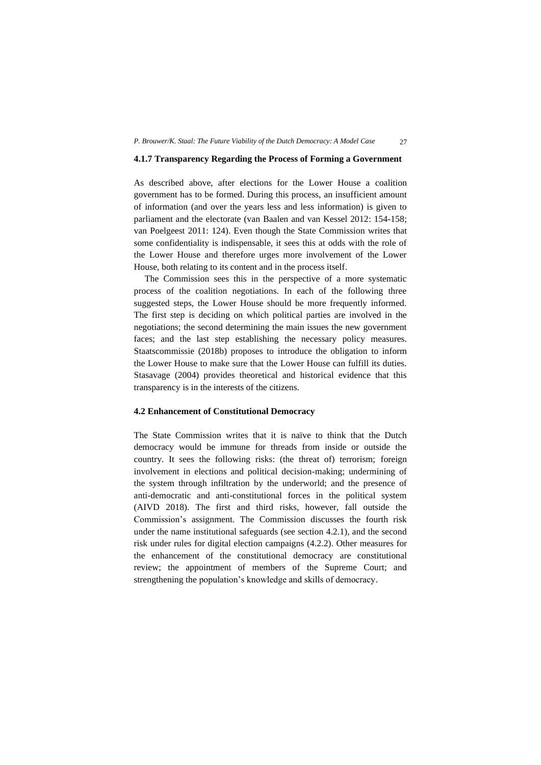### 4.1.7 Transparency Regarding the Process of Forming a Government

As described above, after elections for the Lower House a coalition government has to be formed. During this process, an insufficient amount of information (and over the years less and less information) is given to parliament and the electorate (van Baalen and van Kessel 2012: 154-158; van Poelgeest 2011: 124). Even though the State Commission writes that some confidentiality is indispensable, it sees this at odds with the role of the Lower House and therefore urges more involvement of the Lower House, both relating to its content and in the process itself.

The Commission sees this in the perspective of a more systematic process of the coalition negotiations. In each of the following three suggested steps, the Lower House should be more frequently informed. The first step is deciding on which political parties are involved in the negotiations; the second determining the main issues the new government faces; and the last step establishing the necessary policy measures. Staatscommissie (2018b) proposes to introduce the obligation to inform the Lower House to make sure that the Lower House can fulfill its duties. Stasavage (2004) provides theoretical and historical evidence that this transparency is in the interests of the citizens.

### 4.2 Enhancement of Constitutional Democracy

The State Commission writes that it is naïve to think that the Dutch democracy would be immune for threads from inside or outside the country. It sees the following risks: (the threat of) terrorism; foreign involvement in elections and political decision-making; undermining of the system through infiltration by the underworld; and the presence of anti-democratic and anti-constitutional forces in the political system (AIVD 2018). The first and third risks, however, fall outside the Commission's assignment. The Commission discusses the fourth risk under the name institutional safeguards (see section 4.2.1), and the second risk under rules for digital election campaigns (4.2.2). Other measures for the enhancement of the constitutional democracy are constitutional review; the appointment of members of the Supreme Court; and strengthening the population's knowledge and skills of democracy.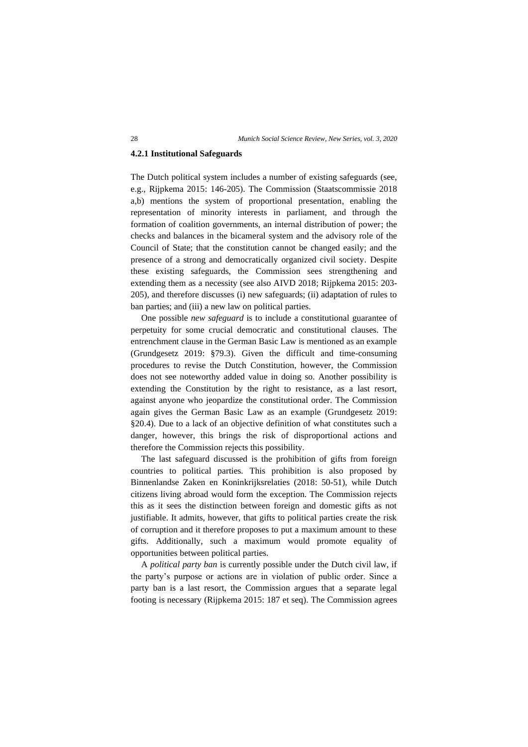### 4.2.1 Institutional Safeguards

The Dutch political system includes a number of existing safeguards (see, e.g., Rijpkema 2015: 146-205). The Commission (Staatscommissie 2018 a,b) mentions the system of proportional presentation, enabling the representation of minority interests in parliament, and through the formation of coalition governments, an internal distribution of power; the checks and balances in the bicameral system and the advisory role of the Council of State; that the constitution cannot be changed easily; and the presence of a strong and democratically organized civil society. Despite these existing safeguards, the Commission sees strengthening and extending them as a necessity (see also AIVD 2018; Rijpkema 2015: 203-205), and therefore discusses (i) new safeguards; (ii) adaptation of rules to ban parties; and (iii) a new law on political parties.

One possible *new safeguard* is to include a constitutional guarantee of perpetuity for some crucial democratic and constitutional clauses. The entrenchment clause in the German Basic Law is mentioned as an example (Grundgesetz 2019: §79.3). Given the difficult and time-consuming procedures to revise the Dutch Constitution, however, the Commission does not see noteworthy added value in doing so. Another possibility is extending the Constitution by the right to resistance, as a last resort, against anyone who jeopardize the constitutional order. The Commission again gives the German Basic Law as an example (Grundgesetz 2019: §20.4). Due to a lack of an objective definition of what constitutes such a danger, however, this brings the risk of disproportional actions and therefore the Commission rejects this possibility.

The last safeguard discussed is the prohibition of gifts from foreign countries to political parties. This prohibition is also proposed by Binnenlandse Zaken en Koninkrijksrelaties (2018: 50-51), while Dutch citizens living abroad would form the exception. The Commission rejects this as it sees the distinction between foreign and domestic gifts as not justifiable. It admits, however, that gifts to political parties create the risk of corruption and it therefore proposes to put a maximum amount to these gifts. Additionally, such a maximum would promote equality of opportunities between political parties.

A *political party ban* is currently possible under the Dutch civil law, if the party's purpose or actions are in violation of public order. Since a party ban is a last resort, the Commission argues that a separate legal footing is necessary (Rijpkema 2015: 187 et seq). The Commission agrees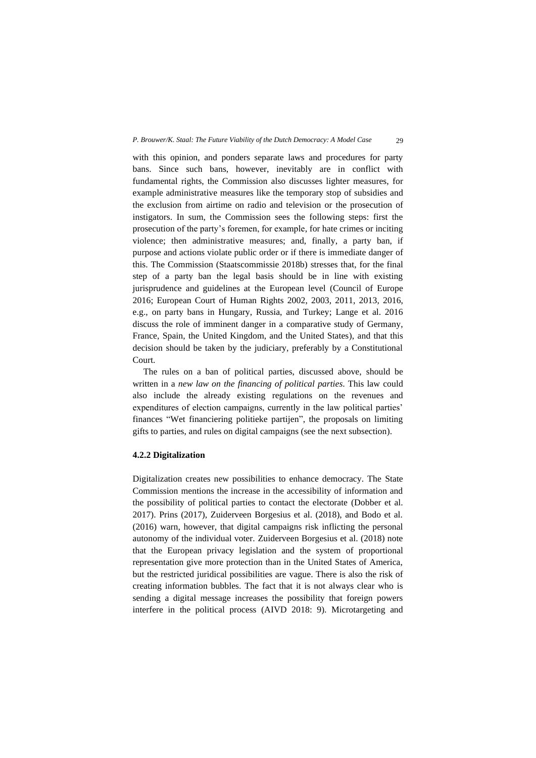with this opinion, and ponders separate laws and procedures for party bans. Since such bans, however, inevitably are in conflict with fundamental rights, the Commission also discusses lighter measures, for example administrative measures like the temporary stop of subsidies and the exclusion from airtime on radio and television or the prosecution of instigators. In sum, the Commission sees the following steps: first the prosecution of the party's foremen, for example, for hate crimes or inciting violence; then administrative measures; and, finally, a party ban, if purpose and actions violate public order or if there is immediate danger of this. The Commission (Staatscommissie 2018b) stresses that, for the final step of a party ban the legal basis should be in line with existing jurisprudence and guidelines at the European level (Council of Europe 2016; European Court of Human Rights 2002, 2003, 2011, 2013, 2016, e.g., on party bans in Hungary, Russia, and Turkey; Lange et al. 2016 discuss the role of imminent danger in a comparative study of Germany, France, Spain, the United Kingdom, and the United States), and that this decision should be taken by the judiciary, preferably by a Constitutional Court.

The rules on a ban of political parties, discussed above, should be written in a *new law on the financing of political parties.* This law could also include the already existing regulations on the revenues and expenditures of election campaigns, currently in the law political parties' finances "Wet financiering politieke partijen", the proposals on limiting gifts to parties, and rules on digital campaigns (see the next subsection).

#### 4.2.2 Digitalization

Digitalization creates new possibilities to enhance democracy. The State Commission mentions the increase in the accessibility of information and the possibility of political parties to contact the electorate (Dobber et al. 2017). Prins (2017), Zuiderveen Borgesius et al. (2018), and Bodo et al. (2016) warn, however, that digital campaigns risk inflicting the personal autonomy of the individual voter. Zuiderveen Borgesius et al. (2018) note that the European privacy legislation and the system of proportional representation give more protection than in the United States of America, but the restricted juridical possibilities are vague. There is also the risk of creating information bubbles. The fact that it is not always clear who is sending a digital message increases the possibility that foreign powers interfere in the political process (AIVD 2018: 9). Microtargeting and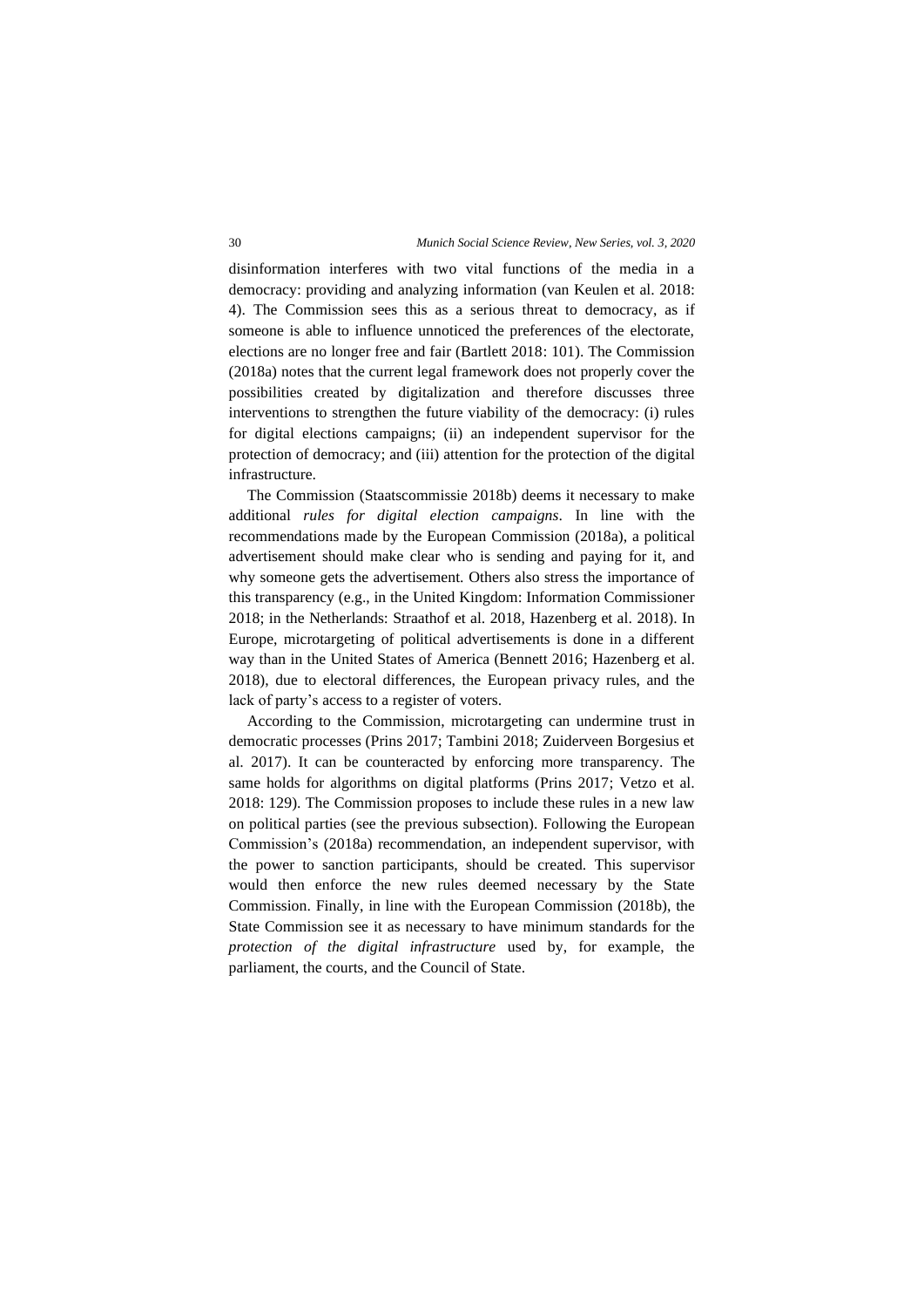disinformation interferes with two vital functions of the media in a democracy: providing and analyzing information (van Keulen et al. 2018: 4). The Commission sees this as a serious threat to democracy, as if someone is able to influence unnoticed the preferences of the electorate, elections are no longer free and fair (Bartlett 2018: 101). The Commission (2018a) notes that the current legal framework does not properly cover the possibilities created by digitalization and therefore discusses three interventions to strengthen the future viability of the democracy: (i) rules for digital elections campaigns; (ii) an independent supervisor for the protection of democracy; and (iii) attention for the protection of the digital infrastructure.

The Commission (Staatscommissie 2018b) deems it necessary to make additional *rules for digital election campaigns*. In line with the recommendations made by the European Commission (2018a), a political advertisement should make clear who is sending and paying for it, and why someone gets the advertisement. Others also stress the importance of this transparency (e.g., in the United Kingdom: Information Commissioner 2018; in the Netherlands: Straathof et al. 2018, Hazenberg et al. 2018). In Europe, microtargeting of political advertisements is done in a different way than in the United States of America (Bennett 2016; Hazenberg et al. 2018), due to electoral differences, the European privacy rules, and the lack of party's access to a register of voters.

According to the Commission, microtargeting can undermine trust in democratic processes (Prins 2017; Tambini 2018; Zuiderveen Borgesius et al. 2017). It can be counteracted by enforcing more transparency. The same holds for algorithms on digital platforms (Prins 2017; Vetzo et al. 2018: 129). The Commission proposes to include these rules in a new law on political parties (see the previous subsection). Following the European Commission's (2018a) recommendation, an independent supervisor, with the power to sanction participants, should be created. This supervisor would then enforce the new rules deemed necessary by the State Commission. Finally, in line with the European Commission (2018b), the State Commission see it as necessary to have minimum standards for the *protection of the digital infrastructure* used by, for example, the parliament, the courts, and the Council of State.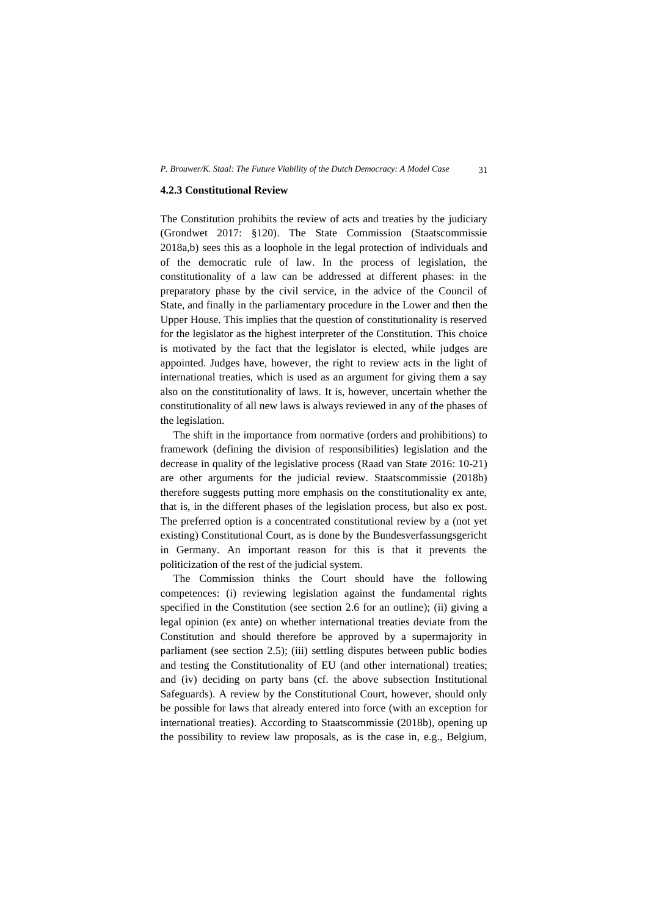### 4.2.3 Constitutional Review

The Constitution prohibits the review of acts and treaties by the judiciary (Grondwet 2017: §120). The State Commission (Staatscommissie 2018a,b) sees this as a loophole in the legal protection of individuals and of the democratic rule of law. In the process of legislation, the constitutionality of a law can be addressed at different phases: in the preparatory phase by the civil service, in the advice of the Council of State, and finally in the parliamentary procedure in the Lower and then the Upper House. This implies that the question of constitutionality is reserved for the legislator as the highest interpreter of the Constitution. This choice is motivated by the fact that the legislator is elected, while judges are appointed. Judges have, however, the right to review acts in the light of international treaties, which is used as an argument for giving them a say also on the constitutionality of laws. It is, however, uncertain whether the constitutionality of all new laws is always reviewed in any of the phases of the legislation.

The shift in the importance from normative (orders and prohibitions) to framework (defining the division of responsibilities) legislation and the decrease in quality of the legislative process (Raad van State 2016: 10-21) are other arguments for the judicial review. Staatscommissie (2018b) therefore suggests putting more emphasis on the constitutionality ex ante, that is, in the different phases of the legislation process, but also ex post. The preferred option is a concentrated constitutional review by a (not yet existing) Constitutional Court, as is done by the Bundesverfassungsgericht in Germany. An important reason for this is that it prevents the politicization of the rest of the judicial system.

The Commission thinks the Court should have the following competences: (i) reviewing legislation against the fundamental rights specified in the Constitution (see section 2.6 for an outline); (ii) giving a legal opinion (ex ante) on whether international treaties deviate from the Constitution and should therefore be approved by a supermajority in parliament (see section 2.5); (iii) settling disputes between public bodies and testing the Constitutionality of EU (and other international) treaties; and (iv) deciding on party bans (cf. the above subsection Institutional Safeguards). A review by the Constitutional Court, however, should only be possible for laws that already entered into force (with an exception for international treaties). According to Staatscommissie (2018b), opening up the possibility to review law proposals, as is the case in, e.g., Belgium,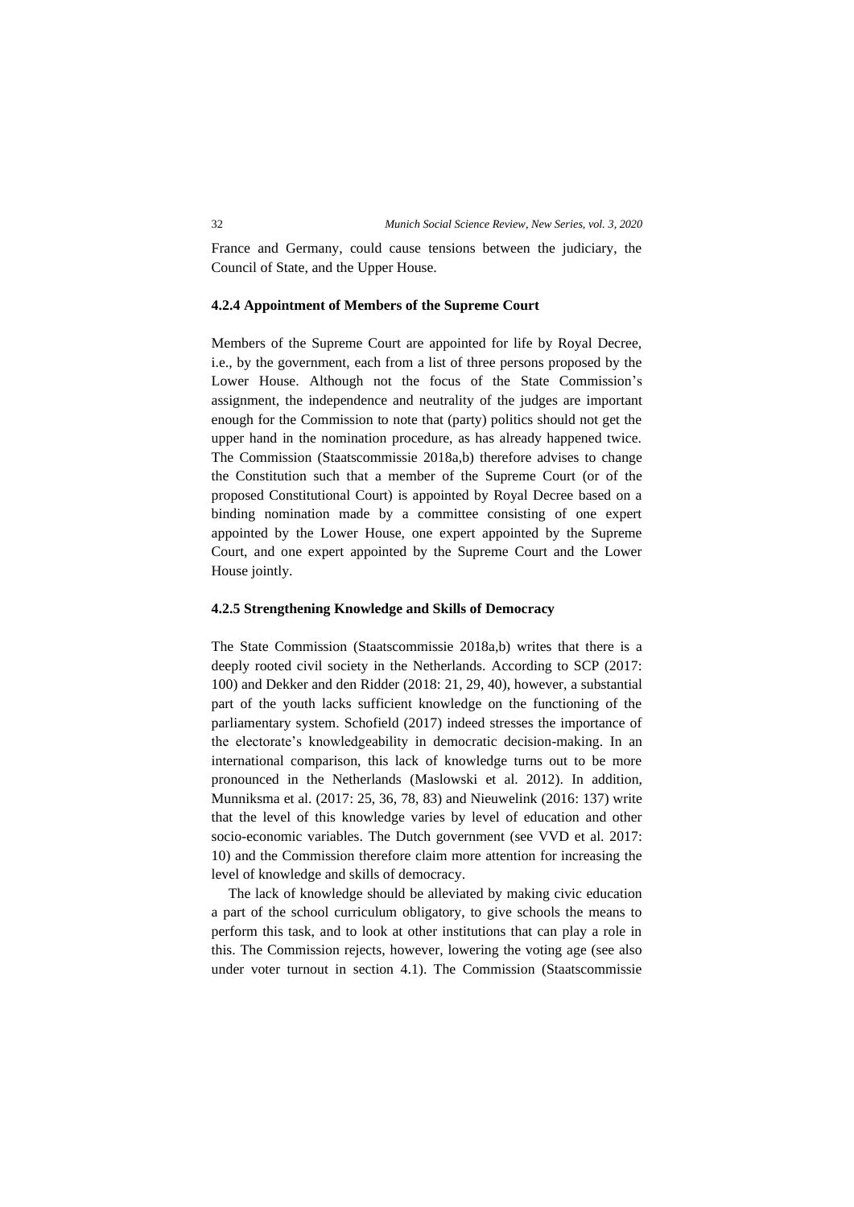France and Germany, could cause tensions between the judiciary, the Council of State, and the Upper House.

#### 4.2.4 Appointment of Members of the Supreme Court

Members of the Supreme Court are appointed for life by Royal Decree, i.e., by the government, each from a list of three persons proposed by the Lower House. Although not the focus of the State Commission's assignment, the independence and neutrality of the judges are important enough for the Commission to note that (party) politics should not get the upper hand in the nomination procedure, as has already happened twice. The Commission (Staatscommissie 2018a,b) therefore advises to change the Constitution such that a member of the Supreme Court (or of the proposed Constitutional Court) is appointed by Royal Decree based on a binding nomination made by a committee consisting of one expert appointed by the Lower House, one expert appointed by the Supreme Court, and one expert appointed by the Supreme Court and the Lower House jointly.

#### 4.2.5 Strengthening Knowledge and Skills of Democracy

The State Commission (Staatscommissie 2018a,b) writes that there is a deeply rooted civil society in the Netherlands. According to SCP (2017: 100) and Dekker and den Ridder (2018: 21, 29, 40), however, a substantial part of the youth lacks sufficient knowledge on the functioning of the parliamentary system. Schofield (2017) indeed stresses the importance of the electorate's knowledgeability in democratic decision-making. In an international comparison, this lack of knowledge turns out to be more pronounced in the Netherlands (Maslowski et al. 2012). In addition, Munniksma et al. (2017: 25, 36, 78, 83) and Nieuwelink (2016: 137) write that the level of this knowledge varies by level of education and other socio-economic variables. The Dutch government (see VVD et al. 2017: 10) and the Commission therefore claim more attention for increasing the level of knowledge and skills of democracy.

The lack of knowledge should be alleviated by making civic education a part of the school curriculum obligatory, to give schools the means to perform this task, and to look at other institutions that can play a role in this. The Commission rejects, however, lowering the voting age (see also under voter turnout in section 4.1). The Commission (Staatscommissie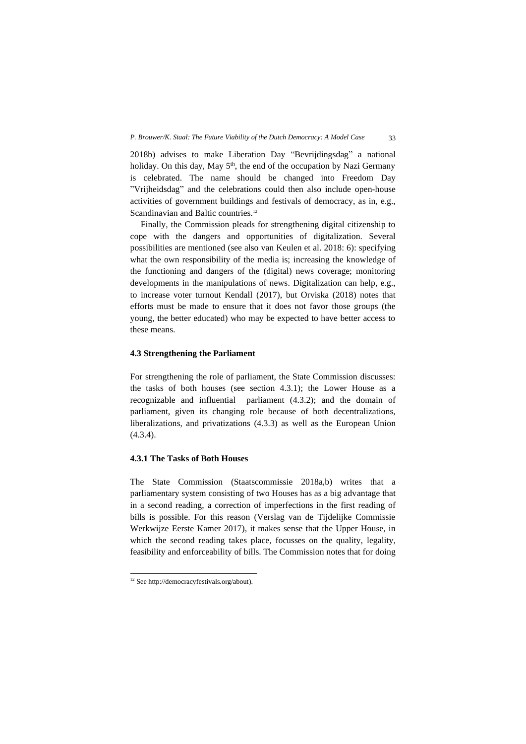2018b) advises to make Liberation Day “Bevrijdingsdag” a national holiday. On this day, May 5th, the end of the occupation by Nazi Germany is celebrated. The name should be changed into Freedom Day ”Vrijheidsdag” and the celebrations could then also include open-house activities of government buildings and festivals of democracy, as in, e.g., Scandinavian and Baltic countries.[12]

Finally, the Commission pleads for strengthening digital citizenship to cope with the dangers and opportunities of digitalization. Several possibilities are mentioned (see also van Keulen et al. 2018: 6): specifying what the own responsibility of the media is; increasing the knowledge of the functioning and dangers of the (digital) news coverage; monitoring developments in the manipulations of news. Digitalization can help, e.g., to increase voter turnout Kendall (2017), but Orviska (2018) notes that efforts must be made to ensure that it does not favor those groups (the young, the better educated) who may be expected to have better access to these means.

### 4.3 Strengthening the Parliament

For strengthening the role of parliament, the State Commission discusses: the tasks of both houses (see section 4.3.1); the Lower House as a recognizable and influential parliament (4.3.2); and the domain of parliament, given its changing role because of both decentralizations, liberalizations, and privatizations (4.3.3) as well as the European Union (4.3.4).

#### 4.3.1 The Tasks of Both Houses

The State Commission (Staatscommissie 2018a,b) writes that a parliamentary system consisting of two Houses has as a big advantage that in a second reading, a correction of imperfections in the first reading of bills is possible. For this reason (Verslag van de Tijdelijke Commissie Werkwijze Eerste Kamer 2017), it makes sense that the Upper House, in which the second reading takes place, focusses on the quality, legality, feasibility and enforceability of bills. The Commission notes that for doing

---

[12] See http://democracyfestivals.org/about).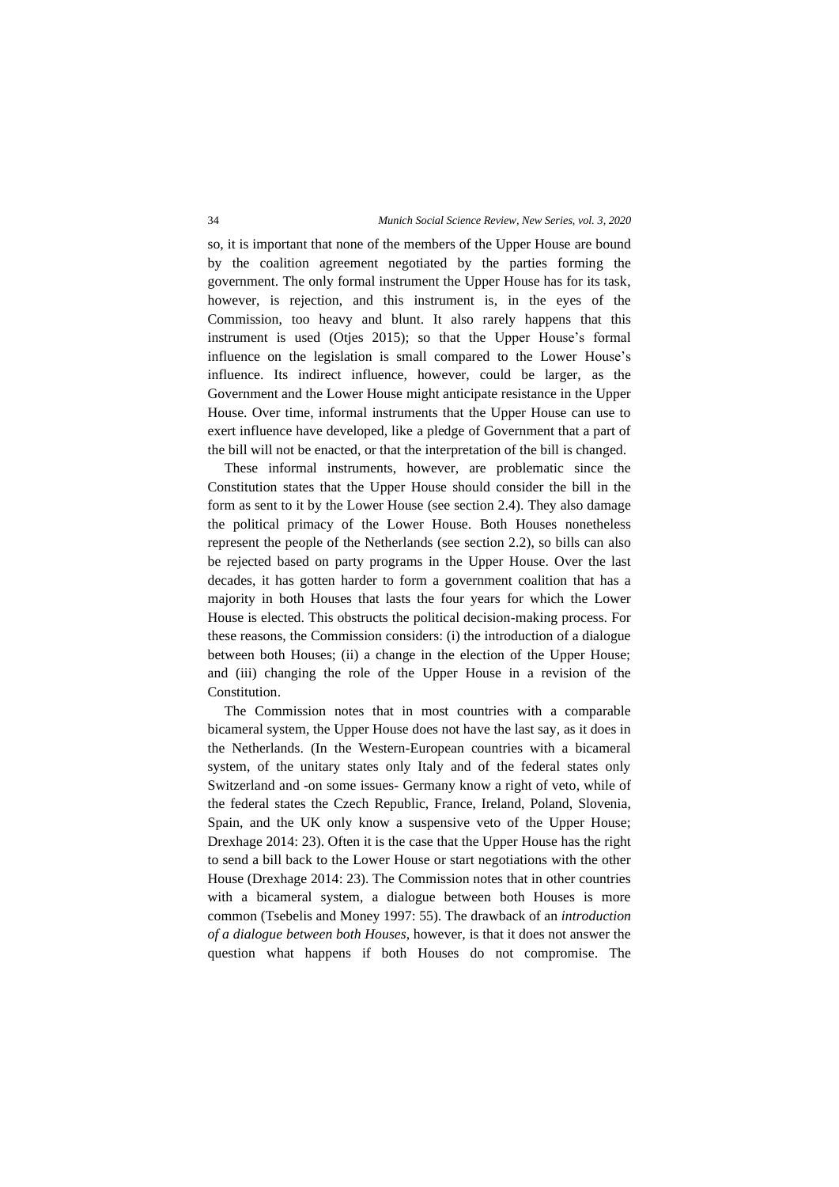so, it is important that none of the members of the Upper House are bound by the coalition agreement negotiated by the parties forming the government. The only formal instrument the Upper House has for its task, however, is rejection, and this instrument is, in the eyes of the Commission, too heavy and blunt. It also rarely happens that this instrument is used (Otjes 2015); so that the Upper House's formal influence on the legislation is small compared to the Lower House's influence. Its indirect influence, however, could be larger, as the Government and the Lower House might anticipate resistance in the Upper House. Over time, informal instruments that the Upper House can use to exert influence have developed, like a pledge of Government that a part of the bill will not be enacted, or that the interpretation of the bill is changed.

These informal instruments, however, are problematic since the Constitution states that the Upper House should consider the bill in the form as sent to it by the Lower House (see section 2.4). They also damage the political primacy of the Lower House. Both Houses nonetheless represent the people of the Netherlands (see section 2.2), so bills can also be rejected based on party programs in the Upper House. Over the last decades, it has gotten harder to form a government coalition that has a majority in both Houses that lasts the four years for which the Lower House is elected. This obstructs the political decision-making process. For these reasons, the Commission considers: (i) the introduction of a dialogue between both Houses; (ii) a change in the election of the Upper House; and (iii) changing the role of the Upper House in a revision of the Constitution.

The Commission notes that in most countries with a comparable bicameral system, the Upper House does not have the last say, as it does in the Netherlands. (In the Western-European countries with a bicameral system, of the unitary states only Italy and of the federal states only Switzerland and -on some issues- Germany know a right of veto, while of the federal states the Czech Republic, France, Ireland, Poland, Slovenia, Spain, and the UK only know a suspensive veto of the Upper House; Drexhage 2014: 23). Often it is the case that the Upper House has the right to send a bill back to the Lower House or start negotiations with the other House (Drexhage 2014: 23). The Commission notes that in other countries with a bicameral system, a dialogue between both Houses is more common (Tsebelis and Money 1997: 55). The drawback of an *introduction of a dialogue between both Houses*, however, is that it does not answer the question what happens if both Houses do not compromise. The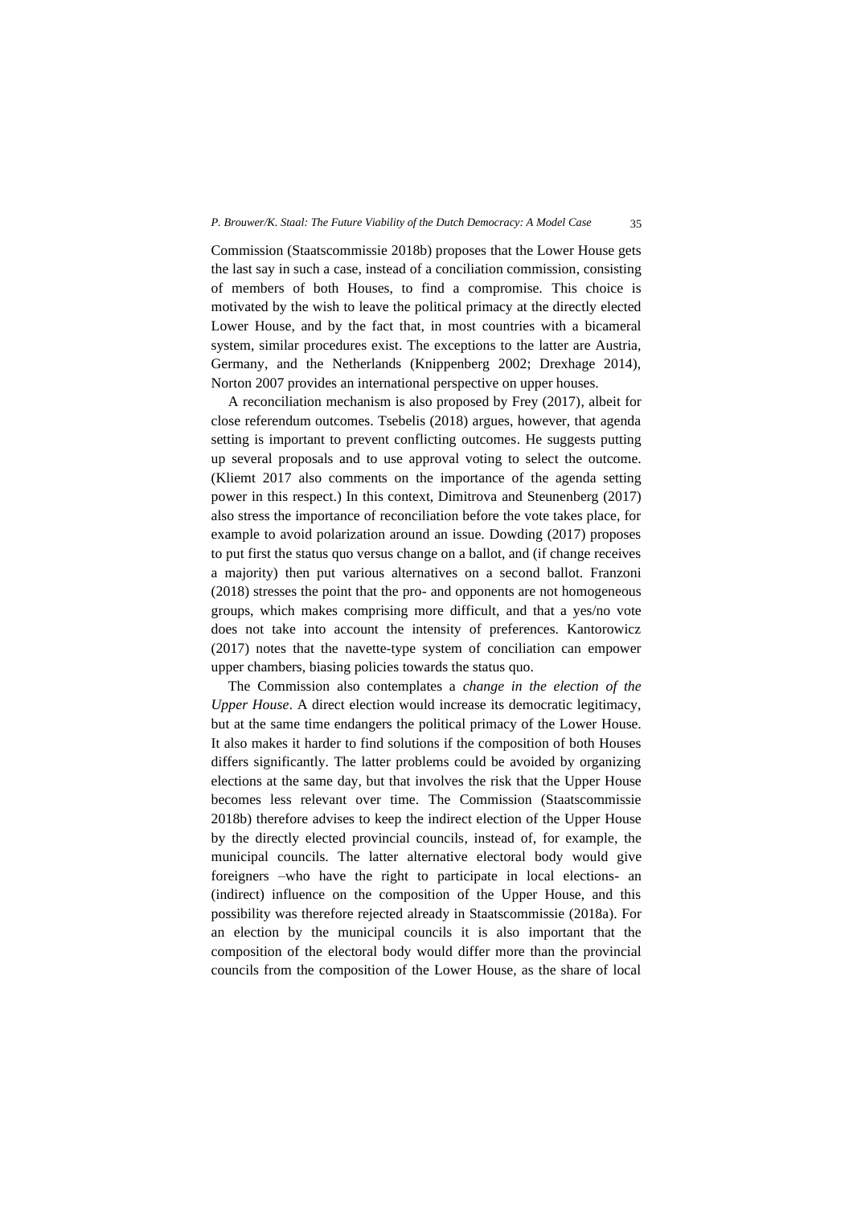Commission (Staatscommissie 2018b) proposes that the Lower House gets the last say in such a case, instead of a conciliation commission, consisting of members of both Houses, to find a compromise. This choice is motivated by the wish to leave the political primacy at the directly elected Lower House, and by the fact that, in most countries with a bicameral system, similar procedures exist. The exceptions to the latter are Austria, Germany, and the Netherlands (Knippenberg 2002; Drexhage 2014), Norton 2007 provides an international perspective on upper houses.

A reconciliation mechanism is also proposed by Frey (2017), albeit for close referendum outcomes. Tsebelis (2018) argues, however, that agenda setting is important to prevent conflicting outcomes. He suggests putting up several proposals and to use approval voting to select the outcome. (Kliemt 2017 also comments on the importance of the agenda setting power in this respect.) In this context, Dimitrova and Steunenberg (2017) also stress the importance of reconciliation before the vote takes place, for example to avoid polarization around an issue. Dowding (2017) proposes to put first the status quo versus change on a ballot, and (if change receives a majority) then put various alternatives on a second ballot. Franzoni (2018) stresses the point that the pro- and opponents are not homogeneous groups, which makes comprising more difficult, and that a yes/no vote does not take into account the intensity of preferences. Kantorowicz (2017) notes that the navette-type system of conciliation can empower upper chambers, biasing policies towards the status quo.

The Commission also contemplates a *change in the election of the Upper House*. A direct election would increase its democratic legitimacy, but at the same time endangers the political primacy of the Lower House. It also makes it harder to find solutions if the composition of both Houses differs significantly. The latter problems could be avoided by organizing elections at the same day, but that involves the risk that the Upper House becomes less relevant over time. The Commission (Staatscommissie 2018b) therefore advises to keep the indirect election of the Upper House by the directly elected provincial councils, instead of, for example, the municipal councils. The latter alternative electoral body would give foreigners –who have the right to participate in local elections- an (indirect) influence on the composition of the Upper House, and this possibility was therefore rejected already in Staatscommissie (2018a). For an election by the municipal councils it is also important that the composition of the electoral body would differ more than the provincial councils from the composition of the Lower House, as the share of local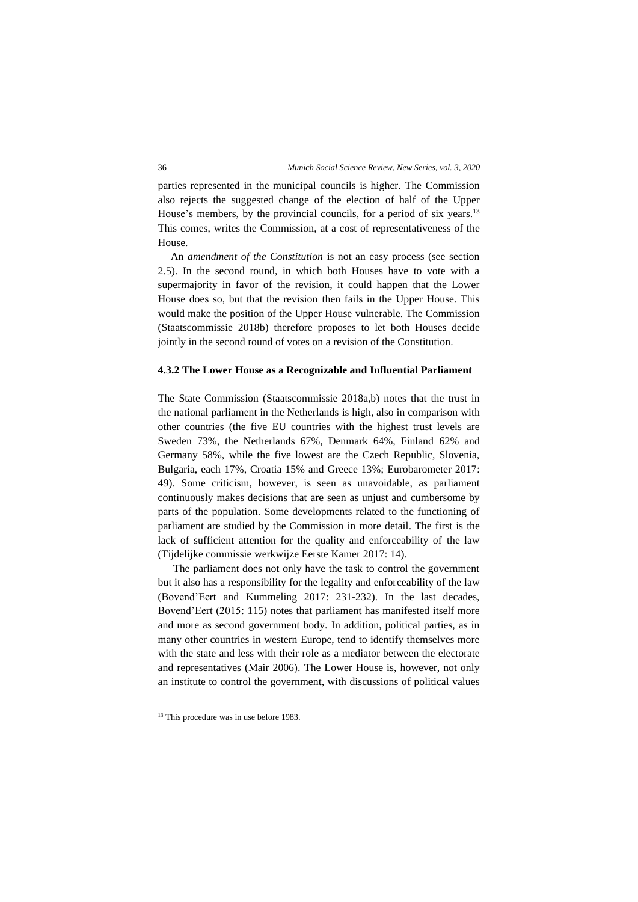parties represented in the municipal councils is higher. The Commission also rejects the suggested change of the election of half of the Upper House's members, by the provincial councils, for a period of six years.[13] This comes, writes the Commission, at a cost of representativeness of the House.

An *amendment of the Constitution* is not an easy process (see section 2.5). In the second round, in which both Houses have to vote with a supermajority in favor of the revision, it could happen that the Lower House does so, but that the revision then fails in the Upper House. This would make the position of the Upper House vulnerable. The Commission (Staatscommissie 2018b) therefore proposes to let both Houses decide jointly in the second round of votes on a revision of the Constitution.

#### 4.3.2 The Lower House as a Recognizable and Influential Parliament

The State Commission (Staatscommissie 2018a,b) notes that the trust in the national parliament in the Netherlands is high, also in comparison with other countries (the five EU countries with the highest trust levels are Sweden 73%, the Netherlands 67%, Denmark 64%, Finland 62% and Germany 58%, while the five lowest are the Czech Republic, Slovenia, Bulgaria, each 17%, Croatia 15% and Greece 13%; Eurobarometer 2017: 49). Some criticism, however, is seen as unavoidable, as parliament continuously makes decisions that are seen as unjust and cumbersome by parts of the population. Some developments related to the functioning of parliament are studied by the Commission in more detail. The first is the lack of sufficient attention for the quality and enforceability of the law (Tijdelijke commissie werkwijze Eerste Kamer 2017: 14).

The parliament does not only have the task to control the government but it also has a responsibility for the legality and enforceability of the law (Bovend'Eert and Kummeling 2017: 231-232). In the last decades, Bovend'Eert (2015: 115) notes that parliament has manifested itself more and more as second government body. In addition, political parties, as in many other countries in western Europe, tend to identify themselves more with the state and less with their role as a mediator between the electorate and representatives (Mair 2006). The Lower House is, however, not only an institute to control the government, with discussions of political values

[13] This procedure was in use before 1983.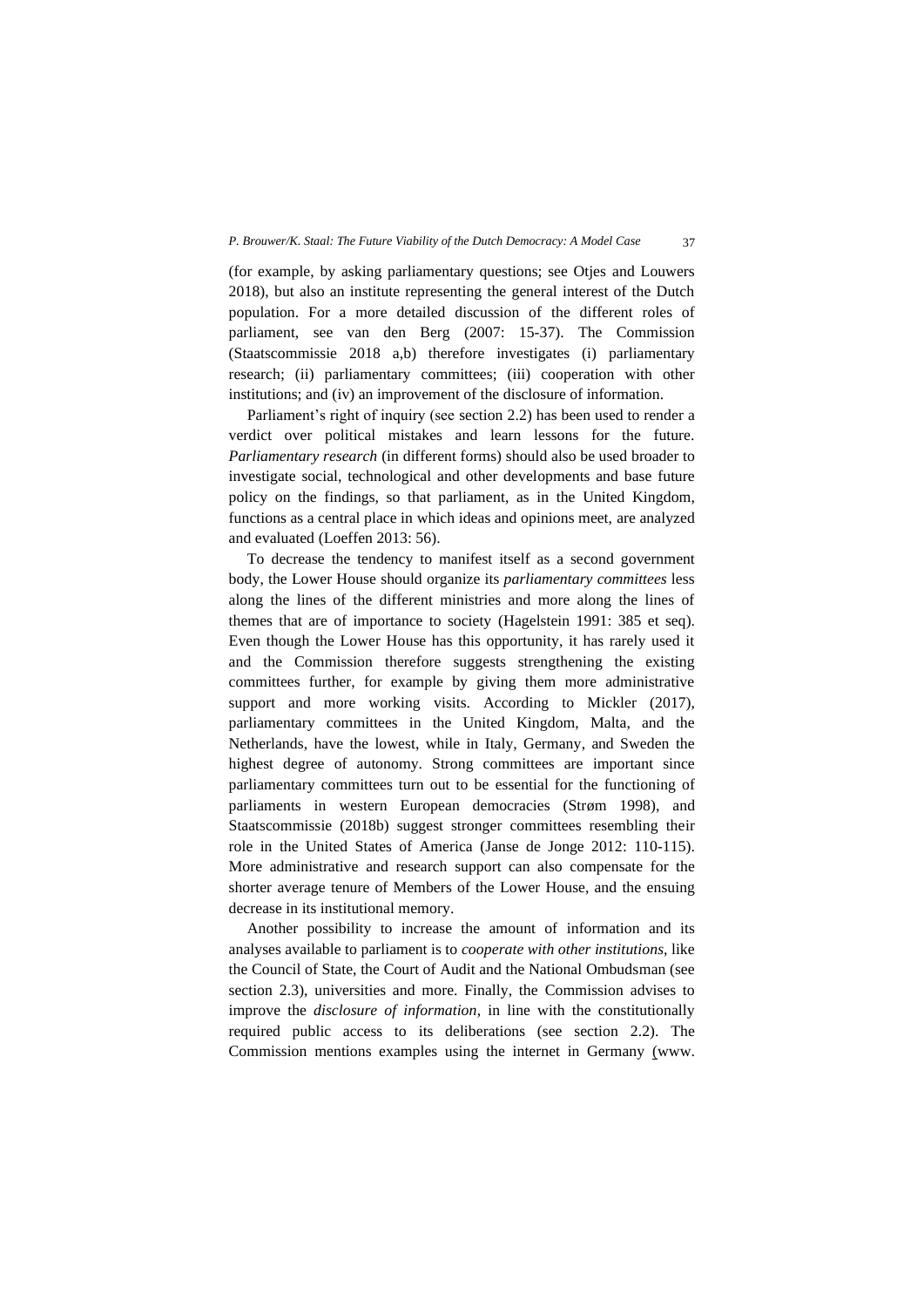(for example, by asking parliamentary questions; see Otjes and Louwers 2018), but also an institute representing the general interest of the Dutch population. For a more detailed discussion of the different roles of parliament, see van den Berg (2007: 15-37). The Commission (Staatscommissie 2018 a,b) therefore investigates (i) parliamentary research; (ii) parliamentary committees; (iii) cooperation with other institutions; and (iv) an improvement of the disclosure of information.

Parliament's right of inquiry (see section 2.2) has been used to render a verdict over political mistakes and learn lessons for the future. *Parliamentary research* (in different forms) should also be used broader to investigate social, technological and other developments and base future policy on the findings, so that parliament, as in the United Kingdom, functions as a central place in which ideas and opinions meet, are analyzed and evaluated (Loeffen 2013: 56).

To decrease the tendency to manifest itself as a second government body, the Lower House should organize its *parliamentary committees* less along the lines of the different ministries and more along the lines of themes that are of importance to society (Hagelstein 1991: 385 et seq). Even though the Lower House has this opportunity, it has rarely used it and the Commission therefore suggests strengthening the existing committees further, for example by giving them more administrative support and more working visits. According to Mickler (2017), parliamentary committees in the United Kingdom, Malta, and the Netherlands, have the lowest, while in Italy, Germany, and Sweden the highest degree of autonomy. Strong committees are important since parliamentary committees turn out to be essential for the functioning of parliaments in western European democracies (Strøm 1998), and Staatscommissie (2018b) suggest stronger committees resembling their role in the United States of America (Janse de Jonge 2012: 110-115). More administrative and research support can also compensate for the shorter average tenure of Members of the Lower House, and the ensuing decrease in its institutional memory.

Another possibility to increase the amount of information and its analyses available to parliament is to *cooperate with other institutions*, like the Council of State, the Court of Audit and the National Ombudsman (see section 2.3), universities and more. Finally, the Commission advises to improve the *disclosure of information*, in line with the constitutionally required public access to its deliberations (see section 2.2). The Commission mentions examples using the internet in Germany (www.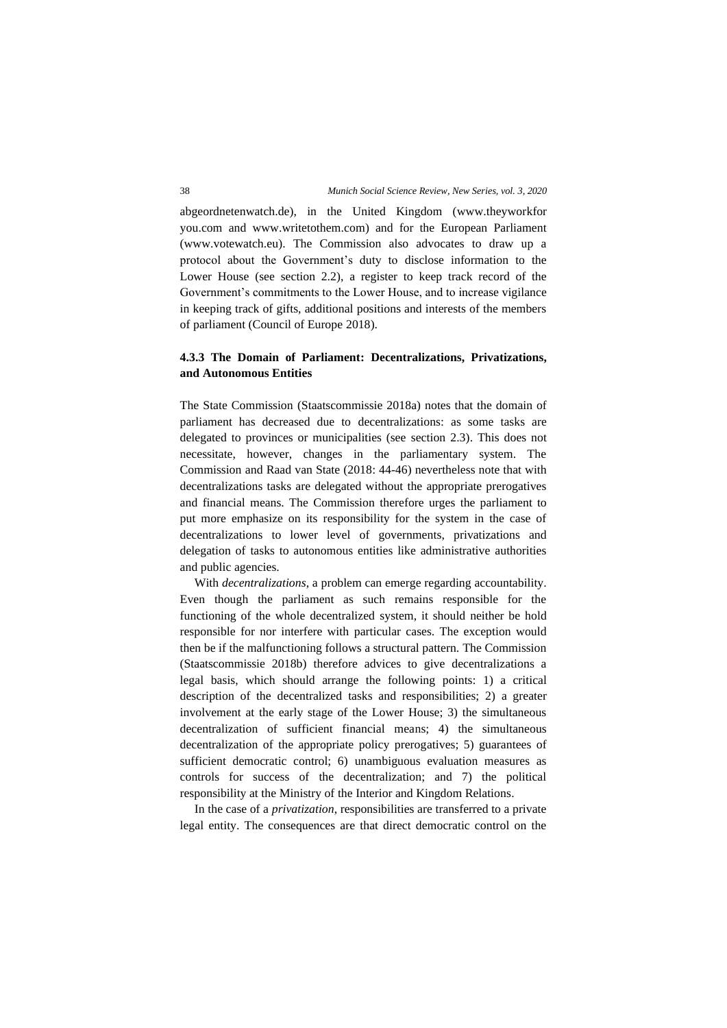abgeordnetenwatch.de), in the United Kingdom (www.theyworkfor you.com and www.writetothem.com) and for the European Parliament (www.votewatch.eu). The Commission also advocates to draw up a protocol about the Government's duty to disclose information to the Lower House (see section 2.2), a register to keep track record of the Government's commitments to the Lower House, and to increase vigilance in keeping track of gifts, additional positions and interests of the members of parliament (Council of Europe 2018).

### 4.3.3 The Domain of Parliament: Decentralizations, Privatizations, and Autonomous Entities

The State Commission (Staatscommissie 2018a) notes that the domain of parliament has decreased due to decentralizations: as some tasks are delegated to provinces or municipalities (see section 2.3). This does not necessitate, however, changes in the parliamentary system. The Commission and Raad van State (2018: 44-46) nevertheless note that with decentralizations tasks are delegated without the appropriate prerogatives and financial means. The Commission therefore urges the parliament to put more emphasize on its responsibility for the system in the case of decentralizations to lower level of governments, privatizations and delegation of tasks to autonomous entities like administrative authorities and public agencies.

With *decentralizations*, a problem can emerge regarding accountability. Even though the parliament as such remains responsible for the functioning of the whole decentralized system, it should neither be hold responsible for nor interfere with particular cases. The exception would then be if the malfunctioning follows a structural pattern. The Commission (Staatscommissie 2018b) therefore advices to give decentralizations a legal basis, which should arrange the following points: 1) a critical description of the decentralized tasks and responsibilities; 2) a greater involvement at the early stage of the Lower House; 3) the simultaneous decentralization of sufficient financial means; 4) the simultaneous decentralization of the appropriate policy prerogatives; 5) guarantees of sufficient democratic control; 6) unambiguous evaluation measures as controls for success of the decentralization; and 7) the political responsibility at the Ministry of the Interior and Kingdom Relations.

In the case of a *privatization*, responsibilities are transferred to a private legal entity. The consequences are that direct democratic control on the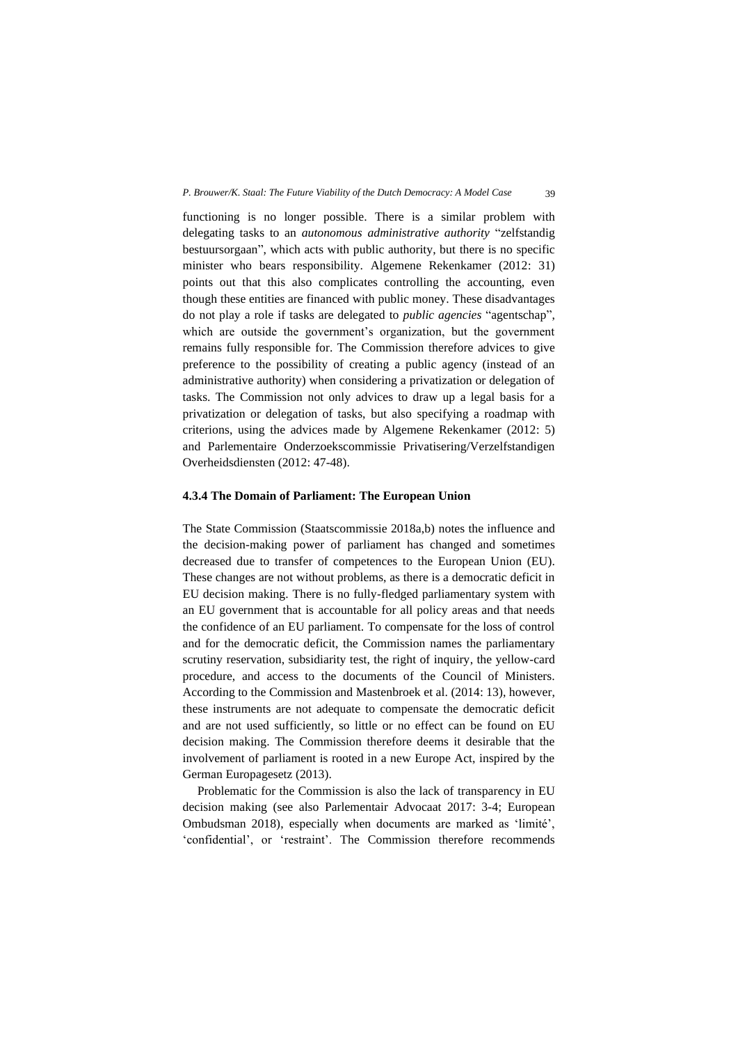functioning is no longer possible. There is a similar problem with delegating tasks to an *autonomous administrative authority* "zelfstandig bestuursorgaan", which acts with public authority, but there is no specific minister who bears responsibility. Algemene Rekenkamer (2012: 31) points out that this also complicates controlling the accounting, even though these entities are financed with public money. These disadvantages do not play a role if tasks are delegated to *public agencies* "agentschap", which are outside the government's organization, but the government remains fully responsible for. The Commission therefore advices to give preference to the possibility of creating a public agency (instead of an administrative authority) when considering a privatization or delegation of tasks. The Commission not only advices to draw up a legal basis for a privatization or delegation of tasks, but also specifying a roadmap with criterions, using the advices made by Algemene Rekenkamer (2012: 5) and Parlementaire Onderzoekscommissie Privatisering/Verzelfstandigen Overheidsdiensten (2012: 47-48).

### 4.3.4 The Domain of Parliament: The European Union

The State Commission (Staatscommissie 2018a,b) notes the influence and the decision-making power of parliament has changed and sometimes decreased due to transfer of competences to the European Union (EU). These changes are not without problems, as there is a democratic deficit in EU decision making. There is no fully-fledged parliamentary system with an EU government that is accountable for all policy areas and that needs the confidence of an EU parliament. To compensate for the loss of control and for the democratic deficit, the Commission names the parliamentary scrutiny reservation, subsidiarity test, the right of inquiry, the yellow-card procedure, and access to the documents of the Council of Ministers. According to the Commission and Mastenbroek et al. (2014: 13), however, these instruments are not adequate to compensate the democratic deficit and are not used sufficiently, so little or no effect can be found on EU decision making. The Commission therefore deems it desirable that the involvement of parliament is rooted in a new Europe Act, inspired by the German Europagesetz (2013).

Problematic for the Commission is also the lack of transparency in EU decision making (see also Parlementair Advocaat 2017: 3-4; European Ombudsman 2018), especially when documents are marked as 'limité', 'confidential', or 'restraint'. The Commission therefore recommends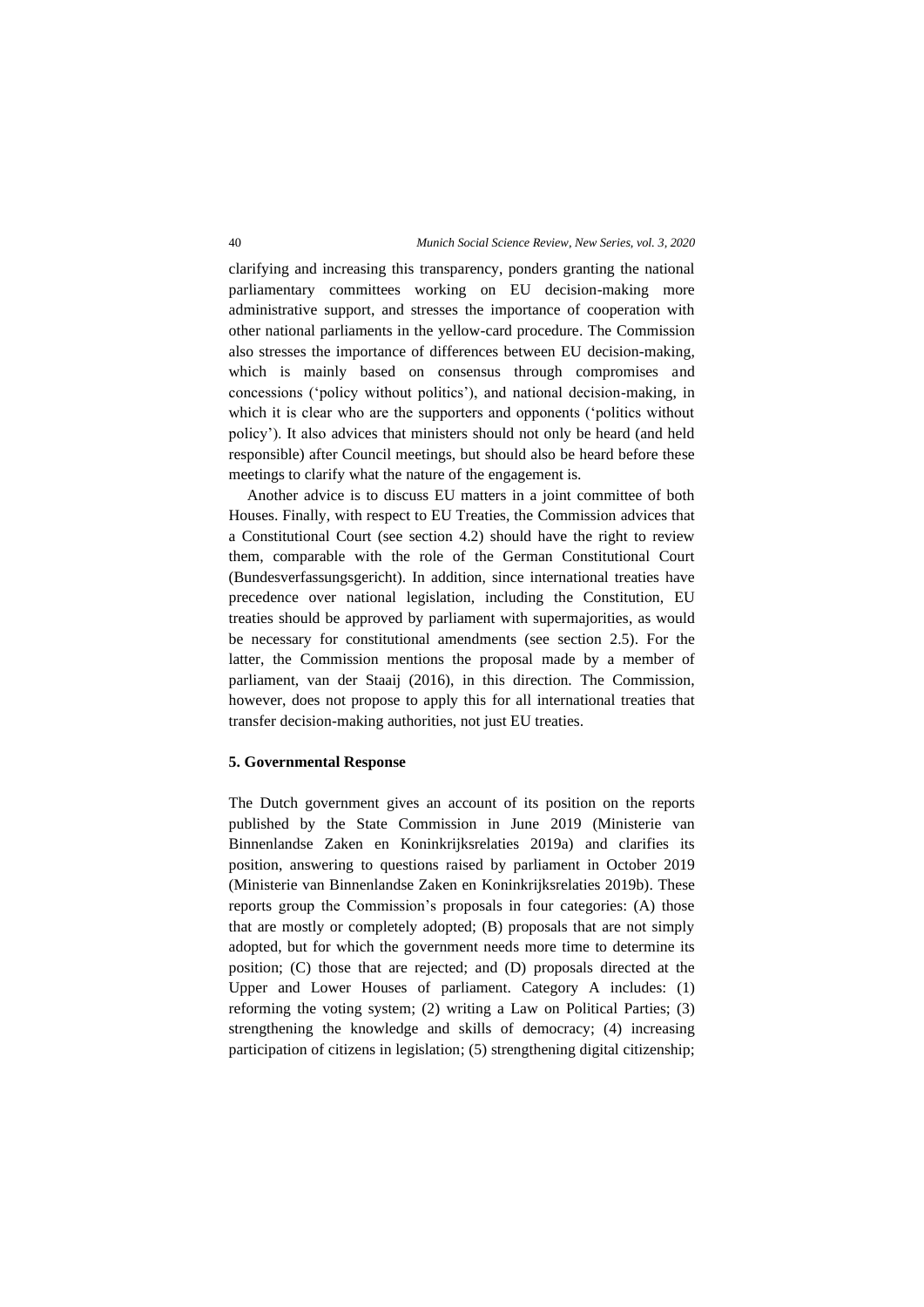clarifying and increasing this transparency, ponders granting the national parliamentary committees working on EU decision-making more administrative support, and stresses the importance of cooperation with other national parliaments in the yellow-card procedure. The Commission also stresses the importance of differences between EU decision-making, which is mainly based on consensus through compromises and concessions ('policy without politics'), and national decision-making, in which it is clear who are the supporters and opponents ('politics without policy'). It also advices that ministers should not only be heard (and held responsible) after Council meetings, but should also be heard before these meetings to clarify what the nature of the engagement is.

Another advice is to discuss EU matters in a joint committee of both Houses. Finally, with respect to EU Treaties, the Commission advices that a Constitutional Court (see section 4.2) should have the right to review them, comparable with the role of the German Constitutional Court (Bundesverfassungsgericht). In addition, since international treaties have precedence over national legislation, including the Constitution, EU treaties should be approved by parliament with supermajorities, as would be necessary for constitutional amendments (see section 2.5). For the latter, the Commission mentions the proposal made by a member of parliament, van der Staaij (2016), in this direction. The Commission, however, does not propose to apply this for all international treaties that transfer decision-making authorities, not just EU treaties.

## 5. Governmental Response

The Dutch government gives an account of its position on the reports published by the State Commission in June 2019 (Ministerie van Binnenlandse Zaken en Koninkrijksrelaties 2019a) and clarifies its position, answering to questions raised by parliament in October 2019 (Ministerie van Binnenlandse Zaken en Koninkrijksrelaties 2019b). These reports group the Commission's proposals in four categories: (A) those that are mostly or completely adopted; (B) proposals that are not simply adopted, but for which the government needs more time to determine its position; (C) those that are rejected; and (D) proposals directed at the Upper and Lower Houses of parliament. Category A includes: (1) reforming the voting system; (2) writing a Law on Political Parties; (3) strengthening the knowledge and skills of democracy; (4) increasing participation of citizens in legislation; (5) strengthening digital citizenship;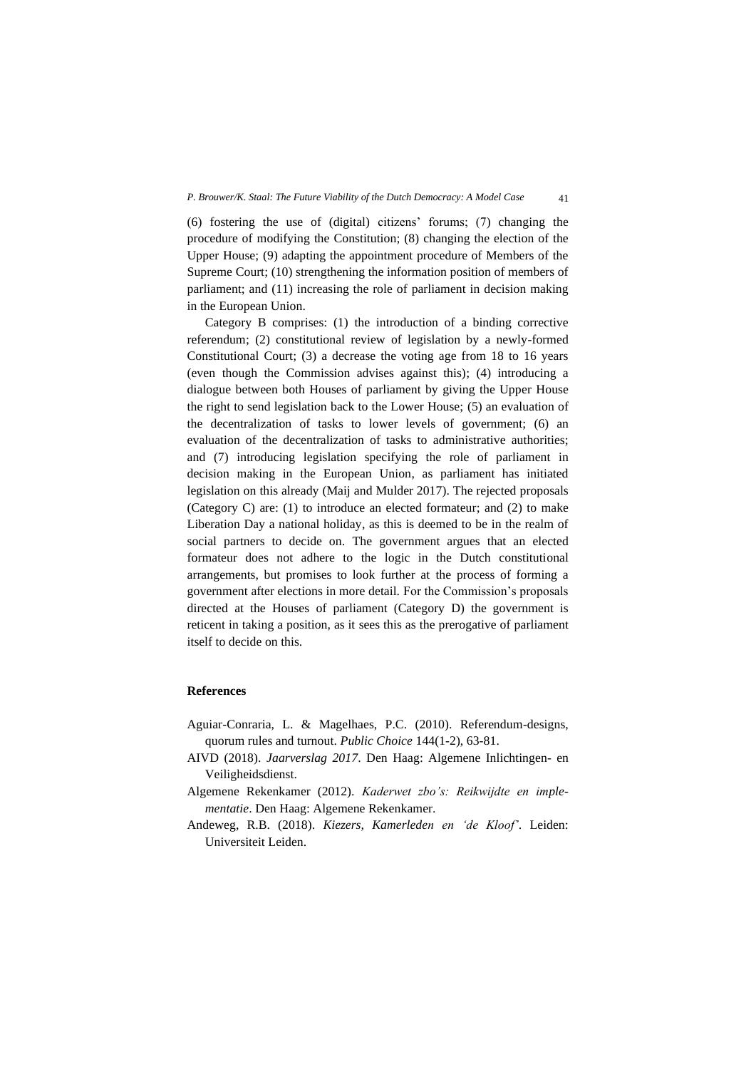(6) fostering the use of (digital) citizens' forums; (7) changing the procedure of modifying the Constitution; (8) changing the election of the Upper House; (9) adapting the appointment procedure of Members of the Supreme Court; (10) strengthening the information position of members of parliament; and (11) increasing the role of parliament in decision making in the European Union.

Category B comprises: (1) the introduction of a binding corrective referendum; (2) constitutional review of legislation by a newly-formed Constitutional Court; (3) a decrease the voting age from 18 to 16 years (even though the Commission advises against this); (4) introducing a dialogue between both Houses of parliament by giving the Upper House the right to send legislation back to the Lower House; (5) an evaluation of the decentralization of tasks to lower levels of government; (6) an evaluation of the decentralization of tasks to administrative authorities; and (7) introducing legislation specifying the role of parliament in decision making in the European Union, as parliament has initiated legislation on this already (Maij and Mulder 2017). The rejected proposals (Category C) are: (1) to introduce an elected formateur; and (2) to make Liberation Day a national holiday, as this is deemed to be in the realm of social partners to decide on. The government argues that an elected formateur does not adhere to the logic in the Dutch constitutional arrangements, but promises to look further at the process of forming a government after elections in more detail. For the Commission's proposals directed at the Houses of parliament (Category D) the government is reticent in taking a position, as it sees this as the prerogative of parliament itself to decide on this.

## References

Aguiar-Conraria, L. & Magelhaes, P.C. (2010). Referendum-designs, quorum rules and turnout. *Public Choice* 144(1-2), 63-81.

AIVD (2018). *Jaarverslag 2017*. Den Haag: Algemene Inlichtingen- en Veiligheidsdienst.

Algemene Rekenkamer (2012). *Kaderwet zbo's: Reikwijdte en implementatie*. Den Haag: Algemene Rekenkamer.

Andeweg, R.B. (2018). *Kiezers, Kamerleden en 'de Kloof'*. Leiden: Universiteit Leiden.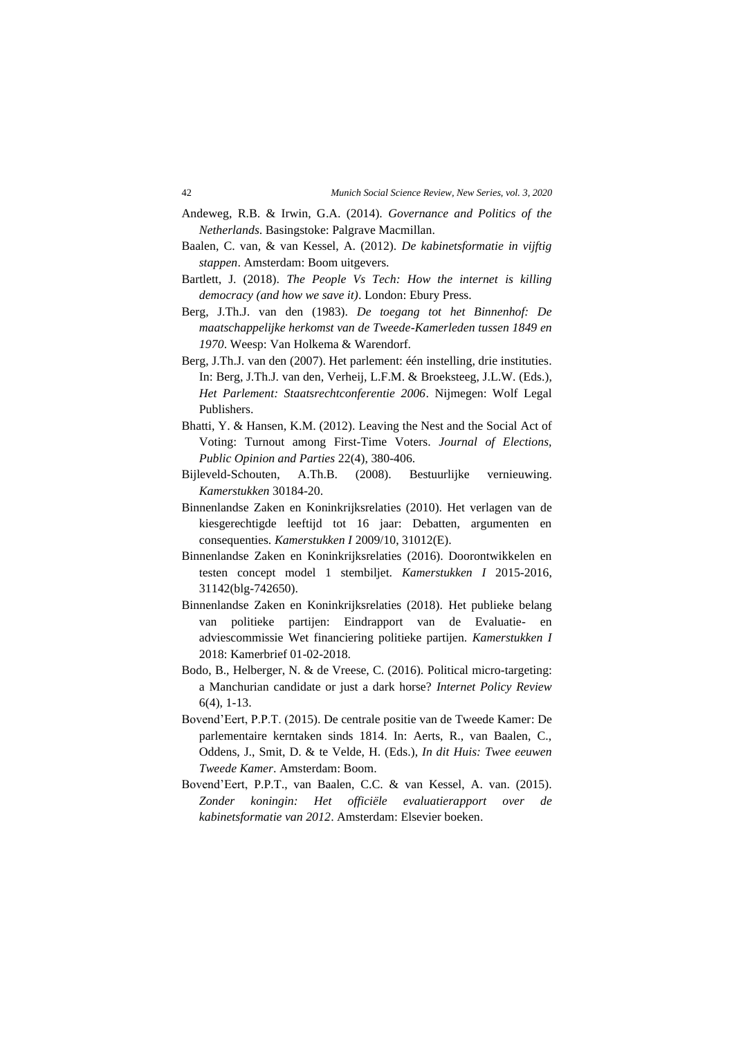Andeweg, R.B. & Irwin, G.A. (2014). *Governance and Politics of the Netherlands*. Basingstoke: Palgrave Macmillan.

Baalen, C. van, & van Kessel, A. (2012). *De kabinetsformatie in vijftig stappen*. Amsterdam: Boom uitgevers.

Bartlett, J. (2018). *The People Vs Tech: How the internet is killing democracy (and how we save it)*. London: Ebury Press.

Berg, J.Th.J. van den (1983). *De toegang tot het Binnenhof: De maatschappelijke herkomst van de Tweede-Kamerleden tussen 1849 en 1970*. Weesp: Van Holkema & Warendorf.

Berg, J.Th.J. van den (2007). Het parlement: één instelling, drie instituties. In: Berg, J.Th.J. van den, Verheij, L.F.M. & Broeksteeg, J.L.W. (Eds.), *Het Parlement: Staatsrechtconferentie 2006*. Nijmegen: Wolf Legal Publishers.

Bhatti, Y. & Hansen, K.M. (2012). Leaving the Nest and the Social Act of Voting: Turnout among First-Time Voters. *Journal of Elections, Public Opinion and Parties* 22(4), 380-406.

Bijleveld-Schouten, A.Th.B. (2008). Bestuurlijke vernieuwing. *Kamerstukken* 30184-20.

Binnenlandse Zaken en Koninkrijksrelaties (2010). Het verlagen van de kiesgerechtigde leeftijd tot 16 jaar: Debatten, argumenten en consequenties. *Kamerstukken I* 2009/10, 31012(E).

Binnenlandse Zaken en Koninkrijksrelaties (2016). Doorontwikkelen en testen concept model 1 stembiljet. *Kamerstukken I* 2015-2016, 31142(blg-742650).

Binnenlandse Zaken en Koninkrijksrelaties (2018). Het publieke belang van politieke partijen: Eindrapport van de Evaluatie- en adviescommissie Wet financiering politieke partijen. *Kamerstukken I* 2018: Kamerbrief 01-02-2018.

Bodo, B., Helberger, N. & de Vreese, C. (2016). Political micro-targeting: a Manchurian candidate or just a dark horse? *Internet Policy Review* 6(4), 1-13.

Bovend'Eert, P.P.T. (2015). De centrale positie van de Tweede Kamer: De parlementaire kerntaken sinds 1814. In: Aerts, R., van Baalen, C., Oddens, J., Smit, D. & te Velde, H. (Eds.), *In dit Huis: Twee eeuwen Tweede Kamer*. Amsterdam: Boom.

Bovend'Eert, P.P.T., van Baalen, C.C. & van Kessel, A. van. (2015). *Zonder koningin: Het officiële evaluatierapport over de kabinetsformatie van 2012*. Amsterdam: Elsevier boeken.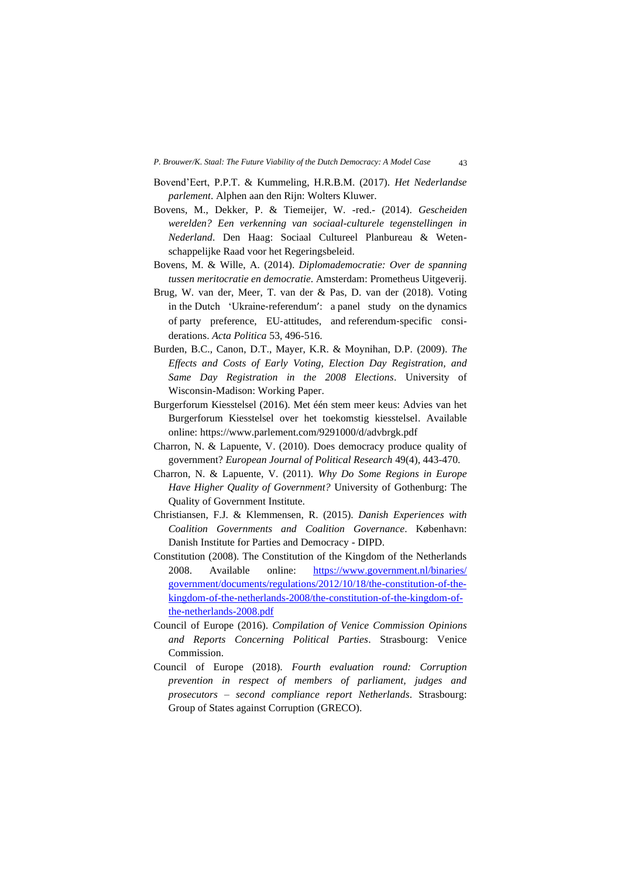Bovend'Eert, P.P.T. & Kummeling, H.R.B.M. (2017). *Het Nederlandse parlement*. Alphen aan den Rijn: Wolters Kluwer.

Bovens, M., Dekker, P. & Tiemeijer, W. -red.- (2014). *Gescheiden werelden? Een verkenning van sociaal-culturele tegenstellingen in Nederland*. Den Haag: Sociaal Cultureel Planbureau & Wetenschappelijke Raad voor het Regeringsbeleid.

Bovens, M. & Wille, A. (2014). *Diplomademocratie: Over de spanning tussen meritocratie en democratie*. Amsterdam: Prometheus Uitgeverij.

Brug, W. van der, Meer, T. van der & Pas, D. van der (2018). Voting in the Dutch 'Ukraine-referendum': a panel study on the dynamics of party preference, EU-attitudes, and referendum-specific considerations. *Acta Politica* 53, 496-516.

Burden, B.C., Canon, D.T., Mayer, K.R. & Moynihan, D.P. (2009). *The Effects and Costs of Early Voting, Election Day Registration, and Same Day Registration in the 2008 Elections*. University of Wisconsin-Madison: Working Paper.

Burgerforum Kiesstelsel (2016). Met één stem meer keus: Advies van het Burgerforum Kiesstelsel over het toekomstig kiesstelsel. Available online: https://www.parlement.com/9291000/d/advbrgk.pdf

Charron, N. & Lapuente, V. (2010). Does democracy produce quality of government? *European Journal of Political Research* 49(4), 443-470.

Charron, N. & Lapuente, V. (2011). *Why Do Some Regions in Europe Have Higher Quality of Government?* University of Gothenburg: The Quality of Government Institute.

Christiansen, F.J. & Klemmensen, R. (2015). *Danish Experiences with Coalition Governments and Coalition Governance*. København: Danish Institute for Parties and Democracy - DIPD.

Constitution (2008). The Constitution of the Kingdom of the Netherlands 2008. Available online: [https://www.government.nl/binaries/government/documents/regulations/2012/10/18/the-constitution-of-the-kingdom-of-the-netherlands-2008/the-constitution-of-the-kingdom-of-the-netherlands-2008.pdf](https://www.government.nl/binaries/government/documents/regulations/2012/10/18/the-constitution-of-the-kingdom-of-the-netherlands-2008/the-constitution-of-the-kingdom-of-the-netherlands-2008.pdf)

Council of Europe (2016). *Compilation of Venice Commission Opinions and Reports Concerning Political Parties*. Strasbourg: Venice Commission.

Council of Europe (2018). *Fourth evaluation round: Corruption prevention in respect of members of parliament, judges and prosecutors – second compliance report Netherlands*. Strasbourg: Group of States against Corruption (GRECO).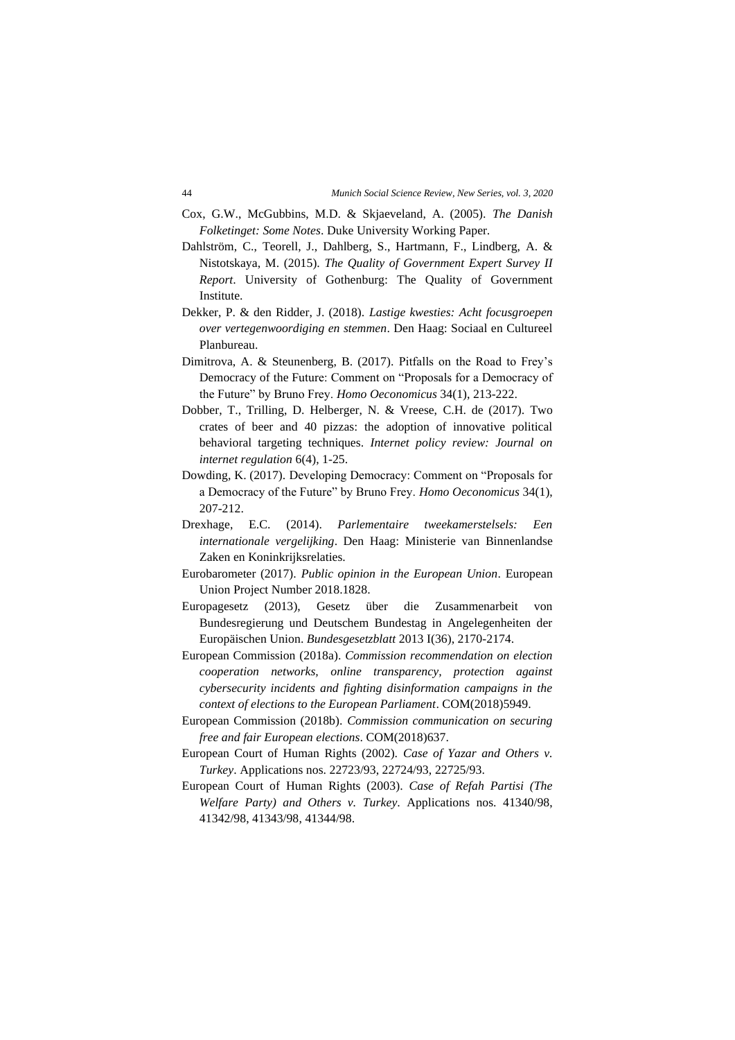Cox, G.W., McGubbins, M.D. & Skjaeveland, A. (2005). *The Danish Folketinget: Some Notes*. Duke University Working Paper.

Dahlström, C., Teorell, J., Dahlberg, S., Hartmann, F., Lindberg, A. & Nistotskaya, M. (2015). *The Quality of Government Expert Survey II Report*. University of Gothenburg: The Quality of Government Institute.

Dekker, P. & den Ridder, J. (2018). *Lastige kwesties: Acht focusgroepen over vertegenwoordiging en stemmen*. Den Haag: Sociaal en Cultureel Planbureau.

Dimitrova, A. & Steunenberg, B. (2017). Pitfalls on the Road to Frey's Democracy of the Future: Comment on "Proposals for a Democracy of the Future" by Bruno Frey. *Homo Oeconomicus* 34(1), 213-222.

Dobber, T., Trilling, D. Helberger, N. & Vreese, C.H. de (2017). Two crates of beer and 40 pizzas: the adoption of innovative political behavioral targeting techniques. *Internet policy review: Journal on internet regulation* 6(4), 1-25.

Dowding, K. (2017). Developing Democracy: Comment on "Proposals for a Democracy of the Future" by Bruno Frey. *Homo Oeconomicus* 34(1), 207-212.

Drexhage, E.C. (2014). *Parlementaire tweekamerstelsels: Een internationale vergelijking*. Den Haag: Ministerie van Binnenlandse Zaken en Koninkrijksrelaties.

Eurobarometer (2017). *Public opinion in the European Union*. European Union Project Number 2018.1828.

Europagesetz (2013), Gesetz über die Zusammenarbeit von Bundesregierung und Deutschem Bundestag in Angelegenheiten der Europäischen Union. *Bundesgesetzblatt* 2013 I(36), 2170-2174.

European Commission (2018a). *Commission recommendation on election cooperation networks, online transparency, protection against cybersecurity incidents and fighting disinformation campaigns in the context of elections to the European Parliament*. COM(2018)5949.

European Commission (2018b). *Commission communication on securing free and fair European elections*. COM(2018)637.

European Court of Human Rights (2002). *Case of Yazar and Others v. Turkey*. Applications nos. 22723/93, 22724/93, 22725/93.

European Court of Human Rights (2003). *Case of Refah Partisi (The Welfare Party) and Others v. Turkey*. Applications nos. 41340/98, 41342/98, 41343/98, 41344/98.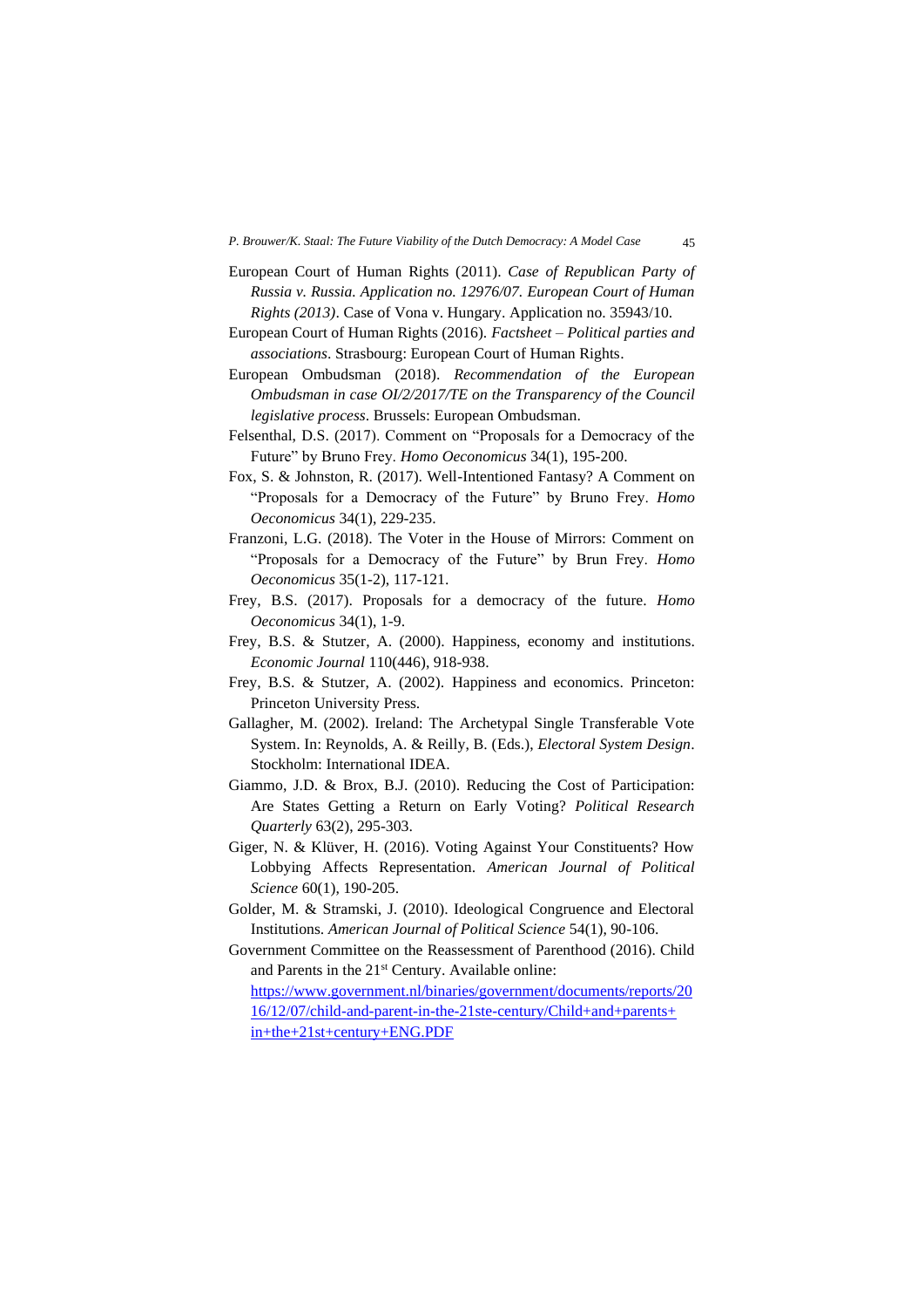European Court of Human Rights (2011). *Case of Republican Party of Russia v. Russia. Application no. 12976/07. European Court of Human Rights (2013)*. Case of Vona v. Hungary. Application no. 35943/10.

European Court of Human Rights (2016). *Factsheet – Political parties and associations*. Strasbourg: European Court of Human Rights.

European Ombudsman (2018). *Recommendation of the European Ombudsman in case OI/2/2017/TE on the Transparency of the Council legislative process*. Brussels: European Ombudsman.

Felsenthal, D.S. (2017). Comment on "Proposals for a Democracy of the Future" by Bruno Frey. *Homo Oeconomicus* 34(1), 195-200.

Fox, S. & Johnston, R. (2017). Well-Intentioned Fantasy? A Comment on "Proposals for a Democracy of the Future" by Bruno Frey. *Homo Oeconomicus* 34(1), 229-235.

Franzoni, L.G. (2018). The Voter in the House of Mirrors: Comment on "Proposals for a Democracy of the Future" by Brun Frey. *Homo Oeconomicus* 35(1-2), 117-121.

Frey, B.S. (2017). Proposals for a democracy of the future. *Homo Oeconomicus* 34(1), 1-9.

Frey, B.S. & Stutzer, A. (2000). Happiness, economy and institutions. *Economic Journal* 110(446), 918-938.

Frey, B.S. & Stutzer, A. (2002). Happiness and economics. Princeton: Princeton University Press.

Gallagher, M. (2002). Ireland: The Archetypal Single Transferable Vote System. In: Reynolds, A. & Reilly, B. (Eds.), *Electoral System Design*. Stockholm: International IDEA.

Giammo, J.D. & Brox, B.J. (2010). Reducing the Cost of Participation: Are States Getting a Return on Early Voting? *Political Research Quarterly* 63(2), 295-303.

Giger, N. & Klüver, H. (2016). Voting Against Your Constituents? How Lobbying Affects Representation. *American Journal of Political Science* 60(1), 190-205.

Golder, M. & Stramski, J. (2010). Ideological Congruence and Electoral Institutions. *American Journal of Political Science* 54(1), 90-106.

Government Committee on the Reassessment of Parenthood (2016). Child and Parents in the 21st Century. Available online: https://www.government.nl/binaries/government/documents/reports/2016/12/07/child-and-parent-in-the-21ste-century/Child+and+parents+in+the+21st+century+ENG.PDF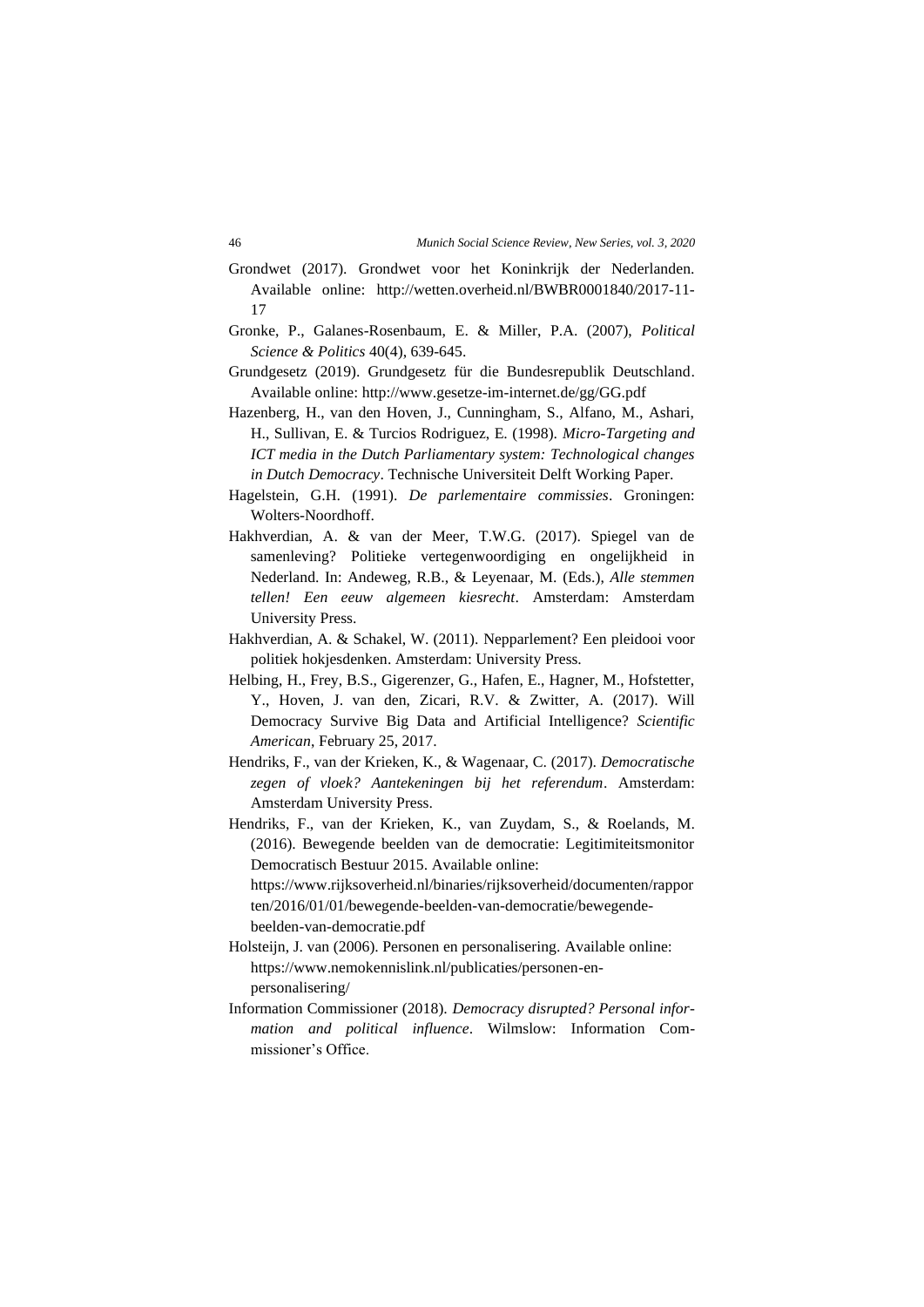Grondwet (2017). Grondwet voor het Koninkrijk der Nederlanden. Available online: http://wetten.overheid.nl/BWBR0001840/2017-11-17

Gronke, P., Galanes-Rosenbaum, E. & Miller, P.A. (2007), *Political Science & Politics* 40(4), 639-645.

Grundgesetz (2019). Grundgesetz für die Bundesrepublik Deutschland. Available online: http://www.gesetze-im-internet.de/gg/GG.pdf

Hazenberg, H., van den Hoven, J., Cunningham, S., Alfano, M., Ashari, H., Sullivan, E. & Turcios Rodriguez, E. (1998). *Micro-Targeting and ICT media in the Dutch Parliamentary system: Technological changes in Dutch Democracy*. Technische Universiteit Delft Working Paper.

Hagelstein, G.H. (1991). *De parlementaire commissies*. Groningen: Wolters-Noordhoff.

Hakhverdian, A. & van der Meer, T.W.G. (2017). Spiegel van de samenleving? Politieke vertegenwoordiging en ongelijkheid in Nederland. In: Andeweg, R.B., & Leyenaar, M. (Eds.), *Alle stemmen tellen! Een eeuw algemeen kiesrecht*. Amsterdam: Amsterdam University Press.

Hakhverdian, A. & Schakel, W. (2011). Nepparlement? Een pleidooi voor politiek hokjesdenken. Amsterdam: University Press.

Helbing, H., Frey, B.S., Gigerenzer, G., Hafen, E., Hagner, M., Hofstetter, Y., Hoven, J. van den, Zicari, R.V. & Zwitter, A. (2017). Will Democracy Survive Big Data and Artificial Intelligence? *Scientific American*, February 25, 2017.

Hendriks, F., van der Krieken, K., & Wagenaar, C. (2017). *Democratische zegen of vloek? Aantekeningen bij het referendum*. Amsterdam: Amsterdam University Press.

Hendriks, F., van der Krieken, K., van Zuydam, S., & Roelands, M. (2016). Bewegende beelden van de democratie: Legitimiteitsmonitor Democratisch Bestuur 2015. Available online: https://www.rijksoverheid.nl/binaries/rijksoverheid/documenten/rapporten/2016/01/01/bewegende-beelden-van-democratie/bewegende-beelden-van-democratie.pdf

Holsteijn, J. van (2006). Personen en personalisering. Available online: https://www.nemokennislink.nl/publicaties/personen-en-personalisering/

Information Commissioner (2018). *Democracy disrupted? Personal information and political influence*. Wilmslow: Information Commissioner's Office.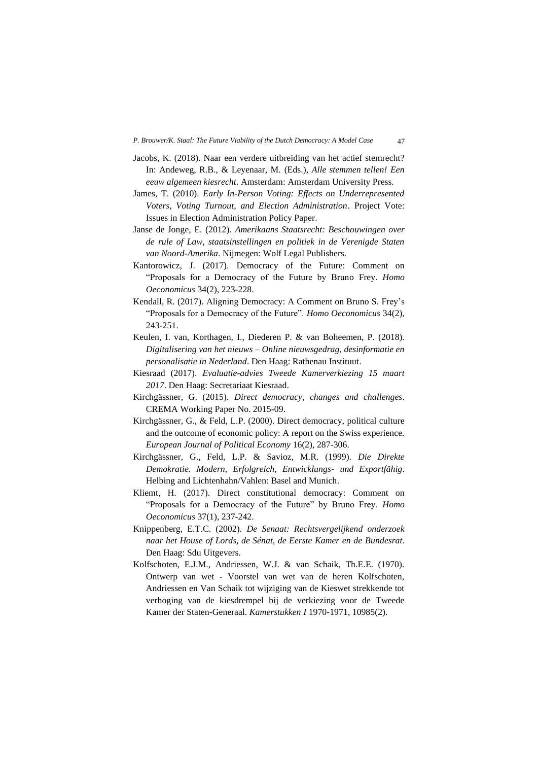Jacobs, K. (2018). Naar een verdere uitbreiding van het actief stemrecht? In: Andeweg, R.B., & Leyenaar, M. (Eds.), *Alle stemmen tellen! Een eeuw algemeen kiesrecht*. Amsterdam: Amsterdam University Press.

James, T. (2010). *Early In-Person Voting: Effects on Underrepresented Voters, Voting Turnout, and Election Administration*. Project Vote: Issues in Election Administration Policy Paper.

Janse de Jonge, E. (2012). *Amerikaans Staatsrecht: Beschouwingen over de rule of Law, staatsinstellingen en politiek in de Verenigde Staten van Noord-Amerika*. Nijmegen: Wolf Legal Publishers.

Kantorowicz, J. (2017). Democracy of the Future: Comment on "Proposals for a Democracy of the Future by Bruno Frey. *Homo Oeconomicus* 34(2), 223-228.

Kendall, R. (2017). Aligning Democracy: A Comment on Bruno S. Frey's "Proposals for a Democracy of the Future". *Homo Oeconomicus* 34(2), 243-251.

Keulen, I. van, Korthagen, I., Diederen P. & van Boheemen, P. (2018). *Digitalisering van het nieuws – Online nieuwsgedrag, desinformatie en personalisatie in Nederland*. Den Haag: Rathenau Instituut.

Kiesraad (2017). *Evaluatie-advies Tweede Kamerverkiezing 15 maart 2017*. Den Haag: Secretariaat Kiesraad.

Kirchgässner, G. (2015). *Direct democracy, changes and challenges*. CREMA Working Paper No. 2015-09.

Kirchgässner, G., & Feld, L.P. (2000). Direct democracy, political culture and the outcome of economic policy: A report on the Swiss experience. *European Journal of Political Economy* 16(2), 287-306.

Kirchgässner, G., Feld, L.P. & Savioz, M.R. (1999). *Die Direkte Demokratie. Modern, Erfolgreich, Entwicklungs- und Exportfähig*. Helbing and Lichtenhahn/Vahlen: Basel and Munich.

Kliemt, H. (2017). Direct constitutional democracy: Comment on "Proposals for a Democracy of the Future" by Bruno Frey. *Homo Oeconomicus* 37(1), 237-242.

Knippenberg, E.T.C. (2002). *De Senaat: Rechtsvergelijkend onderzoek naar het House of Lords, de Sénat, de Eerste Kamer en de Bundesrat*. Den Haag: Sdu Uitgevers.

Kolfschoten, E.J.M., Andriessen, W.J. & van Schaik, Th.E.E. (1970). Ontwerp van wet - Voorstel van wet van de heren Kolfschoten, Andriessen en Van Schaik tot wijziging van de Kieswet strekkende tot verhoging van de kiesdrempel bij de verkiezing voor de Tweede Kamer der Staten-Generaal. *Kamerstukken I* 1970-1971, 10985(2).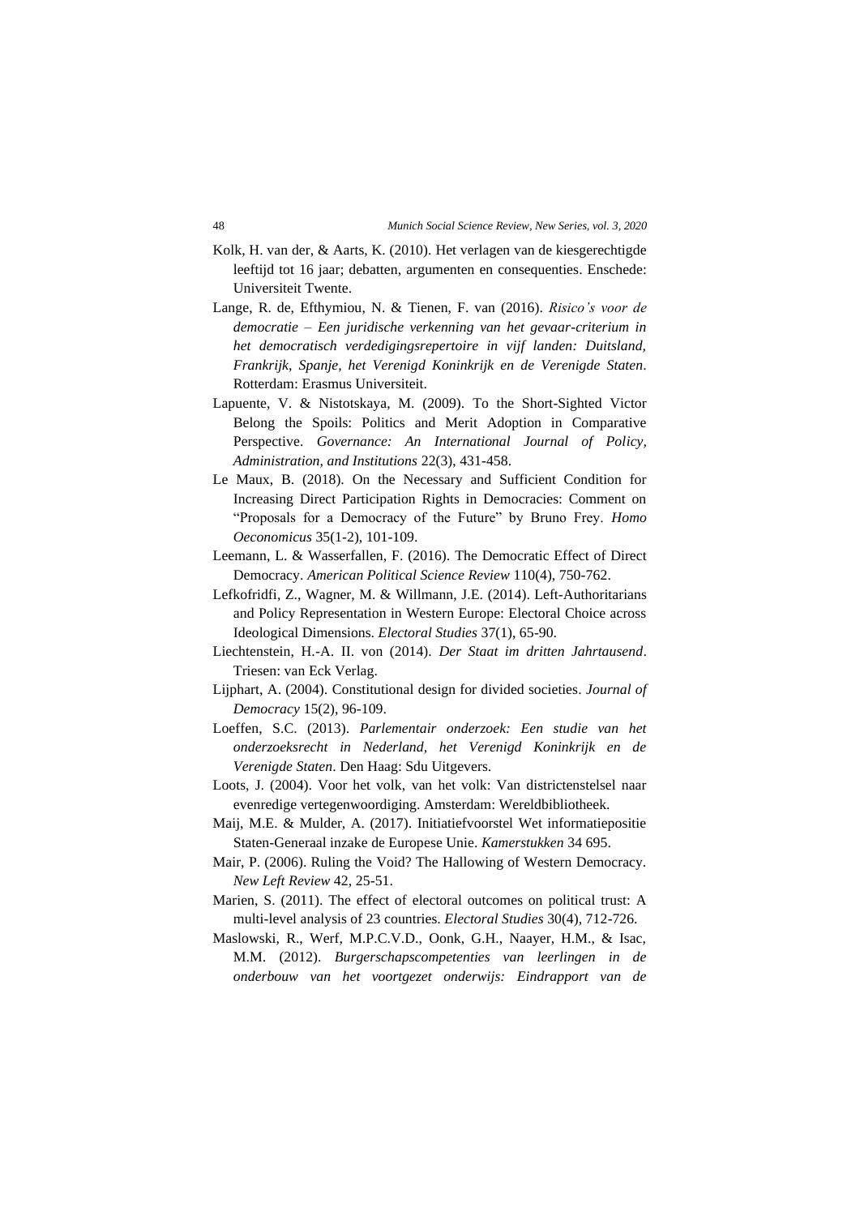Kolk, H. van der, & Aarts, K. (2010). Het verlagen van de kiesgerechtigde leeftijd tot 16 jaar; debatten, argumenten en consequenties. Enschede: Universiteit Twente.

Lange, R. de, Efthymiou, N. & Tienen, F. van (2016). *Risico's voor de democratie – Een juridische verkenning van het gevaar-criterium in het democratisch verdedigingsrepertoire in vijf landen: Duitsland, Frankrijk, Spanje, het Verenigd Koninkrijk en de Verenigde Staten*. Rotterdam: Erasmus Universiteit.

Lapuente, V. & Nistotskaya, M. (2009). To the Short-Sighted Victor Belong the Spoils: Politics and Merit Adoption in Comparative Perspective. *Governance: An International Journal of Policy, Administration, and Institutions* 22(3), 431-458.

Le Maux, B. (2018). On the Necessary and Sufficient Condition for Increasing Direct Participation Rights in Democracies: Comment on "Proposals for a Democracy of the Future" by Bruno Frey. *Homo Oeconomicus* 35(1-2), 101-109.

Leemann, L. & Wasserfallen, F. (2016). The Democratic Effect of Direct Democracy. *American Political Science Review* 110(4), 750-762.

Lefkofridfi, Z., Wagner, M. & Willmann, J.E. (2014). Left-Authoritarians and Policy Representation in Western Europe: Electoral Choice across Ideological Dimensions. *Electoral Studies* 37(1), 65-90.

Liechtenstein, H.-A. II. von (2014). *Der Staat im dritten Jahrtausend*. Triesen: van Eck Verlag.

Lijphart, A. (2004). Constitutional design for divided societies. *Journal of Democracy* 15(2), 96-109.

Loeffen, S.C. (2013). *Parlementair onderzoek: Een studie van het onderzoeksrecht in Nederland, het Verenigd Koninkrijk en de Verenigde Staten*. Den Haag: Sdu Uitgevers.

Loots, J. (2004). Voor het volk, van het volk: Van districtenstelsel naar evenredige vertegenwoordiging. Amsterdam: Wereldbibliotheek.

Maij, M.E. & Mulder, A. (2017). Initiatiefvoorstel Wet informatiepositie Staten-Generaal inzake de Europese Unie. *Kamerstukken* 34 695.

Mair, P. (2006). Ruling the Void? The Hallowing of Western Democracy. *New Left Review* 42, 25-51.

Marien, S. (2011). The effect of electoral outcomes on political trust: A multi-level analysis of 23 countries. *Electoral Studies* 30(4), 712-726.

Maslowski, R., Werf, M.P.C.V.D., Oonk, G.H., Naayer, H.M., & Isac, M.M. (2012). *Burgerschapscompetenties van leerlingen in de onderbouw van het voortgezet onderwijs: Eindrapport van de*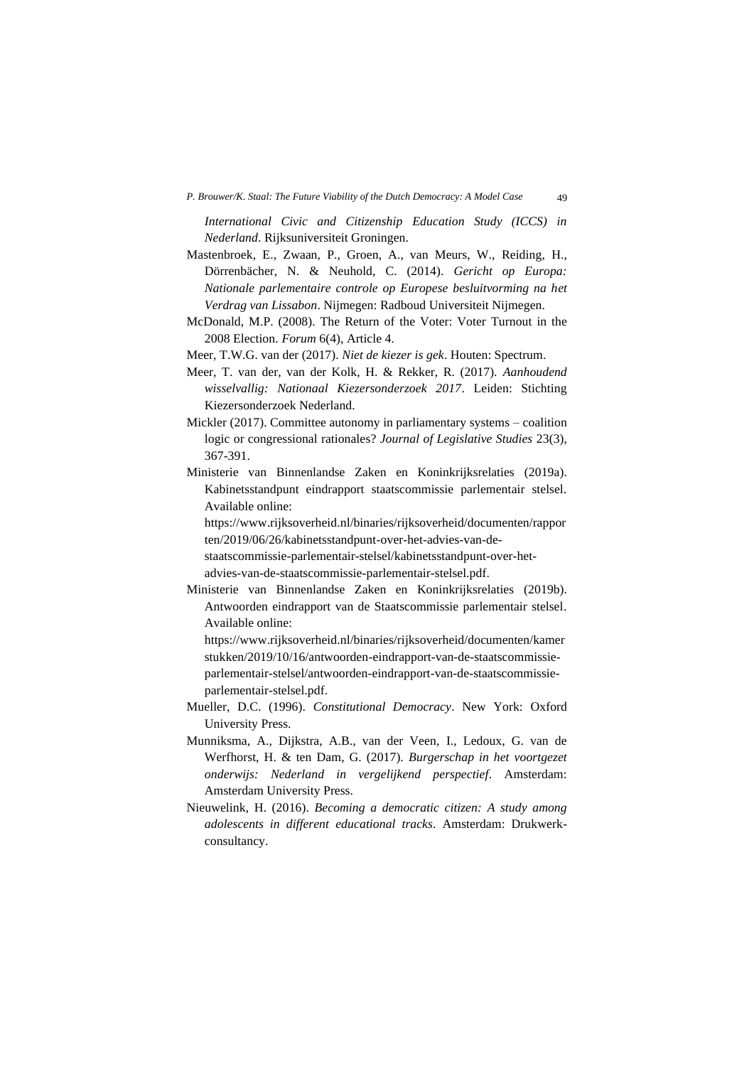*International Civic and Citizenship Education Study (ICCS) in Nederland*. Rijksuniversiteit Groningen.

Mastenbroek, E., Zwaan, P., Groen, A., van Meurs, W., Reiding, H., Dörrenbächer, N. & Neuhold, C. (2014). *Gericht op Europa: Nationale parlementaire controle op Europese besluitvorming na het Verdrag van Lissabon*. Nijmegen: Radboud Universiteit Nijmegen.

McDonald, M.P. (2008). The Return of the Voter: Voter Turnout in the 2008 Election. *Forum* 6(4), Article 4.

Meer, T.W.G. van der (2017). *Niet de kiezer is gek*. Houten: Spectrum.

Meer, T. van der, van der Kolk, H. & Rekker, R. (2017). *Aanhoudend wisselvallig: Nationaal Kiezersonderzoek 2017*. Leiden: Stichting Kiezersonderzoek Nederland.

Mickler (2017). Committee autonomy in parliamentary systems – coalition logic or congressional rationales? *Journal of Legislative Studies* 23(3), 367-391.

Ministerie van Binnenlandse Zaken en Koninkrijksrelaties (2019a). Kabinetsstandpunt eindrapport staatscommissie parlementair stelsel. Available online: https://www.rijksoverheid.nl/binaries/rijksoverheid/documenten/rapporten/2019/06/26/kabinetsstandpunt-over-het-advies-van-de-staatscommissie-parlementair-stelsel/kabinetsstandpunt-over-het-advies-van-de-staatscommissie-parlementair-stelsel.pdf.

Ministerie van Binnenlandse Zaken en Koninkrijksrelaties (2019b). Antwoorden eindrapport van de Staatscommissie parlementair stelsel. Available online: https://www.rijksoverheid.nl/binaries/rijksoverheid/documenten/kamerstukken/2019/10/16/antwoorden-eindrapport-van-de-staatscommissie-parlementair-stelsel/antwoorden-eindrapport-van-de-staatscommissie-parlementair-stelsel.pdf.

Mueller, D.C. (1996). *Constitutional Democracy*. New York: Oxford University Press.

Munniksma, A., Dijkstra, A.B., van der Veen, I., Ledoux, G. van de Werfhorst, H. & ten Dam, G. (2017). *Burgerschap in het voortgezet onderwijs: Nederland in vergelijkend perspectief*. Amsterdam: Amsterdam University Press.

Nieuwelink, H. (2016). *Becoming a democratic citizen: A study among adolescents in different educational tracks*. Amsterdam: Drukwerkconsultancy.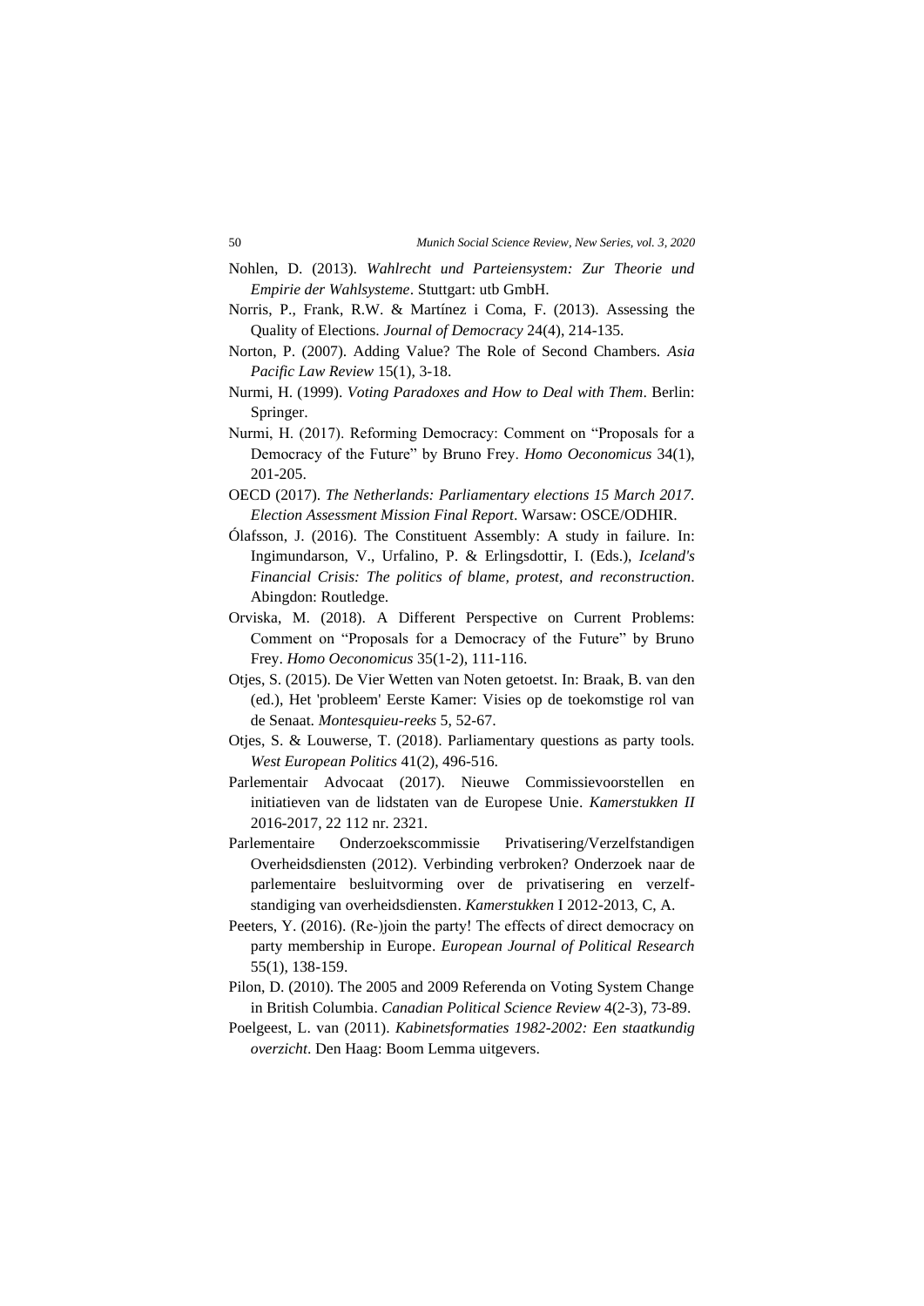Nohlen, D. (2013). *Wahlrecht und Parteiensystem: Zur Theorie und Empirie der Wahlsysteme*. Stuttgart: utb GmbH.

Norris, P., Frank, R.W. & Martínez i Coma, F. (2013). Assessing the Quality of Elections. *Journal of Democracy* 24(4), 214-135.

Norton, P. (2007). Adding Value? The Role of Second Chambers. *Asia Pacific Law Review* 15(1), 3-18.

Nurmi, H. (1999). *Voting Paradoxes and How to Deal with Them*. Berlin: Springer.

Nurmi, H. (2017). Reforming Democracy: Comment on "Proposals for a Democracy of the Future" by Bruno Frey. *Homo Oeconomicus* 34(1), 201-205.

OECD (2017). *The Netherlands: Parliamentary elections 15 March 2017. Election Assessment Mission Final Report*. Warsaw: OSCE/ODHIR.

Ólafsson, J. (2016). The Constituent Assembly: A study in failure. In: Ingimundarson, V., Urfalino, P. & Erlingsdottir, I. (Eds.), *Iceland's Financial Crisis: The politics of blame, protest, and reconstruction*. Abingdon: Routledge.

Orviska, M. (2018). A Different Perspective on Current Problems: Comment on "Proposals for a Democracy of the Future" by Bruno Frey. *Homo Oeconomicus* 35(1-2), 111-116.

Otjes, S. (2015). De Vier Wetten van Noten getoetst. In: Braak, B. van den (ed.), Het 'probleem' Eerste Kamer: Visies op de toekomstige rol van de Senaat. *Montesquieu-reeks* 5, 52-67.

Otjes, S. & Louwerse, T. (2018). Parliamentary questions as party tools. *West European Politics* 41(2), 496-516.

Parlementair Advocaat (2017). Nieuwe Commissievoorstellen en initiatieven van de lidstaten van de Europese Unie. *Kamerstukken II* 2016-2017, 22 112 nr. 2321.

Parlementaire Onderzoekscommissie Privatisering/Verzelfstandigen Overheidsdiensten (2012). Verbinding verbroken? Onderzoek naar de parlementaire besluitvorming over de privatisering en verzelfstandiging van overheidsdiensten. *Kamerstukken* I 2012-2013, C, A.

Peeters, Y. (2016). (Re-)join the party! The effects of direct democracy on party membership in Europe. *European Journal of Political Research* 55(1), 138-159.

Pilon, D. (2010). The 2005 and 2009 Referenda on Voting System Change in British Columbia. *Canadian Political Science Review* 4(2-3), 73-89.

Poelgeest, L. van (2011). *Kabinetsformaties 1982-2002: Een staatkundig overzicht*. Den Haag: Boom Lemma uitgevers.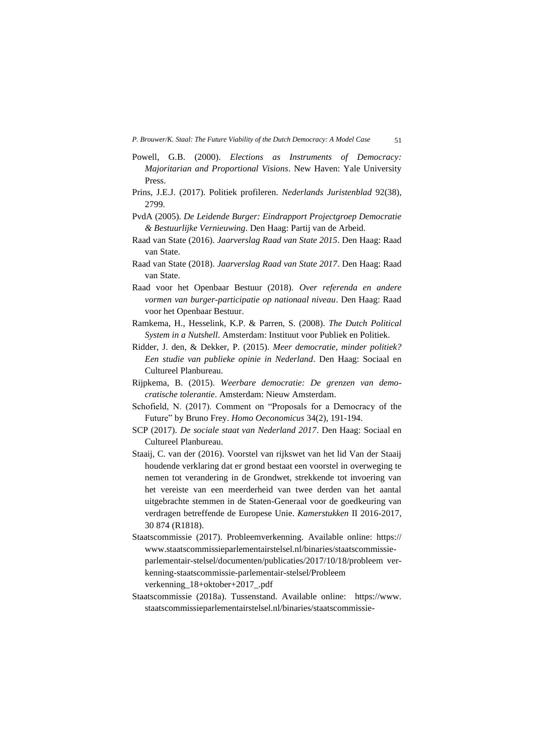Powell, G.B. (2000). *Elections as Instruments of Democracy: Majoritarian and Proportional Visions*. New Haven: Yale University Press.

Prins, J.E.J. (2017). Politiek profileren. *Nederlands Juristenblad* 92(38), 2799.

PvdA (2005). *De Leidende Burger: Eindrapport Projectgroep Democratie & Bestuurlijke Vernieuwing*. Den Haag: Partij van de Arbeid.

Raad van State (2016). *Jaarverslag Raad van State 2015*. Den Haag: Raad van State.

Raad van State (2018). *Jaarverslag Raad van State 2017*. Den Haag: Raad van State.

Raad voor het Openbaar Bestuur (2018). *Over referenda en andere vormen van burger-participatie op nationaal niveau*. Den Haag: Raad voor het Openbaar Bestuur.

Ramkema, H., Hesselink, K.P. & Parren, S. (2008). *The Dutch Political System in a Nutshell*. Amsterdam: Instituut voor Publiek en Politiek.

Ridder, J. den, & Dekker, P. (2015). *Meer democratie, minder politiek? Een studie van publieke opinie in Nederland*. Den Haag: Sociaal en Cultureel Planbureau.

Rijpkema, B. (2015). *Weerbare democratie: De grenzen van democratische tolerantie*. Amsterdam: Nieuw Amsterdam.

Schofield, N. (2017). Comment on "Proposals for a Democracy of the Future" by Bruno Frey. *Homo Oeconomicus* 34(2), 191-194.

SCP (2017). *De sociale staat van Nederland 2017*. Den Haag: Sociaal en Cultureel Planbureau.

Staaij, C. van der (2016). Voorstel van rijkswet van het lid Van der Staaij houdende verklaring dat er grond bestaat een voorstel in overweging te nemen tot verandering in de Grondwet, strekkende tot invoering van het vereiste van een meerderheid van twee derden van het aantal uitgebrachte stemmen in de Staten-Generaal voor de goedkeuring van verdragen betreffende de Europese Unie. *Kamerstukken* II 2016-2017, 30 874 (R1818).

Staatscommissie (2017). Probleemverkenning. Available online: https://www.staatscommissieparlementairstelsel.nl/binaries/staatscommissie-parlementair-stelsel/documenten/publicaties/2017/10/18/probleem verkenning-staatscommissie-parlementair-stelsel/Probleem verkenning_18+oktober+2017_.pdf

Staatscommissie (2018a). Tussenstand. Available online: https://www.staatscommissieparlementairstelsel.nl/binaries/staatscommissie-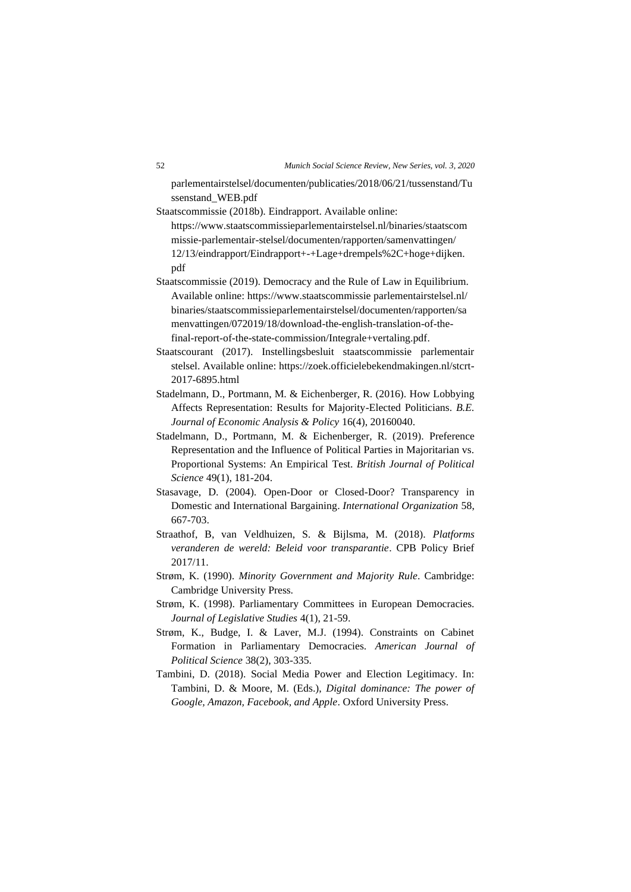parlementairstelsel/documenten/publicaties/2018/06/21/tussenstand/Tussenstand_WEB.pdf

Staatscommissie (2018b). Eindrapport. Available online: https://www.staatscommissieparlementairstelsel.nl/binaries/staatscommissie-parlementair-stelsel/documenten/rapporten/samenvattingen/12/13/eindrapport/Eindrapport+-+Lage+drempels%2C+hoge+dijken.pdf

Staatscommissie (2019). Democracy and the Rule of Law in Equilibrium. Available online: https://www.staatscommissie parlementairstelsel.nl/binaries/staatscommissieparlementairstelsel/documenten/rapporten/samenvattingen/072019/18/download-the-english-translation-of-the-final-report-of-the-state-commission/Integrale+vertaling.pdf.

Staatscourant (2017). Instellingsbesluit staatscommissie parlementair stelsel. Available online: https://zoek.officielebekendmakingen.nl/stcrt-2017-6895.html

Stadelmann, D., Portmann, M. & Eichenberger, R. (2016). How Lobbying Affects Representation: Results for Majority-Elected Politicians. *B.E. Journal of Economic Analysis & Policy* 16(4), 20160040.

Stadelmann, D., Portmann, M. & Eichenberger, R. (2019). Preference Representation and the Influence of Political Parties in Majoritarian vs. Proportional Systems: An Empirical Test. *British Journal of Political Science* 49(1), 181-204.

Stasavage, D. (2004). Open-Door or Closed-Door? Transparency in Domestic and International Bargaining. *International Organization* 58, 667-703.

Straathof, B, van Veldhuizen, S. & Bijlsma, M. (2018). *Platforms veranderen de wereld: Beleid voor transparantie*. CPB Policy Brief 2017/11.

Strøm, K. (1990). *Minority Government and Majority Rule*. Cambridge: Cambridge University Press.

Strøm, K. (1998). Parliamentary Committees in European Democracies. *Journal of Legislative Studies* 4(1), 21-59.

Strøm, K., Budge, I. & Laver, M.J. (1994). Constraints on Cabinet Formation in Parliamentary Democracies. *American Journal of Political Science* 38(2), 303-335.

Tambini, D. (2018). Social Media Power and Election Legitimacy. In: Tambini, D. & Moore, M. (Eds.), *Digital dominance: The power of Google, Amazon, Facebook, and Apple*. Oxford University Press.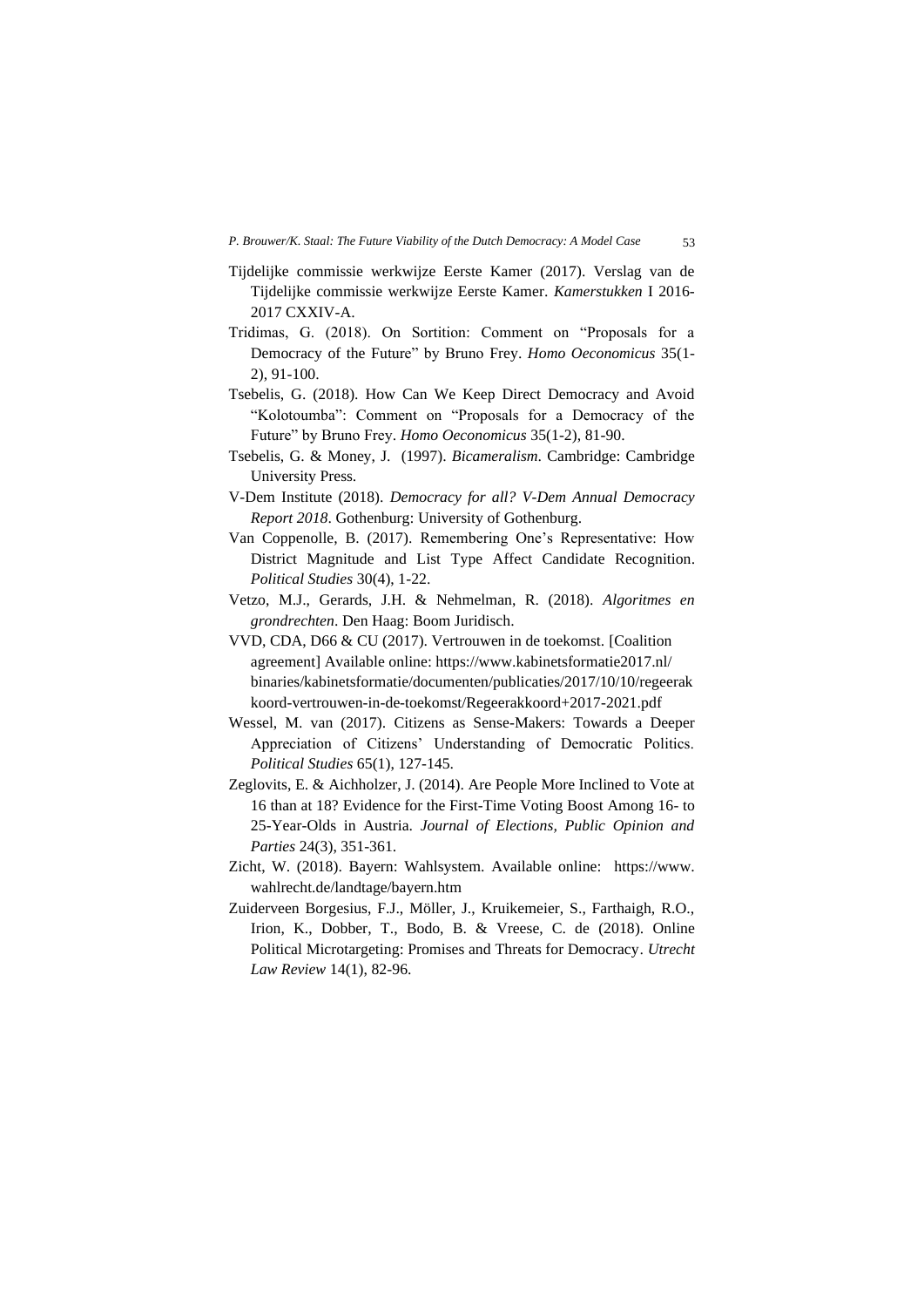Tijdelijke commissie werkwijze Eerste Kamer (2017). Verslag van de Tijdelijke commissie werkwijze Eerste Kamer. *Kamerstukken* I 2016-2017 CXXIV-A.

Tridimas, G. (2018). On Sortition: Comment on "Proposals for a Democracy of the Future" by Bruno Frey. *Homo Oeconomicus* 35(1-2), 91-100.

Tsebelis, G. (2018). How Can We Keep Direct Democracy and Avoid "Kolotoumba": Comment on "Proposals for a Democracy of the Future" by Bruno Frey. *Homo Oeconomicus* 35(1-2), 81-90.

Tsebelis, G. & Money, J. (1997). *Bicameralism*. Cambridge: Cambridge University Press.

V-Dem Institute (2018). *Democracy for all? V-Dem Annual Democracy Report 2018*. Gothenburg: University of Gothenburg.

Van Coppenolle, B. (2017). Remembering One's Representative: How District Magnitude and List Type Affect Candidate Recognition. *Political Studies* 30(4), 1-22.

Vetzo, M.J., Gerards, J.H. & Nehmelman, R. (2018). *Algoritmes en grondrechten*. Den Haag: Boom Juridisch.

VVD, CDA, D66 & CU (2017). Vertrouwen in de toekomst. [Coalition agreement] Available online: https://www.kabinetsformatie2017.nl/binaries/kabinetsformatie/documenten/publicaties/2017/10/10/regeerakkoord-vertrouwen-in-de-toekomst/Regeerakkoord+2017-2021.pdf

Wessel, M. van (2017). Citizens as Sense-Makers: Towards a Deeper Appreciation of Citizens' Understanding of Democratic Politics. *Political Studies* 65(1), 127-145.

Zeglovits, E. & Aichholzer, J. (2014). Are People More Inclined to Vote at 16 than at 18? Evidence for the First-Time Voting Boost Among 16- to 25-Year-Olds in Austria. *Journal of Elections, Public Opinion and Parties* 24(3), 351-361.

Zicht, W. (2018). Bayern: Wahlsystem. Available online: https://www.wahlrecht.de/landtage/bayern.htm

Zuiderveen Borgesius, F.J., Möller, J., Kruikemeier, S., Farthaigh, R.O., Irion, K., Dobber, T., Bodo, B. & Vreese, C. de (2018). Online Political Microtargeting: Promises and Threats for Democracy. *Utrecht Law Review* 14(1), 82-96.